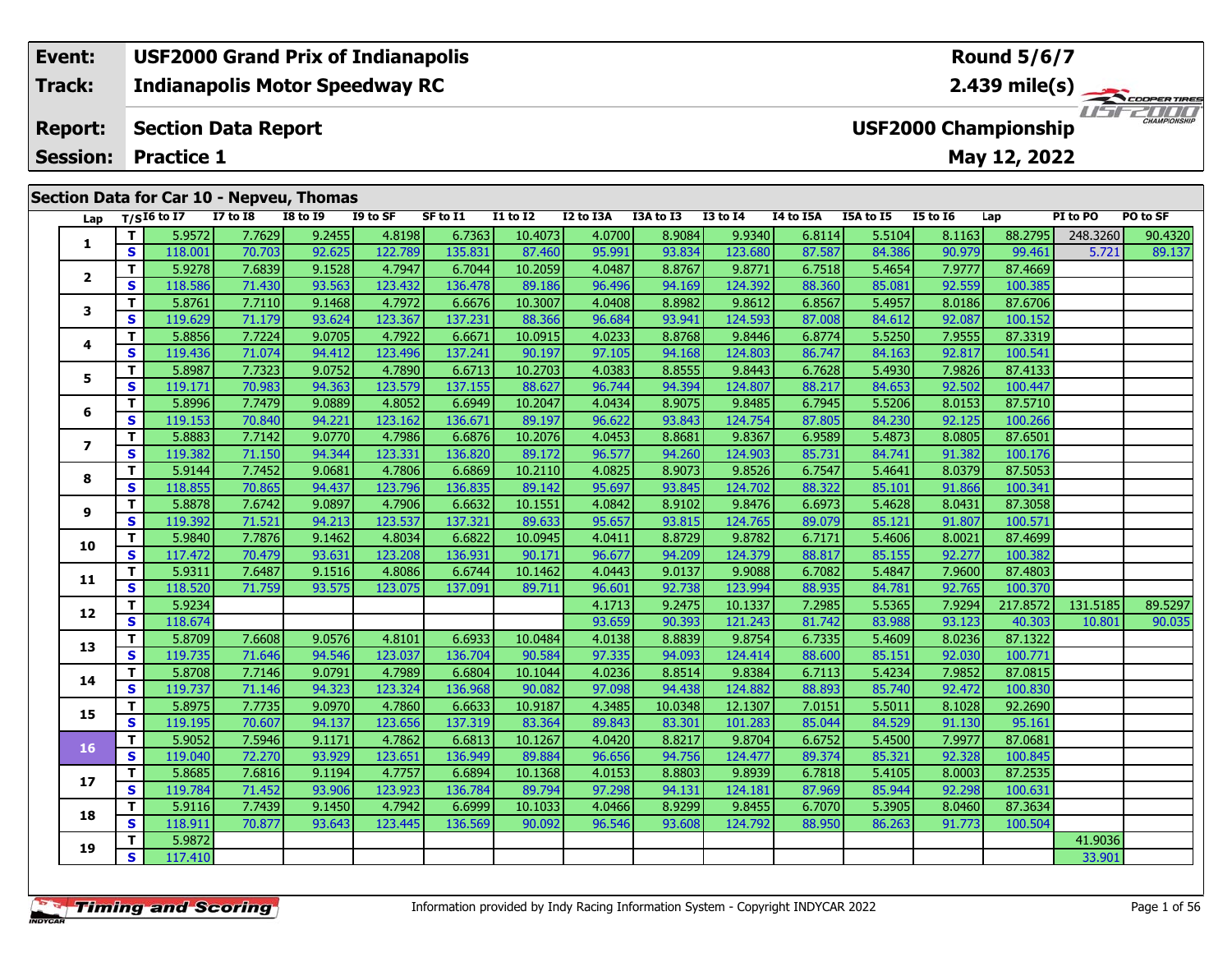| Event: | USF2000 Grand Prix of Indianapolis | Round 5/6/7 |
|---|---|---|
| Track: | Indianapolis Motor Speedway RC | 2.439 mile(s) |
| Report: | Section Data Report | USF2000 Championship |
| Session: | Practice 1 | May 12, 2022 |

## Section Data for Car 10 - Nepveu, Thomas

| Lap | T/S | I6 to I7 | I7 to I8 | I8 to I9 | I9 to SF | SF to I1 | I1 to I2 | I2 to I3A | I3A to I3 | I3 to I4 | I4 to I5A | I5A to I5 | I5 to I6 | Lap | PI to PO | PO to SF |
|---|---|---|---|---|---|---|---|---|---|---|---|---|---|---|---|---|
| 1 | T | 5.9572 | 7.7629 | 9.2455 | 4.8198 | 6.7363 | 10.4073 | 4.0700 | 8.9084 | 9.9340 | 6.8114 | 5.5104 | 8.1163 | 88.2795 | 248.3260 | 90.4320 |
| | S | 118.001 | 70.703 | 92.625 | 122.789 | 135.831 | 87.460 | 95.991 | 93.834 | 123.680 | 87.587 | 84.386 | 90.979 | 99.461 | 5.721 | 89.137 |
| 2 | T | 5.9278 | 7.6839 | 9.1528 | 4.7947 | 6.7044 | 10.2059 | 4.0487 | 8.8767 | 9.8771 | 6.7518 | 5.4654 | 7.9777 | 87.4669 | | |
| | S | 118.586 | 71.430 | 93.563 | 123.432 | 136.478 | 89.186 | 96.496 | 94.169 | 124.392 | 88.360 | 85.081 | 92.559 | 100.385 | | |
| 3 | T | 5.8761 | 7.7110 | 9.1468 | 4.7972 | 6.6676 | 10.3007 | 4.0408 | 8.8982 | 9.8612 | 6.8567 | 5.4957 | 8.0186 | 87.6706 | | |
| | S | 119.629 | 71.179 | 93.624 | 123.367 | 137.231 | 88.366 | 96.684 | 93.941 | 124.593 | 87.008 | 84.612 | 92.087 | 100.152 | | |
| 4 | T | 5.8856 | 7.7224 | 9.0705 | 4.7922 | 6.6671 | 10.0915 | 4.0233 | 8.8768 | 9.8446 | 6.8774 | 5.5250 | 7.9555 | 87.3319 | | |
| | S | 119.436 | 71.074 | 94.412 | 123.496 | 137.241 | 90.197 | 97.105 | 94.168 | 124.803 | 86.747 | 84.163 | 92.817 | 100.541 | | |
| 5 | T | 5.8987 | 7.7323 | 9.0752 | 4.7890 | 6.6713 | 10.2703 | 4.0383 | 8.8555 | 9.8443 | 6.7628 | 5.4930 | 7.9826 | 87.4133 | | |
| | S | 119.171 | 70.983 | 94.363 | 123.579 | 137.155 | 88.627 | 96.744 | 94.394 | 124.807 | 88.217 | 84.653 | 92.502 | 100.447 | | |
| 6 | T | 5.8996 | 7.7479 | 9.0889 | 4.8052 | 6.6949 | 10.2047 | 4.0434 | 8.9075 | 9.8485 | 6.7945 | 5.5206 | 8.0153 | 87.5710 | | |
| | S | 119.153 | 70.840 | 94.221 | 123.162 | 136.671 | 89.197 | 96.622 | 93.843 | 124.754 | 87.805 | 84.230 | 92.125 | 100.266 | | |
| 7 | T | 5.8883 | 7.7142 | 9.0770 | 4.7986 | 6.6876 | 10.2076 | 4.0453 | 8.8681 | 9.8367 | 6.9589 | 5.4873 | 8.0805 | 87.6501 | | |
| | S | 119.382 | 71.150 | 94.344 | 123.331 | 136.820 | 89.172 | 96.577 | 94.260 | 124.903 | 85.731 | 84.741 | 91.382 | 100.176 | | |
| 8 | T | 5.9144 | 7.7452 | 9.0681 | 4.7806 | 6.6869 | 10.2110 | 4.0825 | 8.9073 | 9.8526 | 6.7547 | 5.4641 | 8.0379 | 87.5053 | | |
| | S | 118.855 | 70.865 | 94.437 | 123.796 | 136.835 | 89.142 | 95.697 | 93.845 | 124.702 | 88.322 | 85.101 | 91.866 | 100.341 | | |
| 9 | T | 5.8878 | 7.6742 | 9.0897 | 4.7906 | 6.6632 | 10.1551 | 4.0842 | 8.9102 | 9.8476 | 6.6973 | 5.4628 | 8.0431 | 87.3058 | | |
| | S | 119.392 | 71.521 | 94.213 | 123.537 | 137.321 | 89.633 | 95.657 | 93.815 | 124.765 | 89.079 | 85.121 | 91.807 | 100.571 | | |
| 10 | T | 5.9840 | 7.7876 | 9.1462 | 4.8034 | 6.6822 | 10.0945 | 4.0411 | 8.8729 | 9.8782 | 6.7171 | 5.4606 | 8.0021 | 87.4699 | | |
| | S | 117.472 | 70.479 | 93.631 | 123.208 | 136.931 | 90.171 | 96.677 | 94.209 | 124.379 | 88.817 | 85.155 | 92.277 | 100.382 | | |
| 11 | T | 5.9311 | 7.6487 | 9.1516 | 4.8086 | 6.6744 | 10.1462 | 4.0443 | 9.0137 | 9.9088 | 6.7082 | 5.4847 | 7.9600 | 87.4803 | | |
| | S | 118.520 | 71.759 | 93.575 | 123.075 | 137.091 | 89.711 | 96.601 | 92.738 | 123.994 | 88.935 | 84.781 | 92.765 | 100.370 | | |
| 12 | T | 5.9234 | | | | | | 4.1713 | 9.2475 | 10.1337 | 7.2985 | 5.5365 | 7.9294 | 217.8572 | 131.5185 | 89.5297 |
| | S | 118.674 | | | | | | 93.659 | 90.393 | 121.243 | 81.742 | 83.988 | 93.123 | 40.303 | 10.801 | 90.035 |
| 13 | T | 5.8709 | 7.6608 | 9.0576 | 4.8101 | 6.6933 | 10.0484 | 4.0138 | 8.8839 | 9.8754 | 6.7335 | 5.4609 | 8.0236 | 87.1322 | | |
| | S | 119.735 | 71.646 | 94.546 | 123.037 | 136.704 | 90.584 | 97.335 | 94.093 | 124.414 | 88.600 | 85.151 | 92.030 | 100.771 | | |
| 14 | T | 5.8708 | 7.7146 | 9.0791 | 4.7989 | 6.6804 | 10.1044 | 4.0236 | 8.8514 | 9.8384 | 6.7113 | 5.4234 | 7.9852 | 87.0815 | | |
| | S | 119.737 | 71.146 | 94.323 | 123.324 | 136.968 | 90.082 | 97.098 | 94.438 | 124.882 | 88.893 | 85.740 | 92.472 | 100.830 | | |
| 15 | T | 5.8975 | 7.7735 | 9.0970 | 4.7860 | 6.6633 | 10.9187 | 4.3485 | 10.0348 | 12.1307 | 7.0151 | 5.5011 | 8.1028 | 92.2690 | | |
| | S | 119.195 | 70.607 | 94.137 | 123.656 | 137.319 | 83.364 | 89.843 | 83.301 | 101.283 | 85.044 | 84.529 | 91.130 | 95.161 | | |
| 16 | T | 5.9052 | 7.5946 | 9.1171 | 4.7862 | 6.6813 | 10.1267 | 4.0420 | 8.8217 | 9.8704 | 6.6752 | 5.4500 | 7.9977 | 87.0681 | | |
| | S | 119.040 | 72.270 | 93.929 | 123.651 | 136.949 | 89.884 | 96.656 | 94.756 | 124.477 | 89.374 | 85.321 | 92.328 | 100.845 | | |
| 17 | T | 5.8685 | 7.6816 | 9.1194 | 4.7757 | 6.6894 | 10.1368 | 4.0153 | 8.8803 | 9.8939 | 6.7818 | 5.4105 | 8.0003 | 87.2535 | | |
| | S | 119.784 | 71.452 | 93.906 | 123.923 | 136.784 | 89.794 | 97.298 | 94.131 | 124.181 | 87.969 | 85.944 | 92.298 | 100.631 | | |
| 18 | T | 5.9116 | 7.7439 | 9.1450 | 4.7942 | 6.6999 | 10.1033 | 4.0466 | 8.9299 | 9.8455 | 6.7070 | 5.3905 | 8.0460 | 87.3634 | | |
| | S | 118.911 | 70.877 | 93.643 | 123.445 | 136.569 | 90.092 | 96.546 | 93.608 | 124.792 | 88.950 | 86.263 | 91.773 | 100.504 | | |
| 19 | T | 5.9872 | | | | | | | | | | | | | 41.9036 | |
| | S | 117.410 | | | | | | | | | | | | | 33.901 | |

Information provided by Indy Racing Information System - Copyright INDYCAR 2022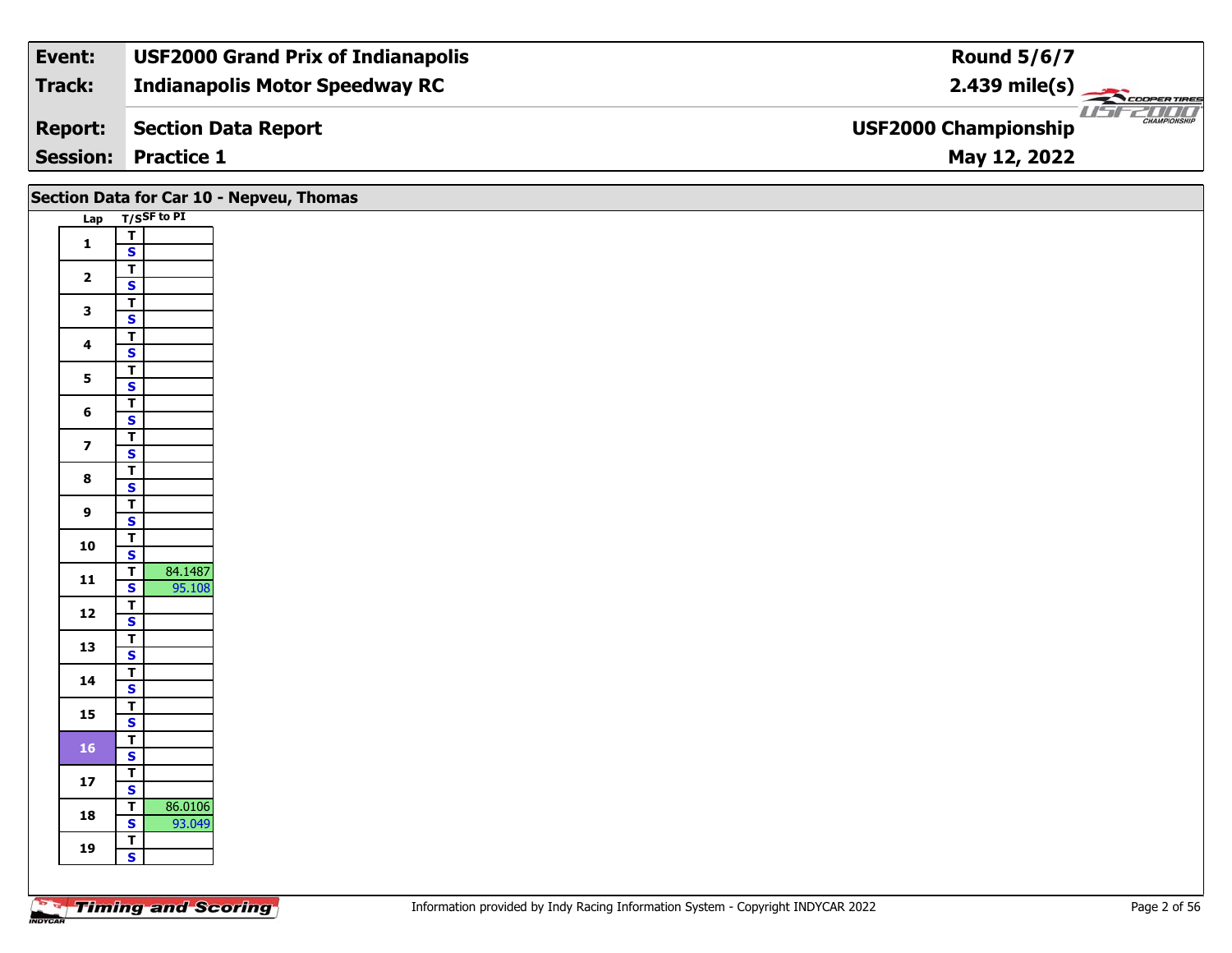| **Event:** | **USF2000 Grand Prix of Indianapolis** | **Round 5/6/7** |
|---|---|---|
| **Track:** | **Indianapolis Motor Speedway RC** | **2.439 mile(s)** |
| **Report:** | **Section Data Report** | **USF2000 Championship** |
| **Session:** | **Practice 1** | **May 12, 2022** |

## Section Data for Car 10 - Nepveu, Thomas

| Lap | T/S | SF to PI |
|---|---|---|
| 1 | T | |
| | S | |
| 2 | T | |
| | S | |
| 3 | T | |
| | S | |
| 4 | T | |
| | S | |
| 5 | T | |
| | S | |
| 6 | T | |
| | S | |
| 7 | T | |
| | S | |
| 8 | T | |
| | S | |
| 9 | T | |
| | S | |
| 10 | T | |
| | S | |
| 11 | T | 84.1487 |
| | S | 95.108 |
| 12 | T | |
| | S | |
| 13 | T | |
| | S | |
| 14 | T | |
| | S | |
| 15 | T | |
| | S | |
| 16 | T | |
| | S | |
| 17 | T | |
| | S | |
| 18 | T | 86.0106 |
| | S | 93.049 |
| 19 | T | |
| | S | |

Information provided by Indy Racing Information System - Copyright INDYCAR 2022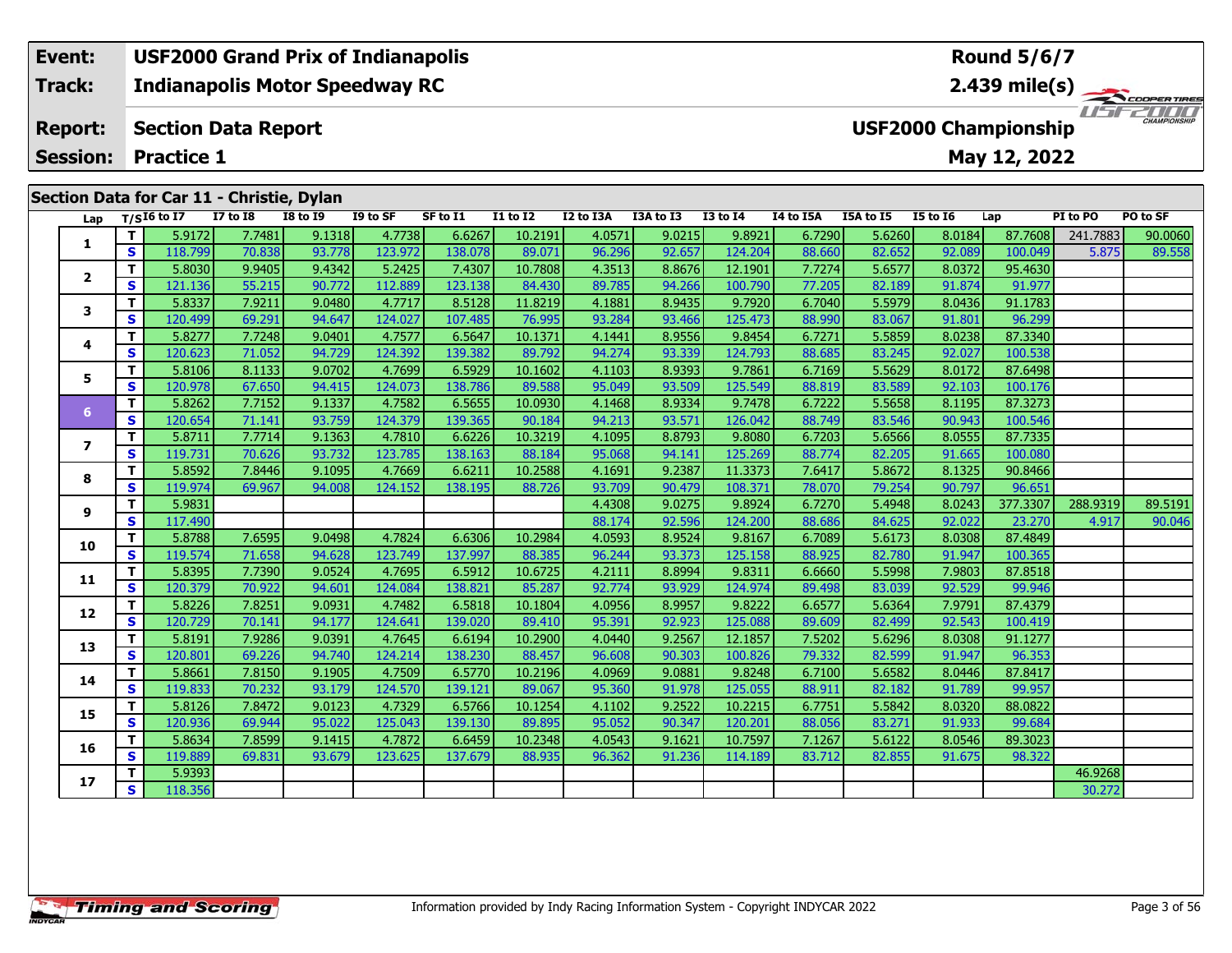| Event: | USF2000 Grand Prix of Indianapolis | Round 5/6/7 |
|---|---|---|
| Track: | Indianapolis Motor Speedway RC | 2.439 mile(s) |
| Report: | Section Data Report | USF2000 Championship |
| Session: | Practice 1 | May 12, 2022 |

## Section Data for Car 11 - Christie, Dylan

| Lap | T/S | I6 to I7 | I7 to I8 | I8 to I9 | I9 to SF | SF to I1 | I1 to I2 | I2 to I3A | I3A to I3 | I3 to I4 | I4 to I5A | I5A to I5 | I5 to I6 | Lap | PI to PO | PO to SF |
|---|---|---|---|---|---|---|---|---|---|---|---|---|---|---|---|---|
| 1 | T | 5.9172 | 7.7481 | 9.1318 | 4.7738 | 6.6267 | 10.2191 | 4.0571 | 9.0215 | 9.8921 | 6.7290 | 5.6260 | 8.0184 | 87.7608 | 241.7883 | 90.0060 |
| | S | 118.799 | 70.838 | 93.778 | 123.972 | 138.078 | 89.071 | 96.296 | 92.657 | 124.204 | 88.660 | 82.652 | 92.089 | 100.049 | 5.875 | 89.558 |
| 2 | T | 5.8030 | 9.9405 | 9.4342 | 5.2425 | 7.4307 | 10.7808 | 4.3513 | 8.8676 | 12.1901 | 7.7274 | 5.6577 | 8.0372 | 95.4630 | | |
| | S | 121.136 | 55.215 | 90.772 | 112.889 | 123.138 | 84.430 | 89.785 | 94.266 | 100.790 | 77.205 | 82.189 | 91.874 | 91.977 | | |
| 3 | T | 5.8337 | 7.9211 | 9.0480 | 4.7717 | 8.5128 | 11.8219 | 4.1881 | 8.9435 | 9.7920 | 6.7040 | 5.5979 | 8.0436 | 91.1783 | | |
| | S | 120.499 | 69.291 | 94.647 | 124.027 | 107.485 | 76.995 | 93.284 | 93.466 | 125.473 | 88.990 | 83.067 | 91.801 | 96.299 | | |
| 4 | T | 5.8277 | 7.7248 | 9.0401 | 4.7577 | 6.5647 | 10.1371 | 4.1441 | 8.9556 | 9.8454 | 6.7271 | 5.5859 | 8.0238 | 87.3340 | | |
| | S | 120.623 | 71.052 | 94.729 | 124.392 | 139.382 | 89.792 | 94.274 | 93.339 | 124.793 | 88.685 | 83.245 | 92.027 | 100.538 | | |
| 5 | T | 5.8106 | 8.1133 | 9.0702 | 4.7699 | 6.5929 | 10.1602 | 4.1103 | 8.9393 | 9.7861 | 6.7169 | 5.5629 | 8.0172 | 87.6498 | | |
| | S | 120.978 | 67.650 | 94.415 | 124.073 | 138.786 | 89.588 | 95.049 | 93.509 | 125.549 | 88.819 | 83.589 | 92.103 | 100.176 | | |
| 6 | T | 5.8262 | 7.7152 | 9.1337 | 4.7582 | 6.5655 | 10.0930 | 4.1468 | 8.9334 | 9.7478 | 6.7222 | 5.5658 | 8.1195 | 87.3273 | | |
| | S | 120.654 | 71.141 | 93.759 | 124.379 | 139.365 | 90.184 | 94.213 | 93.571 | 126.042 | 88.749 | 83.546 | 90.943 | 100.546 | | |
| 7 | T | 5.8711 | 7.7714 | 9.1363 | 4.7810 | 6.6226 | 10.3219 | 4.1095 | 8.8793 | 9.8080 | 6.7203 | 5.6566 | 8.0555 | 87.7335 | | |
| | S | 119.731 | 70.626 | 93.732 | 123.785 | 138.163 | 88.184 | 95.068 | 94.141 | 125.269 | 88.774 | 82.205 | 91.665 | 100.080 | | |
| 8 | T | 5.8592 | 7.8446 | 9.1095 | 4.7669 | 6.6211 | 10.2588 | 4.1691 | 9.2387 | 11.3373 | 7.6417 | 5.8672 | 8.1325 | 90.8466 | | |
| | S | 119.974 | 69.967 | 94.008 | 124.152 | 138.195 | 88.726 | 93.709 | 90.479 | 108.371 | 78.070 | 79.254 | 90.797 | 96.651 | | |
| 9 | T | 5.9831 | | | | | | 4.4308 | 9.0275 | 9.8924 | 6.7270 | 5.4948 | 8.0243 | 377.3307 | 288.9319 | 89.5191 |
| | S | 117.490 | | | | | | 88.174 | 92.596 | 124.200 | 88.686 | 84.625 | 92.022 | 23.270 | 4.917 | 90.046 |
| 10 | T | 5.8788 | 7.6595 | 9.0498 | 4.7824 | 6.6306 | 10.2984 | 4.0593 | 8.9524 | 9.8167 | 6.7089 | 5.6173 | 8.0308 | 87.4849 | | |
| | S | 119.574 | 71.658 | 94.628 | 123.749 | 137.997 | 88.385 | 96.244 | 93.373 | 125.158 | 88.925 | 82.780 | 91.947 | 100.365 | | |
| 11 | T | 5.8395 | 7.7390 | 9.0524 | 4.7695 | 6.5912 | 10.6725 | 4.2111 | 8.8994 | 9.8311 | 6.6660 | 5.5998 | 7.9803 | 87.8518 | | |
| | S | 120.379 | 70.922 | 94.601 | 124.084 | 138.821 | 85.287 | 92.774 | 93.929 | 124.974 | 89.498 | 83.039 | 92.529 | 99.946 | | |
| 12 | T | 5.8226 | 7.8251 | 9.0931 | 4.7482 | 6.5818 | 10.1804 | 4.0956 | 8.9957 | 9.8222 | 6.6577 | 5.6364 | 7.9791 | 87.4379 | | |
| | S | 120.729 | 70.141 | 94.177 | 124.641 | 139.020 | 89.410 | 95.391 | 92.923 | 125.088 | 89.609 | 82.499 | 92.543 | 100.419 | | |
| 13 | T | 5.8191 | 7.9286 | 9.0391 | 4.7645 | 6.6194 | 10.2900 | 4.0440 | 9.2567 | 12.1857 | 7.5202 | 5.6296 | 8.0308 | 91.1277 | | |
| | S | 120.801 | 69.226 | 94.740 | 124.214 | 138.230 | 88.457 | 96.608 | 90.303 | 100.826 | 79.332 | 82.599 | 91.947 | 96.353 | | |
| 14 | T | 5.8661 | 7.8150 | 9.1905 | 4.7509 | 6.5770 | 10.2196 | 4.0969 | 9.0881 | 9.8248 | 6.7100 | 5.6582 | 8.0446 | 87.8417 | | |
| | S | 119.833 | 70.232 | 93.179 | 124.570 | 139.121 | 89.067 | 95.360 | 91.978 | 125.055 | 88.911 | 82.182 | 91.789 | 99.957 | | |
| 15 | T | 5.8126 | 7.8472 | 9.0123 | 4.7329 | 6.5766 | 10.1254 | 4.1102 | 9.2522 | 10.2215 | 6.7751 | 5.5842 | 8.0320 | 88.0822 | | |
| | S | 120.936 | 69.944 | 95.022 | 125.043 | 139.130 | 89.895 | 95.052 | 90.347 | 120.201 | 88.056 | 83.271 | 91.933 | 99.684 | | |
| 16 | T | 5.8634 | 7.8599 | 9.1415 | 4.7872 | 6.6459 | 10.2348 | 4.0543 | 9.1621 | 10.7597 | 7.1267 | 5.6122 | 8.0546 | 89.3023 | | |
| | S | 119.889 | 69.831 | 93.679 | 123.625 | 137.679 | 88.935 | 96.362 | 91.236 | 114.189 | 83.712 | 82.855 | 91.675 | 98.322 | | |
| 17 | T | 5.9393 | | | | | | | | | | | | | 46.9268 | |
| | S | 118.356 | | | | | | | | | | | | | 30.272 | |

Information provided by Indy Racing Information System - Copyright INDYCAR 2022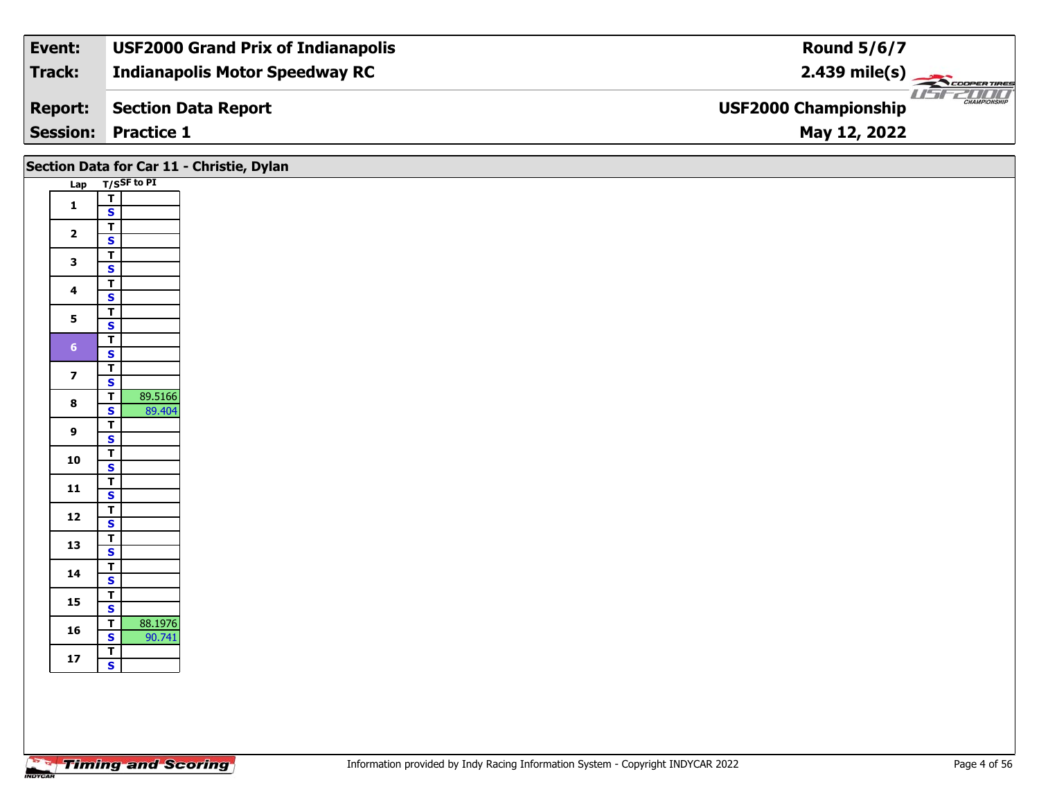| Event: | USF2000 Grand Prix of Indianapolis | Round 5/6/7 |
|---|---|---|
| Track: | Indianapolis Motor Speedway RC | 2.439 mile(s) |
| Report: | Section Data Report | USF2000 Championship |
| Session: | Practice 1 | May 12, 2022 |

## Section Data for Car 11 - Christie, Dylan

| Lap | T/S | SF to PI |
|---|---|---|
| 1 | T | |
| | S | |
| 2 | T | |
| | S | |
| 3 | T | |
| | S | |
| 4 | T | |
| | S | |
| 5 | T | |
| | S | |
| 6 | T | |
| | S | |
| 7 | T | |
| | S | |
| 8 | T | 89.5166 |
| | S | 89.404 |
| 9 | T | |
| | S | |
| 10 | T | |
| | S | |
| 11 | T | |
| | S | |
| 12 | T | |
| | S | |
| 13 | T | |
| | S | |
| 14 | T | |
| | S | |
| 15 | T | |
| | S | |
| 16 | T | 88.1976 |
| | S | 90.741 |
| 17 | T | |
| | S | |

Information provided by Indy Racing Information System - Copyright INDYCAR 2022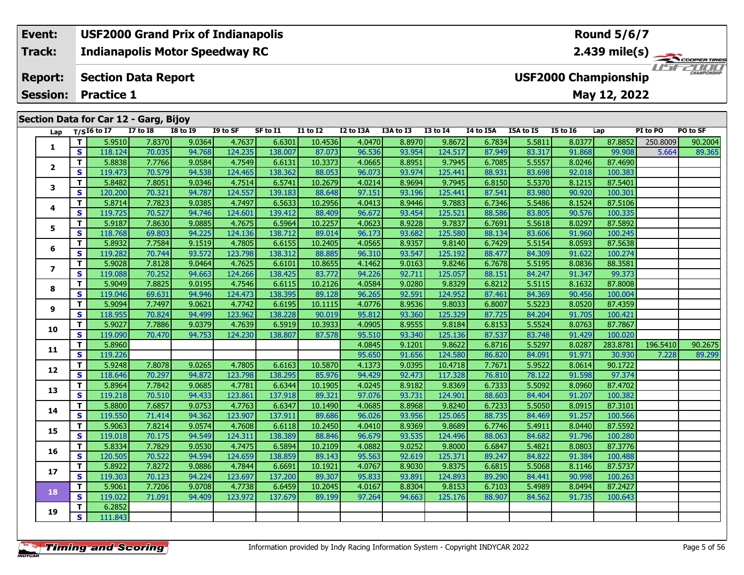| Event: | USF2000 Grand Prix of Indianapolis | Round 5/6/7 |
|---|---|---|
| Track: | Indianapolis Motor Speedway RC | 2.439 mile(s) |
| Report: | Section Data Report | USF2000 Championship |
| Session: | Practice 1 | May 12, 2022 |

## Section Data for Car 12 - Garg, Bijoy

| Lap | T/S | I6 to I7 | I7 to I8 | I8 to I9 | I9 to SF | SF to I1 | I1 to I2 | I2 to I3A | I3A to I3 | I3 to I4 | I4 to I5A | I5A to I5 | I5 to I6 | Lap | PI to PO | PO to SF |
|---|---|---|---|---|---|---|---|---|---|---|---|---|---|---|---|---|
| 1 | T | 5.9510 | 7.8370 | 9.0364 | 4.7637 | 6.6301 | 10.4536 | 4.0470 | 8.8970 | 9.8672 | 6.7834 | 5.5811 | 8.0377 | 87.8852 | 250.8009 | 90.2004 |
| | S | 118.124 | 70.035 | 94.768 | 124.235 | 138.007 | 87.073 | 96.536 | 93.954 | 124.517 | 87.949 | 83.317 | 91.868 | 99.908 | 5.664 | 89.365 |
| 2 | T | 5.8838 | 7.7766 | 9.0584 | 4.7549 | 6.6131 | 10.3373 | 4.0665 | 8.8951 | 9.7945 | 6.7085 | 5.5557 | 8.0246 | 87.4690 | | |
| | S | 119.473 | 70.579 | 94.538 | 124.465 | 138.362 | 88.053 | 96.073 | 93.974 | 125.441 | 88.931 | 83.698 | 92.018 | 100.383 | | |
| 3 | T | 5.8482 | 7.8051 | 9.0346 | 4.7514 | 6.5741 | 10.2679 | 4.0214 | 8.9694 | 9.7945 | 6.8150 | 5.5370 | 8.1215 | 87.5401 | | |
| | S | 120.200 | 70.321 | 94.787 | 124.557 | 139.183 | 88.648 | 97.151 | 93.196 | 125.441 | 87.541 | 83.980 | 90.920 | 100.301 | | |
| 4 | T | 5.8714 | 7.7823 | 9.0385 | 4.7497 | 6.5633 | 10.2956 | 4.0413 | 8.9446 | 9.7883 | 6.7346 | 5.5486 | 8.1524 | 87.5106 | | |
| | S | 119.725 | 70.527 | 94.746 | 124.601 | 139.412 | 88.409 | 96.672 | 93.454 | 125.521 | 88.586 | 83.805 | 90.576 | 100.335 | | |
| 5 | T | 5.9187 | 7.8630 | 9.0885 | 4.7675 | 6.5964 | 10.2257 | 4.0623 | 8.9228 | 9.7837 | 6.7691 | 5.5618 | 8.0297 | 87.5892 | | |
| | S | 118.768 | 69.803 | 94.225 | 124.136 | 138.712 | 89.014 | 96.173 | 93.682 | 125.580 | 88.134 | 83.606 | 91.960 | 100.245 | | |
| 6 | T | 5.8932 | 7.7584 | 9.1519 | 4.7805 | 6.6155 | 10.2405 | 4.0565 | 8.9357 | 9.8140 | 6.7429 | 5.5154 | 8.0593 | 87.5638 | | |
| | S | 119.282 | 70.744 | 93.572 | 123.798 | 138.312 | 88.885 | 96.310 | 93.547 | 125.192 | 88.477 | 84.309 | 91.622 | 100.274 | | |
| 7 | T | 5.9028 | 7.8128 | 9.0464 | 4.7625 | 6.6101 | 10.8655 | 4.1462 | 9.0163 | 9.8246 | 6.7678 | 5.5195 | 8.0836 | 88.3581 | | |
| | S | 119.088 | 70.252 | 94.663 | 124.266 | 138.425 | 83.772 | 94.226 | 92.711 | 125.057 | 88.151 | 84.247 | 91.347 | 99.373 | | |
| 8 | T | 5.9049 | 7.8825 | 9.0195 | 4.7546 | 6.6115 | 10.2126 | 4.0584 | 9.0280 | 9.8329 | 6.8212 | 5.5115 | 8.1632 | 87.8008 | | |
| | S | 119.046 | 69.631 | 94.946 | 124.473 | 138.395 | 89.128 | 96.265 | 92.591 | 124.952 | 87.461 | 84.369 | 90.456 | 100.004 | | |
| 9 | T | 5.9094 | 7.7497 | 9.0621 | 4.7742 | 6.6195 | 10.1115 | 4.0776 | 8.9536 | 9.8033 | 6.8007 | 5.5223 | 8.0520 | 87.4359 | | |
| | S | 118.955 | 70.824 | 94.499 | 123.962 | 138.228 | 90.019 | 95.812 | 93.360 | 125.329 | 87.725 | 84.204 | 91.705 | 100.421 | | |
| 10 | T | 5.9027 | 7.7886 | 9.0379 | 4.7639 | 6.5919 | 10.3933 | 4.0905 | 8.9555 | 9.8184 | 6.8153 | 5.5524 | 8.0763 | 87.7867 | | |
| | S | 119.090 | 70.470 | 94.753 | 124.230 | 138.807 | 87.578 | 95.510 | 93.340 | 125.136 | 87.537 | 83.748 | 91.429 | 100.020 | | |
| 11 | T | 5.8960 | | | | | | 4.0845 | 9.1201 | 9.8622 | 6.8716 | 5.5297 | 8.0287 | 283.8781 | 196.5410 | 90.2675 |
| | S | 119.226 | | | | | | 95.650 | 91.656 | 124.580 | 86.820 | 84.091 | 91.971 | 30.930 | 7.228 | 89.299 |
| 12 | T | 5.9248 | 7.8078 | 9.0265 | 4.7805 | 6.6163 | 10.5870 | 4.1373 | 9.0395 | 10.4718 | 7.7671 | 5.9522 | 8.0614 | 90.1722 | | |
| | S | 118.646 | 70.297 | 94.872 | 123.798 | 138.295 | 85.976 | 94.429 | 92.473 | 117.328 | 76.810 | 78.122 | 91.598 | 97.374 | | |
| 13 | T | 5.8964 | 7.7842 | 9.0685 | 4.7781 | 6.6344 | 10.1905 | 4.0245 | 8.9182 | 9.8369 | 6.7333 | 5.5092 | 8.0960 | 87.4702 | | |
| | S | 119.218 | 70.510 | 94.433 | 123.861 | 137.918 | 89.321 | 97.076 | 93.731 | 124.901 | 88.603 | 84.404 | 91.207 | 100.382 | | |
| 14 | T | 5.8800 | 7.6857 | 9.0753 | 4.7763 | 6.6347 | 10.1490 | 4.0685 | 8.8968 | 9.8240 | 6.7233 | 5.5050 | 8.0915 | 87.3101 | | |
| | S | 119.550 | 71.414 | 94.362 | 123.907 | 137.911 | 89.686 | 96.026 | 93.956 | 125.065 | 88.735 | 84.469 | 91.257 | 100.566 | | |
| 15 | T | 5.9063 | 7.8214 | 9.0574 | 4.7608 | 6.6118 | 10.2450 | 4.0410 | 8.9369 | 9.8689 | 6.7746 | 5.4911 | 8.0440 | 87.5592 | | |
| | S | 119.018 | 70.175 | 94.549 | 124.311 | 138.389 | 88.846 | 96.679 | 93.535 | 124.496 | 88.063 | 84.682 | 91.796 | 100.280 | | |
| 16 | T | 5.8334 | 7.7829 | 9.0530 | 4.7475 | 6.5894 | 10.2109 | 4.0882 | 9.0252 | 9.8000 | 6.6847 | 5.4821 | 8.0803 | 87.3776 | | |
| | S | 120.505 | 70.522 | 94.594 | 124.659 | 138.859 | 89.143 | 95.563 | 92.619 | 125.371 | 89.247 | 84.822 | 91.384 | 100.488 | | |
| 17 | T | 5.8922 | 7.8272 | 9.0886 | 4.7844 | 6.6691 | 10.1921 | 4.0767 | 8.9030 | 9.8375 | 6.6815 | 5.5068 | 8.1146 | 87.5737 | | |
| | S | 119.303 | 70.123 | 94.224 | 123.697 | 137.200 | 89.307 | 95.833 | 93.891 | 124.893 | 89.290 | 84.441 | 90.998 | 100.263 | | |
| 18 | T | 5.9061 | 7.7206 | 9.0708 | 4.7738 | 6.6459 | 10.2045 | 4.0167 | 8.8304 | 9.8153 | 6.7103 | 5.4989 | 8.0494 | 87.2427 | | |
| | S | 119.022 | 71.091 | 94.409 | 123.972 | 137.679 | 89.199 | 97.264 | 94.663 | 125.176 | 88.907 | 84.562 | 91.735 | 100.643 | | |
| 19 | T | 6.2852 | | | | | | | | | | | | | | |
| | S | 111.843 | | | | | | | | | | | | | | |

Information provided by Indy Racing Information System - Copyright INDYCAR 2022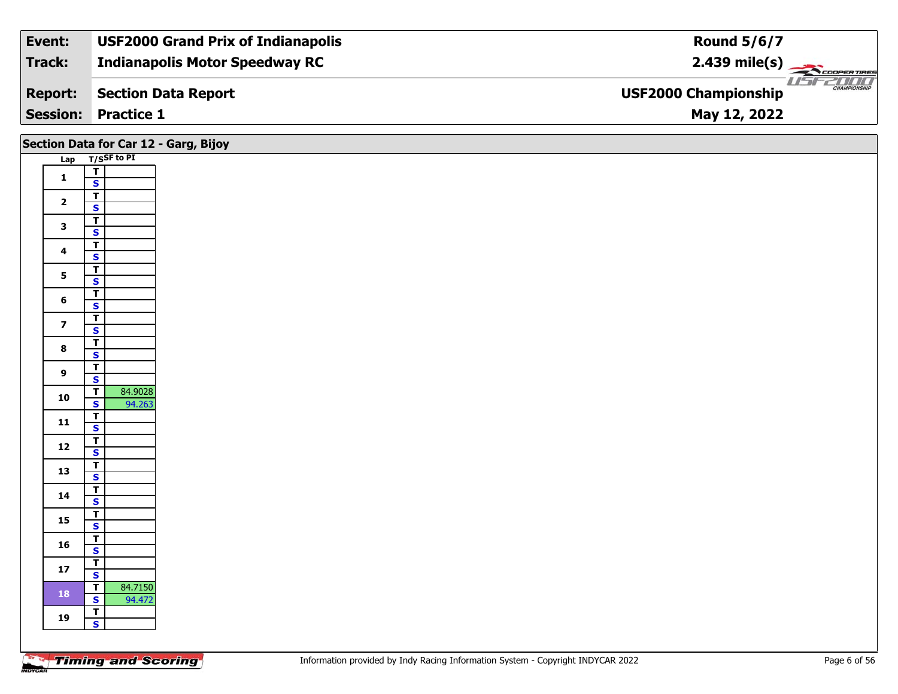| Event: | USF2000 Grand Prix of Indianapolis | Round 5/6/7 |
|---|---|---|
| Track: | Indianapolis Motor Speedway RC | 2.439 mile(s) |
| Report: | Section Data Report | USF2000 Championship |
| Session: | Practice 1 | May 12, 2022 |

## Section Data for Car 12 - Garg, Bijoy

| Lap | T/S | SF to PI |
|---|---|---|
| 1 | T | |
| | S | |
| 2 | T | |
| | S | |
| 3 | T | |
| | S | |
| 4 | T | |
| | S | |
| 5 | T | |
| | S | |
| 6 | T | |
| | S | |
| 7 | T | |
| | S | |
| 8 | T | |
| | S | |
| 9 | T | |
| | S | |
| 10 | T | 84.9028 |
| | S | 94.263 |
| 11 | T | |
| | S | |
| 12 | T | |
| | S | |
| 13 | T | |
| | S | |
| 14 | T | |
| | S | |
| 15 | T | |
| | S | |
| 16 | T | |
| | S | |
| 17 | T | |
| | S | |
| 18 | T | 84.7150 |
| | S | 94.472 |
| 19 | T | |
| | S | |

Information provided by Indy Racing Information System - Copyright INDYCAR 2022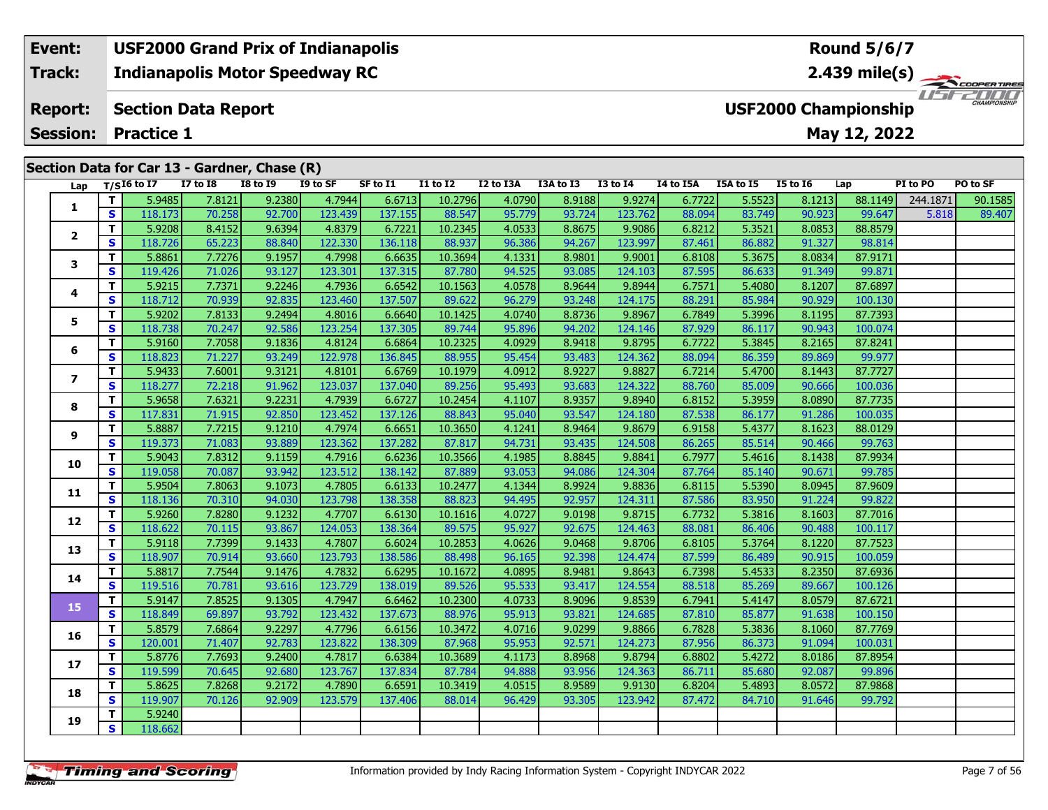| Event: | USF2000 Grand Prix of Indianapolis | Round 5/6/7 |
|---|---|---|
| Track: | Indianapolis Motor Speedway RC | 2.439 mile(s) |
| Report: | Section Data Report | USF2000 Championship |
| Session: | Practice 1 | May 12, 2022 |

## Section Data for Car 13 - Gardner, Chase (R)

| Lap | T/S | I6 to I7 | I7 to I8 | I8 to I9 | I9 to SF | SF to I1 | I1 to I2 | I2 to I3A | I3A to I3 | I3 to I4 | I4 to I5A | I5A to I5 | I5 to I6 | Lap | PI to PO | PO to SF |
|---|---|---|---|---|---|---|---|---|---|---|---|---|---|---|---|---|
| 1 | T | 5.9485 | 7.8121 | 9.2380 | 4.7944 | 6.6713 | 10.2796 | 4.0790 | 8.9188 | 9.9274 | 6.7722 | 5.5523 | 8.1213 | 88.1149 | 244.1871 | 90.1585 |
| | S | 118.173 | 70.258 | 92.700 | 123.439 | 137.155 | 88.547 | 95.779 | 93.724 | 123.762 | 88.094 | 83.749 | 90.923 | 99.647 | 5.818 | 89.407 |
| 2 | T | 5.9208 | 8.4152 | 9.6394 | 4.8379 | 6.7221 | 10.2345 | 4.0533 | 8.8675 | 9.9086 | 6.8212 | 5.3521 | 8.0853 | 88.8579 | | |
| | S | 118.726 | 65.223 | 88.840 | 122.330 | 136.118 | 88.937 | 96.386 | 94.267 | 123.997 | 87.461 | 86.882 | 91.327 | 98.814 | | |
| 3 | T | 5.8861 | 7.7276 | 9.1957 | 4.7998 | 6.6635 | 10.3694 | 4.1331 | 8.9801 | 9.9001 | 6.8108 | 5.3675 | 8.0834 | 87.9171 | | |
| | S | 119.426 | 71.026 | 93.127 | 123.301 | 137.315 | 87.780 | 94.525 | 93.085 | 124.103 | 87.595 | 86.633 | 91.349 | 99.871 | | |
| 4 | T | 5.9215 | 7.7371 | 9.2246 | 4.7936 | 6.6542 | 10.1563 | 4.0578 | 8.9644 | 9.8944 | 6.7571 | 5.4080 | 8.1207 | 87.6897 | | |
| | S | 118.712 | 70.939 | 92.835 | 123.460 | 137.507 | 89.622 | 96.279 | 93.248 | 124.175 | 88.291 | 85.984 | 90.929 | 100.130 | | |
| 5 | T | 5.9202 | 7.8133 | 9.2494 | 4.8016 | 6.6640 | 10.1425 | 4.0740 | 8.8736 | 9.8967 | 6.7849 | 5.3996 | 8.1195 | 87.7393 | | |
| | S | 118.738 | 70.247 | 92.586 | 123.254 | 137.305 | 89.744 | 95.896 | 94.202 | 124.146 | 87.929 | 86.117 | 90.943 | 100.074 | | |
| 6 | T | 5.9160 | 7.7058 | 9.1836 | 4.8124 | 6.6864 | 10.2325 | 4.0929 | 8.9418 | 9.8795 | 6.7722 | 5.3845 | 8.2165 | 87.8241 | | |
| | S | 118.823 | 71.227 | 93.249 | 122.978 | 136.845 | 88.955 | 95.454 | 93.483 | 124.362 | 88.094 | 86.359 | 89.869 | 99.977 | | |
| 7 | T | 5.9433 | 7.6001 | 9.3121 | 4.8101 | 6.6769 | 10.1979 | 4.0912 | 8.9227 | 9.8827 | 6.7214 | 5.4700 | 8.1443 | 87.7727 | | |
| | S | 118.277 | 72.218 | 91.962 | 123.037 | 137.040 | 89.256 | 95.493 | 93.683 | 124.322 | 88.760 | 85.009 | 90.666 | 100.036 | | |
| 8 | T | 5.9658 | 7.6321 | 9.2231 | 4.7939 | 6.6727 | 10.2454 | 4.1107 | 8.9357 | 9.8940 | 6.8152 | 5.3959 | 8.0890 | 87.7735 | | |
| | S | 117.831 | 71.915 | 92.850 | 123.452 | 137.126 | 88.843 | 95.040 | 93.547 | 124.180 | 87.538 | 86.177 | 91.286 | 100.035 | | |
| 9 | T | 5.8887 | 7.7215 | 9.1210 | 4.7974 | 6.6651 | 10.3650 | 4.1241 | 8.9464 | 9.8679 | 6.9158 | 5.4377 | 8.1623 | 88.0129 | | |
| | S | 119.373 | 71.083 | 93.889 | 123.362 | 137.282 | 87.817 | 94.731 | 93.435 | 124.508 | 86.265 | 85.514 | 90.466 | 99.763 | | |
| 10 | T | 5.9043 | 7.8312 | 9.1159 | 4.7916 | 6.6236 | 10.3566 | 4.1985 | 8.8845 | 9.8841 | 6.7977 | 5.4616 | 8.1438 | 87.9934 | | |
| | S | 119.058 | 70.087 | 93.942 | 123.512 | 138.142 | 87.889 | 93.053 | 94.086 | 124.304 | 87.764 | 85.140 | 90.671 | 99.785 | | |
| 11 | T | 5.9504 | 7.8063 | 9.1073 | 4.7805 | 6.6133 | 10.2477 | 4.1344 | 8.9924 | 9.8836 | 6.8115 | 5.5390 | 8.0945 | 87.9609 | | |
| | S | 118.136 | 70.310 | 94.030 | 123.798 | 138.358 | 88.823 | 94.495 | 92.957 | 124.311 | 87.586 | 83.950 | 91.224 | 99.822 | | |
| 12 | T | 5.9260 | 7.8280 | 9.1232 | 4.7707 | 6.6130 | 10.1616 | 4.0727 | 9.0198 | 9.8715 | 6.7732 | 5.3816 | 8.1603 | 87.7016 | | |
| | S | 118.622 | 70.115 | 93.867 | 124.053 | 138.364 | 89.575 | 95.927 | 92.675 | 124.463 | 88.081 | 86.406 | 90.488 | 100.117 | | |
| 13 | T | 5.9118 | 7.7399 | 9.1433 | 4.7807 | 6.6024 | 10.2853 | 4.0626 | 9.0468 | 9.8706 | 6.8105 | 5.3764 | 8.1220 | 87.7523 | | |
| | S | 118.907 | 70.914 | 93.660 | 123.793 | 138.586 | 88.498 | 96.165 | 92.398 | 124.474 | 87.599 | 86.489 | 90.915 | 100.059 | | |
| 14 | T | 5.8817 | 7.7544 | 9.1476 | 4.7832 | 6.6295 | 10.1672 | 4.0895 | 8.9481 | 9.8643 | 6.7398 | 5.4533 | 8.2350 | 87.6936 | | |
| | S | 119.516 | 70.781 | 93.616 | 123.729 | 138.019 | 89.526 | 95.533 | 93.417 | 124.554 | 88.518 | 85.269 | 89.667 | 100.126 | | |
| 15 | T | 5.9147 | 7.8525 | 9.1305 | 4.7947 | 6.6462 | 10.2300 | 4.0733 | 8.9096 | 9.8539 | 6.7941 | 5.4147 | 8.0579 | 87.6721 | | |
| | S | 118.849 | 69.897 | 93.792 | 123.432 | 137.673 | 88.976 | 95.913 | 93.821 | 124.685 | 87.810 | 85.877 | 91.638 | 100.150 | | |
| 16 | T | 5.8579 | 7.6864 | 9.2297 | 4.7796 | 6.6156 | 10.3472 | 4.0716 | 9.0299 | 9.8866 | 6.7828 | 5.3836 | 8.1060 | 87.7769 | | |
| | S | 120.001 | 71.407 | 92.783 | 123.822 | 138.309 | 87.968 | 95.953 | 92.571 | 124.273 | 87.956 | 86.373 | 91.094 | 100.031 | | |
| 17 | T | 5.8776 | 7.7693 | 9.2400 | 4.7817 | 6.6384 | 10.3689 | 4.1173 | 8.8968 | 9.8794 | 6.8802 | 5.4272 | 8.0186 | 87.8954 | | |
| | S | 119.599 | 70.645 | 92.680 | 123.767 | 137.834 | 87.784 | 94.888 | 93.956 | 124.363 | 86.711 | 85.680 | 92.087 | 99.896 | | |
| 18 | T | 5.8625 | 7.8268 | 9.2172 | 4.7890 | 6.6591 | 10.3419 | 4.0515 | 8.9589 | 9.9130 | 6.8204 | 5.4893 | 8.0572 | 87.9868 | | |
| | S | 119.907 | 70.126 | 92.909 | 123.579 | 137.406 | 88.014 | 96.429 | 93.305 | 123.942 | 87.472 | 84.710 | 91.646 | 99.792 | | |
| 19 | T | 5.9240 | | | | | | | | | | | | | | |
| | S | 118.662 | | | | | | | | | | | | | | |

Information provided by Indy Racing Information System - Copyright INDYCAR 2022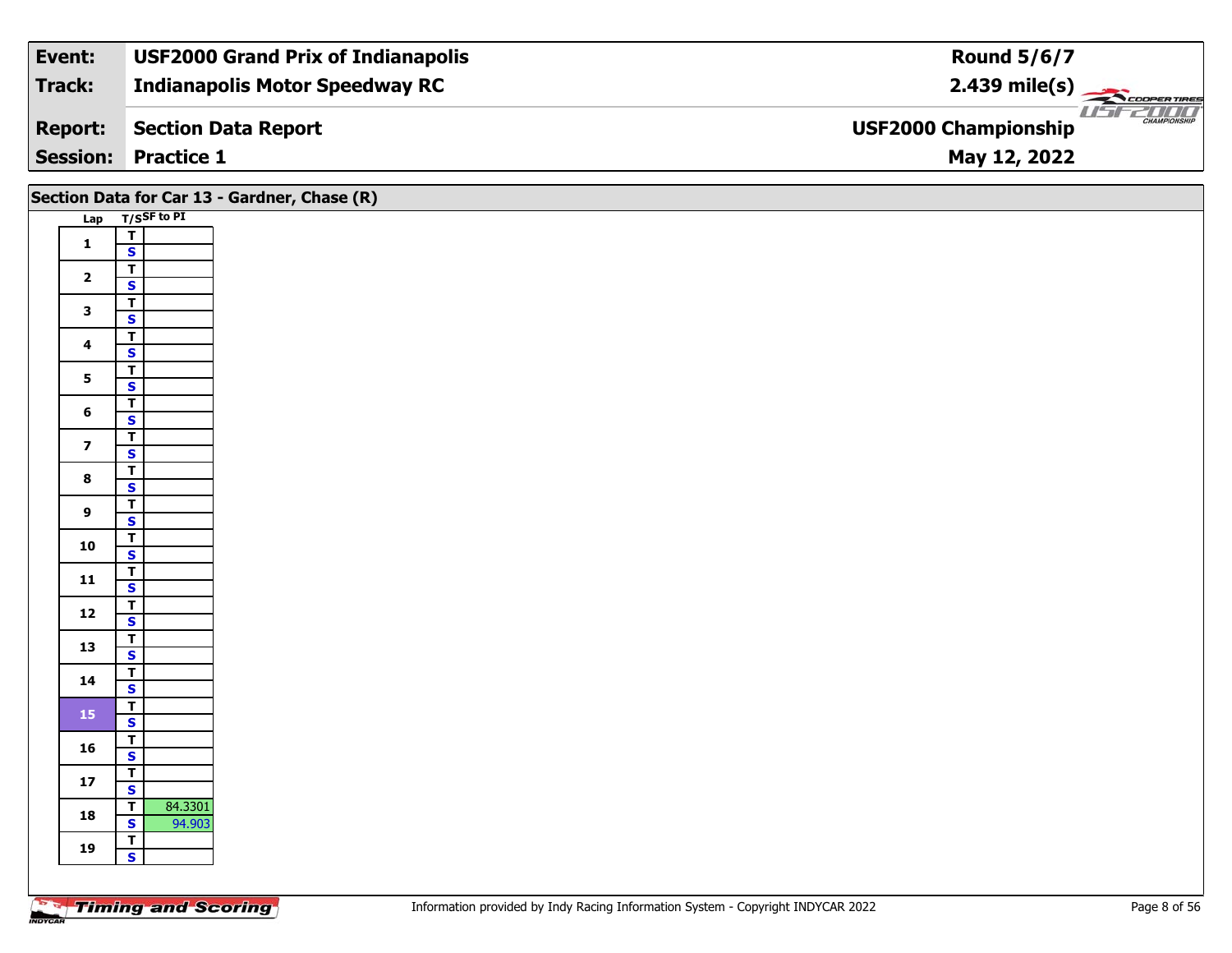| Event: | USF2000 Grand Prix of Indianapolis | Round 5/6/7 |
|---|---|---|
| Track: | Indianapolis Motor Speedway RC | 2.439 mile(s) |
| Report: | Section Data Report | USF2000 Championship |
| Session: | Practice 1 | May 12, 2022 |

## Section Data for Car 13 - Gardner, Chase (R)

| Lap | T/S | SF to PI |
|---|---|---|
| 1 | T | |
| | S | |
| 2 | T | |
| | S | |
| 3 | T | |
| | S | |
| 4 | T | |
| | S | |
| 5 | T | |
| | S | |
| 6 | T | |
| | S | |
| 7 | T | |
| | S | |
| 8 | T | |
| | S | |
| 9 | T | |
| | S | |
| 10 | T | |
| | S | |
| 11 | T | |
| | S | |
| 12 | T | |
| | S | |
| 13 | T | |
| | S | |
| 14 | T | |
| | S | |
| 15 | T | |
| | S | |
| 16 | T | |
| | S | |
| 17 | T | |
| | S | |
| 18 | T | 84.3301 |
| | S | 94.903 |
| 19 | T | |
| | S | |

Information provided by Indy Racing Information System - Copyright INDYCAR 2022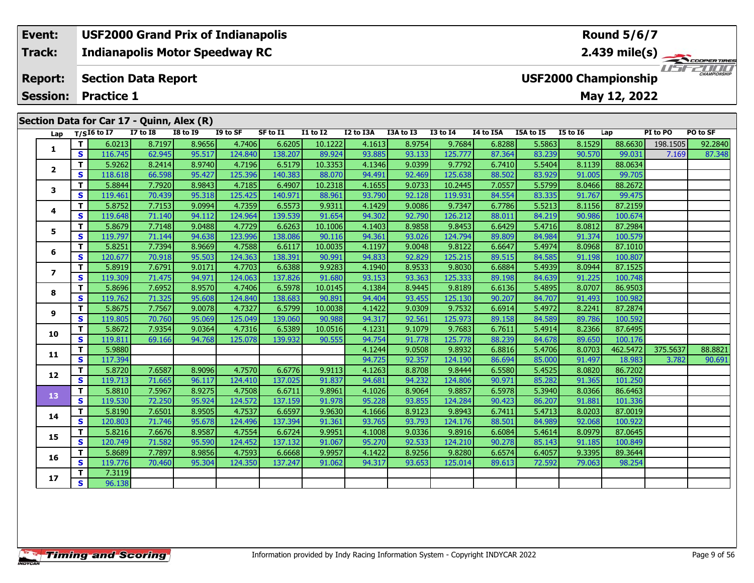| Event: | USF2000 Grand Prix of Indianapolis | Round 5/6/7 |
|---|---|---|
| Track: | Indianapolis Motor Speedway RC | 2.439 mile(s) |
| Report: | Section Data Report | USF2000 Championship |
| Session: | Practice 1 | May 12, 2022 |

## Section Data for Car 17 - Quinn, Alex (R)

| Lap | T/S | I6 to I7 | I7 to I8 | I8 to I9 | I9 to SF | SF to I1 | I1 to I2 | I2 to I3A | I3A to I3 | I3 to I4 | I4 to I5A | I5A to I5 | I5 to I6 | Lap | PI to PO | PO to SF |
|---|---|---|---|---|---|---|---|---|---|---|---|---|---|---|---|---|
| 1 | T | 6.0213 | 8.7197 | 8.9656 | 4.7406 | 6.6205 | 10.1222 | 4.1613 | 8.9754 | 9.7684 | 6.8288 | 5.5863 | 8.1529 | 88.6630 | 198.1505 | 92.2840 |
| | S | 116.745 | 62.945 | 95.517 | 124.840 | 138.207 | 89.924 | 93.885 | 93.133 | 125.777 | 87.364 | 83.239 | 90.570 | 99.031 | 7.169 | 87.348 |
| 2 | T | 5.9262 | 8.2414 | 8.9740 | 4.7196 | 6.5179 | 10.3353 | 4.1346 | 9.0399 | 9.7792 | 6.7410 | 5.5404 | 8.1139 | 88.0634 | | |
| | S | 118.618 | 66.598 | 95.427 | 125.396 | 140.383 | 88.070 | 94.491 | 92.469 | 125.638 | 88.502 | 83.929 | 91.005 | 99.705 | | |
| 3 | T | 5.8844 | 7.7920 | 8.9843 | 4.7185 | 6.4907 | 10.2318 | 4.1655 | 9.0733 | 10.2445 | 7.0557 | 5.5799 | 8.0466 | 88.2672 | | |
| | S | 119.461 | 70.439 | 95.318 | 125.425 | 140.971 | 88.961 | 93.790 | 92.128 | 119.931 | 84.554 | 83.335 | 91.767 | 99.475 | | |
| 4 | T | 5.8752 | 7.7153 | 9.0994 | 4.7359 | 6.5573 | 9.9311 | 4.1429 | 9.0086 | 9.7347 | 6.7786 | 5.5213 | 8.1156 | 87.2159 | | |
| | S | 119.648 | 71.140 | 94.112 | 124.964 | 139.539 | 91.654 | 94.302 | 92.790 | 126.212 | 88.011 | 84.219 | 90.986 | 100.674 | | |
| 5 | T | 5.8679 | 7.7148 | 9.0488 | 4.7729 | 6.6263 | 10.1006 | 4.1403 | 8.9858 | 9.8453 | 6.6429 | 5.4716 | 8.0812 | 87.2984 | | |
| | S | 119.797 | 71.144 | 94.638 | 123.996 | 138.086 | 90.116 | 94.361 | 93.026 | 124.794 | 89.809 | 84.984 | 91.374 | 100.579 | | |
| 6 | T | 5.8251 | 7.7394 | 8.9669 | 4.7588 | 6.6117 | 10.0035 | 4.1197 | 9.0048 | 9.8122 | 6.6647 | 5.4974 | 8.0968 | 87.1010 | | |
| | S | 120.677 | 70.918 | 95.503 | 124.363 | 138.391 | 90.991 | 94.833 | 92.829 | 125.215 | 89.515 | 84.585 | 91.198 | 100.807 | | |
| 7 | T | 5.8919 | 7.6791 | 9.0171 | 4.7703 | 6.6388 | 9.9283 | 4.1940 | 8.9533 | 9.8030 | 6.6884 | 5.4939 | 8.0944 | 87.1525 | | |
| | S | 119.309 | 71.475 | 94.971 | 124.063 | 137.826 | 91.680 | 93.153 | 93.363 | 125.333 | 89.198 | 84.639 | 91.225 | 100.748 | | |
| 8 | T | 5.8696 | 7.6952 | 8.9570 | 4.7406 | 6.5978 | 10.0145 | 4.1384 | 8.9445 | 9.8189 | 6.6136 | 5.4895 | 8.0707 | 86.9503 | | |
| | S | 119.762 | 71.325 | 95.608 | 124.840 | 138.683 | 90.891 | 94.404 | 93.455 | 125.130 | 90.207 | 84.707 | 91.493 | 100.982 | | |
| 9 | T | 5.8675 | 7.7567 | 9.0078 | 4.7327 | 6.5799 | 10.0038 | 4.1422 | 9.0309 | 9.7532 | 6.6914 | 5.4972 | 8.2241 | 87.2874 | | |
| | S | 119.805 | 70.760 | 95.069 | 125.049 | 139.060 | 90.988 | 94.317 | 92.561 | 125.973 | 89.158 | 84.589 | 89.786 | 100.592 | | |
| 10 | T | 5.8672 | 7.9354 | 9.0364 | 4.7316 | 6.5389 | 10.0516 | 4.1231 | 9.1079 | 9.7683 | 6.7611 | 5.4914 | 8.2366 | 87.6495 | | |
| | S | 119.811 | 69.166 | 94.768 | 125.078 | 139.932 | 90.555 | 94.754 | 91.778 | 125.778 | 88.239 | 84.678 | 89.650 | 100.176 | | |
| 11 | T | 5.9880 | | | | | | 4.1244 | 9.0508 | 9.8932 | 6.8816 | 5.4706 | 8.0703 | 462.5472 | 375.5637 | 88.8821 |
| | S | 117.394 | | | | | | 94.725 | 92.357 | 124.190 | 86.694 | 85.000 | 91.497 | 18.983 | 3.782 | 90.691 |
| 12 | T | 5.8720 | 7.6587 | 8.9096 | 4.7570 | 6.6776 | 9.9113 | 4.1263 | 8.8708 | 9.8444 | 6.5580 | 5.4525 | 8.0820 | 86.7202 | | |
| | S | 119.713 | 71.665 | 96.117 | 124.410 | 137.025 | 91.837 | 94.681 | 94.232 | 124.806 | 90.971 | 85.282 | 91.365 | 101.250 | | |
| 13 | T | 5.8810 | 7.5967 | 8.9275 | 4.7508 | 6.6711 | 9.8961 | 4.1026 | 8.9064 | 9.8857 | 6.5978 | 5.3940 | 8.0366 | 86.6463 | | |
| | S | 119.530 | 72.250 | 95.924 | 124.572 | 137.159 | 91.978 | 95.228 | 93.855 | 124.284 | 90.423 | 86.207 | 91.881 | 101.336 | | |
| 14 | T | 5.8190 | 7.6501 | 8.9505 | 4.7537 | 6.6597 | 9.9630 | 4.1666 | 8.9123 | 9.8943 | 6.7411 | 5.4713 | 8.0203 | 87.0019 | | |
| | S | 120.803 | 71.746 | 95.678 | 124.496 | 137.394 | 91.361 | 93.765 | 93.793 | 124.176 | 88.501 | 84.989 | 92.068 | 100.922 | | |
| 15 | T | 5.8216 | 7.6676 | 8.9587 | 4.7554 | 6.6724 | 9.9951 | 4.1008 | 9.0336 | 9.8916 | 6.6084 | 5.4614 | 8.0979 | 87.0645 | | |
| | S | 120.749 | 71.582 | 95.590 | 124.452 | 137.132 | 91.067 | 95.270 | 92.533 | 124.210 | 90.278 | 85.143 | 91.185 | 100.849 | | |
| 16 | T | 5.8689 | 7.7897 | 8.9856 | 4.7593 | 6.6668 | 9.9957 | 4.1422 | 8.9256 | 9.8280 | 6.6574 | 6.4057 | 9.3395 | 89.3644 | | |
| | S | 119.776 | 70.460 | 95.304 | 124.350 | 137.247 | 91.062 | 94.317 | 93.653 | 125.014 | 89.613 | 72.592 | 79.063 | 98.254 | | |
| 17 | T | 7.3119 | | | | | | | | | | | | | | |
| | S | 96.138 | | | | | | | | | | | | | | |

Information provided by Indy Racing Information System - Copyright INDYCAR 2022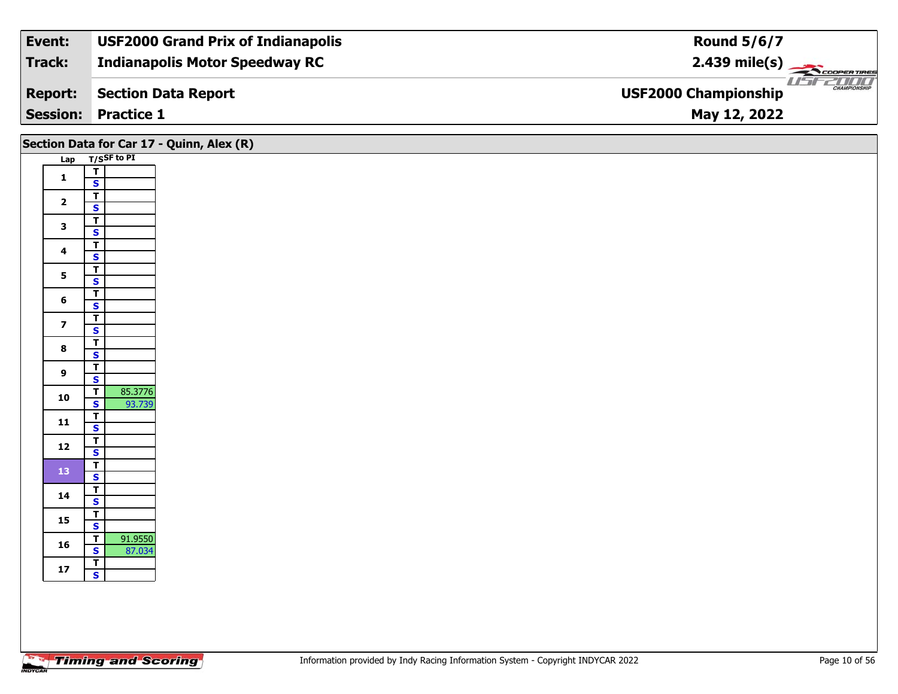| Event: | USF2000 Grand Prix of Indianapolis | Round 5/6/7 |
|---|---|---|
| Track: | Indianapolis Motor Speedway RC | 2.439 mile(s) |
| Report: | Section Data Report | USF2000 Championship |
| Session: | Practice 1 | May 12, 2022 |

## Section Data for Car 17 - Quinn, Alex (R)

| Lap | T/S | SF to PI |
|---|---|---|
| 1 | T | |
| | S | |
| 2 | T | |
| | S | |
| 3 | T | |
| | S | |
| 4 | T | |
| | S | |
| 5 | T | |
| | S | |
| 6 | T | |
| | S | |
| 7 | T | |
| | S | |
| 8 | T | |
| | S | |
| 9 | T | |
| | S | |
| 10 | T | 85.3776 |
| | S | 93.739 |
| 11 | T | |
| | S | |
| 12 | T | |
| | S | |
| 13 | T | |
| | S | |
| 14 | T | |
| | S | |
| 15 | T | |
| | S | |
| 16 | T | 91.9550 |
| | S | 87.034 |
| 17 | T | |
| | S | |

Timing and Scoring

Information provided by Indy Racing Information System - Copyright INDYCAR 2022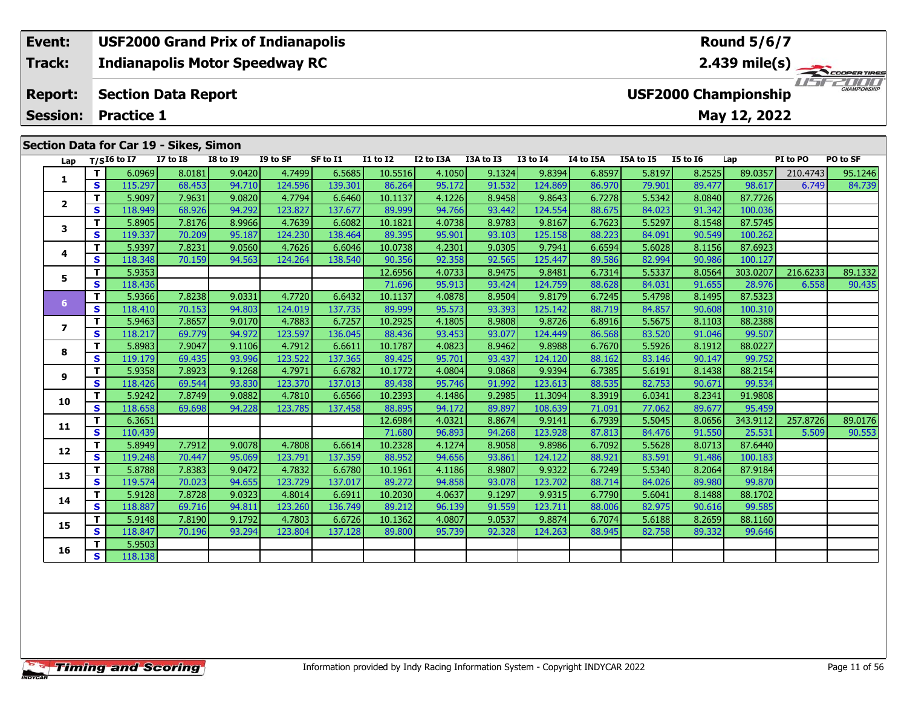| Event: | USF2000 Grand Prix of Indianapolis | Round 5/6/7 |
|---|---|---|
| Track: | Indianapolis Motor Speedway RC | 2.439 mile(s) |
| Report: | Section Data Report | USF2000 Championship |
| Session: | Practice 1 | May 12, 2022 |

## Section Data for Car 19 - Sikes, Simon

| Lap | T/S | I6 to I7 | I7 to I8 | I8 to I9 | I9 to SF | SF to I1 | I1 to I2 | I2 to I3A | I3A to I3 | I3 to I4 | I4 to I5A | I5A to I5 | I5 to I6 | Lap | PI to PO | PO to SF |
|---|---|---|---|---|---|---|---|---|---|---|---|---|---|---|---|---|
| 1 | T | 6.0969 | 8.0181 | 9.0420 | 4.7499 | 6.5685 | 10.5516 | 4.1050 | 9.1324 | 9.8394 | 6.8597 | 5.8197 | 8.2525 | 89.0357 | 210.4743 | 95.1246 |
| | S | 115.297 | 68.453 | 94.710 | 124.596 | 139.301 | 86.264 | 95.172 | 91.532 | 124.869 | 86.970 | 79.901 | 89.477 | 98.617 | 6.749 | 84.739 |
| 2 | T | 5.9097 | 7.9631 | 9.0820 | 4.7794 | 6.6460 | 10.1137 | 4.1226 | 8.9458 | 9.8643 | 6.7278 | 5.5342 | 8.0840 | 87.7726 | | |
| | S | 118.949 | 68.926 | 94.292 | 123.827 | 137.677 | 89.999 | 94.766 | 93.442 | 124.554 | 88.675 | 84.023 | 91.342 | 100.036 | | |
| 3 | T | 5.8905 | 7.8176 | 8.9966 | 4.7639 | 6.6082 | 10.1821 | 4.0738 | 8.9783 | 9.8167 | 6.7623 | 5.5297 | 8.1548 | 87.5745 | | |
| | S | 119.337 | 70.209 | 95.187 | 124.230 | 138.464 | 89.395 | 95.901 | 93.103 | 125.158 | 88.223 | 84.091 | 90.549 | 100.262 | | |
| 4 | T | 5.9397 | 7.8231 | 9.0560 | 4.7626 | 6.6046 | 10.0738 | 4.2301 | 9.0305 | 9.7941 | 6.6594 | 5.6028 | 8.1156 | 87.6923 | | |
| | S | 118.348 | 70.159 | 94.563 | 124.264 | 138.540 | 90.356 | 92.358 | 92.565 | 125.447 | 89.586 | 82.994 | 90.986 | 100.127 | | |
| 5 | T | 5.9353 | | | | | 12.6956 | 4.0733 | 8.9475 | 9.8481 | 6.7314 | 5.5337 | 8.0564 | 303.0207 | 216.6233 | 89.1332 |
| | S | 118.436 | | | | | 71.696 | 95.913 | 93.424 | 124.759 | 88.628 | 84.031 | 91.655 | 28.976 | 6.558 | 90.435 |
| 6 | T | 5.9366 | 7.8238 | 9.0331 | 4.7720 | 6.6432 | 10.1137 | 4.0878 | 8.9504 | 9.8179 | 6.7245 | 5.4798 | 8.1495 | 87.5323 | | |
| | S | 118.410 | 70.153 | 94.803 | 124.019 | 137.735 | 89.999 | 95.573 | 93.393 | 125.142 | 88.719 | 84.857 | 90.608 | 100.310 | | |
| 7 | T | 5.9463 | 7.8657 | 9.0170 | 4.7883 | 6.7257 | 10.2925 | 4.1805 | 8.9808 | 9.8726 | 6.8916 | 5.5675 | 8.1103 | 88.2388 | | |
| | S | 118.217 | 69.779 | 94.972 | 123.597 | 136.045 | 88.436 | 93.453 | 93.077 | 124.449 | 86.568 | 83.520 | 91.046 | 99.507 | | |
| 8 | T | 5.8983 | 7.9047 | 9.1106 | 4.7912 | 6.6611 | 10.1787 | 4.0823 | 8.9462 | 9.8988 | 6.7670 | 5.5926 | 8.1912 | 88.0227 | | |
| | S | 119.179 | 69.435 | 93.996 | 123.522 | 137.365 | 89.425 | 95.701 | 93.437 | 124.120 | 88.162 | 83.146 | 90.147 | 99.752 | | |
| 9 | T | 5.9358 | 7.8923 | 9.1268 | 4.7971 | 6.6782 | 10.1772 | 4.0804 | 9.0868 | 9.9394 | 6.7385 | 5.6191 | 8.1438 | 88.2154 | | |
| | S | 118.426 | 69.544 | 93.830 | 123.370 | 137.013 | 89.438 | 95.746 | 91.992 | 123.613 | 88.535 | 82.753 | 90.671 | 99.534 | | |
| 10 | T | 5.9242 | 7.8749 | 9.0882 | 4.7810 | 6.6566 | 10.2393 | 4.1486 | 9.2985 | 11.3094 | 8.3919 | 6.0341 | 8.2341 | 91.9808 | | |
| | S | 118.658 | 69.698 | 94.228 | 123.785 | 137.458 | 88.895 | 94.172 | 89.897 | 108.639 | 71.091 | 77.062 | 89.677 | 95.459 | | |
| 11 | T | 6.3651 | | | | | 12.6984 | 4.0321 | 8.8674 | 9.9141 | 6.7939 | 5.5045 | 8.0656 | 343.9112 | 257.8726 | 89.0176 |
| | S | 110.439 | | | | | 71.680 | 96.893 | 94.268 | 123.928 | 87.813 | 84.476 | 91.550 | 25.531 | 5.509 | 90.553 |
| 12 | T | 5.8949 | 7.7912 | 9.0078 | 4.7808 | 6.6614 | 10.2328 | 4.1274 | 8.9058 | 9.8986 | 6.7092 | 5.5628 | 8.0713 | 87.6440 | | |
| | S | 119.248 | 70.447 | 95.069 | 123.791 | 137.359 | 88.952 | 94.656 | 93.861 | 124.122 | 88.921 | 83.591 | 91.486 | 100.183 | | |
| 13 | T | 5.8788 | 7.8383 | 9.0472 | 4.7832 | 6.6780 | 10.1961 | 4.1186 | 8.9807 | 9.9322 | 6.7249 | 5.5340 | 8.2064 | 87.9184 | | |
| | S | 119.574 | 70.023 | 94.655 | 123.729 | 137.017 | 89.272 | 94.858 | 93.078 | 123.702 | 88.714 | 84.026 | 89.980 | 99.870 | | |
| 14 | T | 5.9128 | 7.8728 | 9.0323 | 4.8014 | 6.6911 | 10.2030 | 4.0637 | 9.1297 | 9.9315 | 6.7790 | 5.6041 | 8.1488 | 88.1702 | | |
| | S | 118.887 | 69.716 | 94.811 | 123.260 | 136.749 | 89.212 | 96.139 | 91.559 | 123.711 | 88.006 | 82.975 | 90.616 | 99.585 | | |
| 15 | T | 5.9148 | 7.8190 | 9.1792 | 4.7803 | 6.6726 | 10.1362 | 4.0807 | 9.0537 | 9.8874 | 6.7074 | 5.6188 | 8.2659 | 88.1160 | | |
| | S | 118.847 | 70.196 | 93.294 | 123.804 | 137.128 | 89.800 | 95.739 | 92.328 | 124.263 | 88.945 | 82.758 | 89.332 | 99.646 | | |
| 16 | T | 5.9503 | | | | | | | | | | | | | | |
| | S | 118.138 | | | | | | | | | | | | | | |

Information provided by Indy Racing Information System - Copyright INDYCAR 2022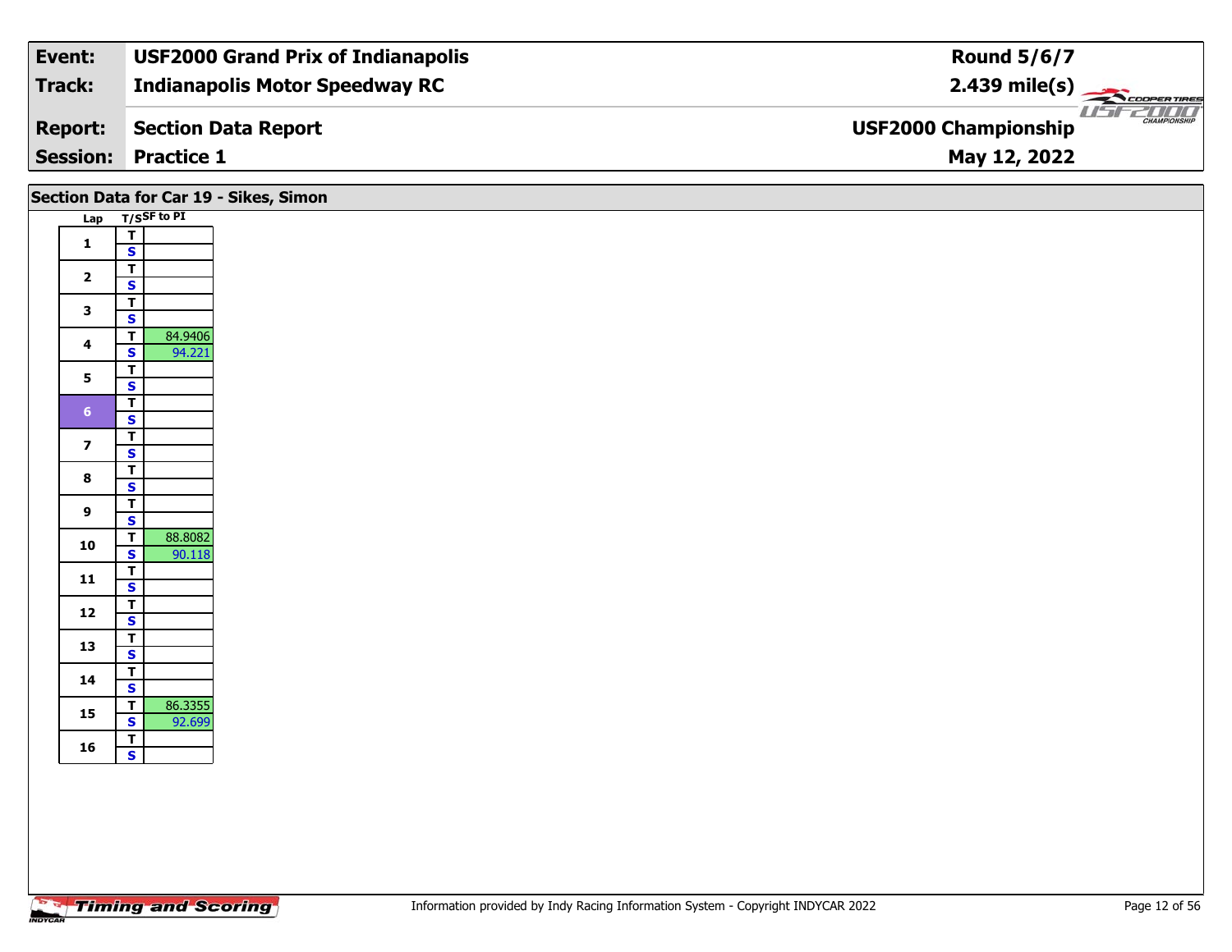| Event: | USF2000 Grand Prix of Indianapolis | Round 5/6/7 |
|---|---|---|
| Track: | Indianapolis Motor Speedway RC | 2.439 mile(s) |
| Report: | Section Data Report | USF2000 Championship |
| Session: | Practice 1 | May 12, 2022 |

## Section Data for Car 19 - Sikes, Simon

| Lap | T/S | SF to PI |
|---|---|---|
| 1 | T | |
| | S | |
| 2 | T | |
| | S | |
| 3 | T | |
| | S | |
| 4 | T | 84.9406 |
| | S | 94.221 |
| 5 | T | |
| | S | |
| 6 | T | |
| | S | |
| 7 | T | |
| | S | |
| 8 | T | |
| | S | |
| 9 | T | |
| | S | |
| 10 | T | 88.8082 |
| | S | 90.118 |
| 11 | T | |
| | S | |
| 12 | T | |
| | S | |
| 13 | T | |
| | S | |
| 14 | T | |
| | S | |
| 15 | T | 86.3355 |
| | S | 92.699 |
| 16 | T | |
| | S | |

Information provided by Indy Racing Information System - Copyright INDYCAR 2022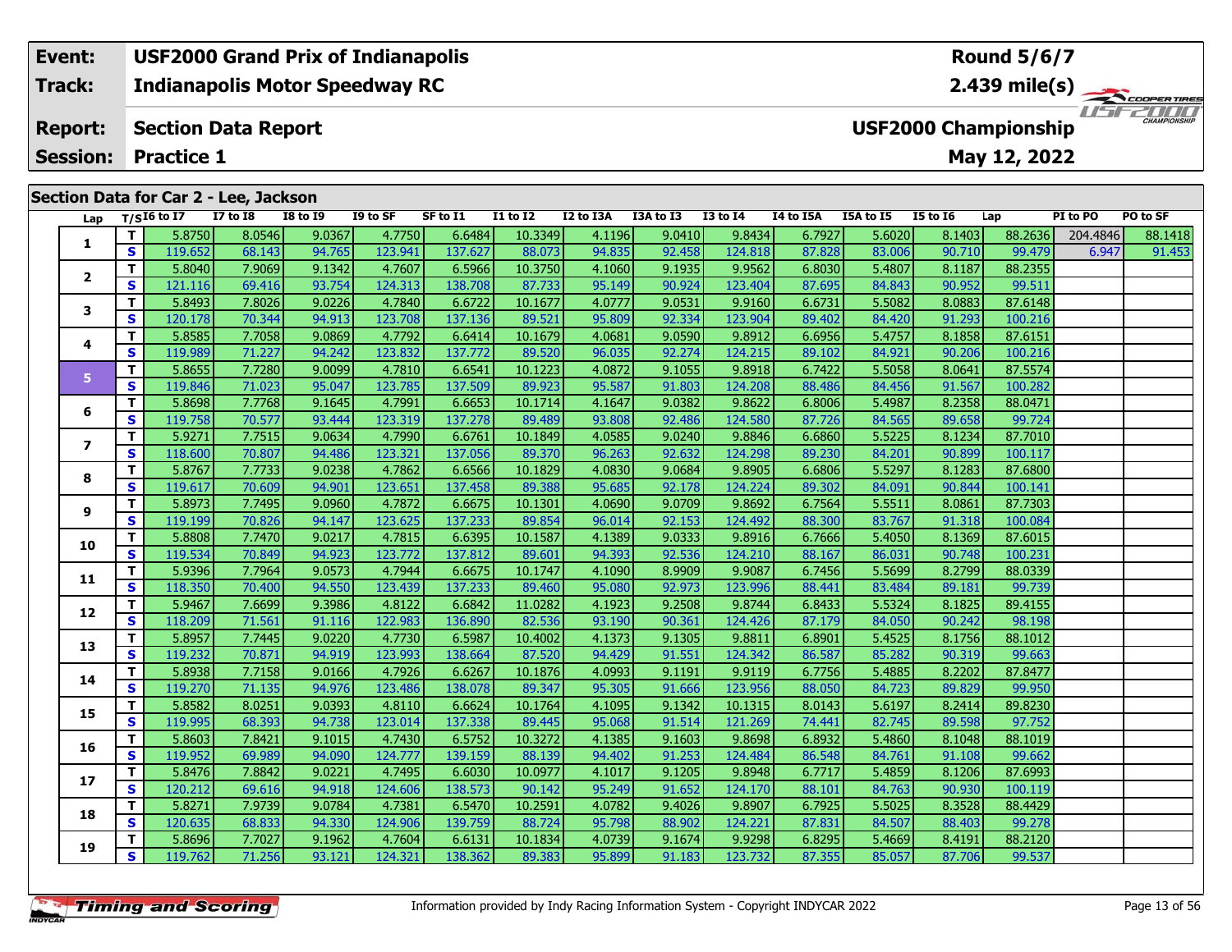| Event: | USF2000 Grand Prix of Indianapolis | Round 5/6/7 |
|---|---|---|
| Track: | Indianapolis Motor Speedway RC | 2.439 mile(s) |
| Report: | Section Data Report | USF2000 Championship |
| Session: | Practice 1 | May 12, 2022 |

## Section Data for Car 2 - Lee, Jackson

| Lap | T/S | I6 to I7 | I7 to I8 | I8 to I9 | I9 to SF | SF to I1 | I1 to I2 | I2 to I3A | I3A to I3 | I3 to I4 | I4 to I5A | I5A to I5 | I5 to I6 | Lap | PI to PO | PO to SF |
|---|---|---|---|---|---|---|---|---|---|---|---|---|---|---|---|---|
| 1 | T | 5.8750 | 8.0546 | 9.0367 | 4.7750 | 6.6484 | 10.3349 | 4.1196 | 9.0410 | 9.8434 | 6.7927 | 5.6020 | 8.1403 | 88.2636 | 204.4846 | 88.1418 |
| | S | 119.652 | 68.143 | 94.765 | 123.941 | 137.627 | 88.073 | 94.835 | 92.458 | 124.818 | 87.828 | 83.006 | 90.710 | 99.479 | 6.947 | 91.453 |
| 2 | T | 5.8040 | 7.9069 | 9.1342 | 4.7607 | 6.5966 | 10.3750 | 4.1060 | 9.1935 | 9.9562 | 6.8030 | 5.4807 | 8.1187 | 88.2355 | | |
| | S | 121.116 | 69.416 | 93.754 | 124.313 | 138.708 | 87.733 | 95.149 | 90.924 | 123.404 | 87.695 | 84.843 | 90.952 | 99.511 | | |
| 3 | T | 5.8493 | 7.8026 | 9.0226 | 4.7840 | 6.6722 | 10.1677 | 4.0777 | 9.0531 | 9.9160 | 6.6731 | 5.5082 | 8.0883 | 87.6148 | | |
| | S | 120.178 | 70.344 | 94.913 | 123.708 | 137.136 | 89.521 | 95.809 | 92.334 | 123.904 | 89.402 | 84.420 | 91.293 | 100.216 | | |
| 4 | T | 5.8585 | 7.7058 | 9.0869 | 4.7792 | 6.6414 | 10.1679 | 4.0681 | 9.0590 | 9.8912 | 6.6956 | 5.4757 | 8.1858 | 87.6151 | | |
| | S | 119.989 | 71.227 | 94.242 | 123.832 | 137.772 | 89.520 | 96.035 | 92.274 | 124.215 | 89.102 | 84.921 | 90.206 | 100.216 | | |
| 5 | T | 5.8655 | 7.7280 | 9.0099 | 4.7810 | 6.6541 | 10.1223 | 4.0872 | 9.1055 | 9.8918 | 6.7422 | 5.5058 | 8.0641 | 87.5574 | | |
| | S | 119.846 | 71.023 | 95.047 | 123.785 | 137.509 | 89.923 | 95.587 | 91.803 | 124.208 | 88.486 | 84.456 | 91.567 | 100.282 | | |
| 6 | T | 5.8698 | 7.7768 | 9.1645 | 4.7991 | 6.6653 | 10.1714 | 4.1647 | 9.0382 | 9.8622 | 6.8006 | 5.4987 | 8.2358 | 88.0471 | | |
| | S | 119.758 | 70.577 | 93.444 | 123.319 | 137.278 | 89.489 | 93.808 | 92.486 | 124.580 | 87.726 | 84.565 | 89.658 | 99.724 | | |
| 7 | T | 5.9271 | 7.7515 | 9.0634 | 4.7990 | 6.6761 | 10.1849 | 4.0585 | 9.0240 | 9.8846 | 6.6860 | 5.5225 | 8.1234 | 87.7010 | | |
| | S | 118.600 | 70.807 | 94.486 | 123.321 | 137.056 | 89.370 | 96.263 | 92.632 | 124.298 | 89.230 | 84.201 | 90.899 | 100.117 | | |
| 8 | T | 5.8767 | 7.7733 | 9.0238 | 4.7862 | 6.6566 | 10.1829 | 4.0830 | 9.0684 | 9.8905 | 6.6806 | 5.5297 | 8.1283 | 87.6800 | | |
| | S | 119.617 | 70.609 | 94.901 | 123.651 | 137.458 | 89.388 | 95.685 | 92.178 | 124.224 | 89.302 | 84.091 | 90.844 | 100.141 | | |
| 9 | T | 5.8973 | 7.7495 | 9.0960 | 4.7872 | 6.6675 | 10.1301 | 4.0690 | 9.0709 | 9.8692 | 6.7564 | 5.5511 | 8.0861 | 87.7303 | | |
| | S | 119.199 | 70.826 | 94.147 | 123.625 | 137.233 | 89.854 | 96.014 | 92.153 | 124.492 | 88.300 | 83.767 | 91.318 | 100.084 | | |
| 10 | T | 5.8808 | 7.7470 | 9.0217 | 4.7815 | 6.6395 | 10.1587 | 4.1389 | 9.0333 | 9.8916 | 6.7666 | 5.4050 | 8.1369 | 87.6015 | | |
| | S | 119.534 | 70.849 | 94.923 | 123.772 | 137.812 | 89.601 | 94.393 | 92.536 | 124.210 | 88.167 | 86.031 | 90.748 | 100.231 | | |
| 11 | T | 5.9396 | 7.7964 | 9.0573 | 4.7944 | 6.6675 | 10.1747 | 4.1090 | 8.9909 | 9.9087 | 6.7456 | 5.5699 | 8.2799 | 88.0339 | | |
| | S | 118.350 | 70.400 | 94.550 | 123.439 | 137.233 | 89.460 | 95.080 | 92.973 | 123.996 | 88.441 | 83.484 | 89.181 | 99.739 | | |
| 12 | T | 5.9467 | 7.6699 | 9.3986 | 4.8122 | 6.6842 | 11.0282 | 4.1923 | 9.2508 | 9.8744 | 6.8433 | 5.5324 | 8.1825 | 89.4155 | | |
| | S | 118.209 | 71.561 | 91.116 | 122.983 | 136.890 | 82.536 | 93.190 | 90.361 | 124.426 | 87.179 | 84.050 | 90.242 | 98.198 | | |
| 13 | T | 5.8957 | 7.7445 | 9.0220 | 4.7730 | 6.5987 | 10.4002 | 4.1373 | 9.1305 | 9.8811 | 6.8901 | 5.4525 | 8.1756 | 88.1012 | | |
| | S | 119.232 | 70.871 | 94.919 | 123.993 | 138.664 | 87.520 | 94.429 | 91.551 | 124.342 | 86.587 | 85.282 | 90.319 | 99.663 | | |
| 14 | T | 5.8938 | 7.7158 | 9.0166 | 4.7926 | 6.6267 | 10.1876 | 4.0993 | 9.1191 | 9.9119 | 6.7756 | 5.4885 | 8.2202 | 87.8477 | | |
| | S | 119.270 | 71.135 | 94.976 | 123.486 | 138.078 | 89.347 | 95.305 | 91.666 | 123.956 | 88.050 | 84.723 | 89.829 | 99.950 | | |
| 15 | T | 5.8582 | 8.0251 | 9.0393 | 4.8110 | 6.6624 | 10.1764 | 4.1095 | 9.1342 | 10.1315 | 8.0143 | 5.6197 | 8.2414 | 89.8230 | | |
| | S | 119.995 | 68.393 | 94.738 | 123.014 | 137.338 | 89.445 | 95.068 | 91.514 | 121.269 | 74.441 | 82.745 | 89.598 | 97.752 | | |
| 16 | T | 5.8603 | 7.8421 | 9.1015 | 4.7430 | 6.5752 | 10.3272 | 4.1385 | 9.1603 | 9.8698 | 6.8932 | 5.4860 | 8.1048 | 88.1019 | | |
| | S | 119.952 | 69.989 | 94.090 | 124.777 | 139.159 | 88.139 | 94.402 | 91.253 | 124.484 | 86.548 | 84.761 | 91.108 | 99.662 | | |
| 17 | T | 5.8476 | 7.8842 | 9.0221 | 4.7495 | 6.6030 | 10.0977 | 4.1017 | 9.1205 | 9.8948 | 6.7717 | 5.4859 | 8.1206 | 87.6993 | | |
| | S | 120.212 | 69.616 | 94.918 | 124.606 | 138.573 | 90.142 | 95.249 | 91.652 | 124.170 | 88.101 | 84.763 | 90.930 | 100.119 | | |
| 18 | T | 5.8271 | 7.9739 | 9.0784 | 4.7381 | 6.5470 | 10.2591 | 4.0782 | 9.4026 | 9.8907 | 6.7925 | 5.5025 | 8.3528 | 88.4429 | | |
| | S | 120.635 | 68.833 | 94.330 | 124.906 | 139.759 | 88.724 | 95.798 | 88.902 | 124.221 | 87.831 | 84.507 | 88.403 | 99.278 | | |
| 19 | T | 5.8696 | 7.7027 | 9.1962 | 4.7604 | 6.6131 | 10.1834 | 4.0739 | 9.1674 | 9.9298 | 6.8295 | 5.4669 | 8.4191 | 88.2120 | | |
| | S | 119.762 | 71.256 | 93.121 | 124.321 | 138.362 | 89.383 | 95.899 | 91.183 | 123.732 | 87.355 | 85.057 | 87.706 | 99.537 | | |

Information provided by Indy Racing Information System - Copyright INDYCAR 2022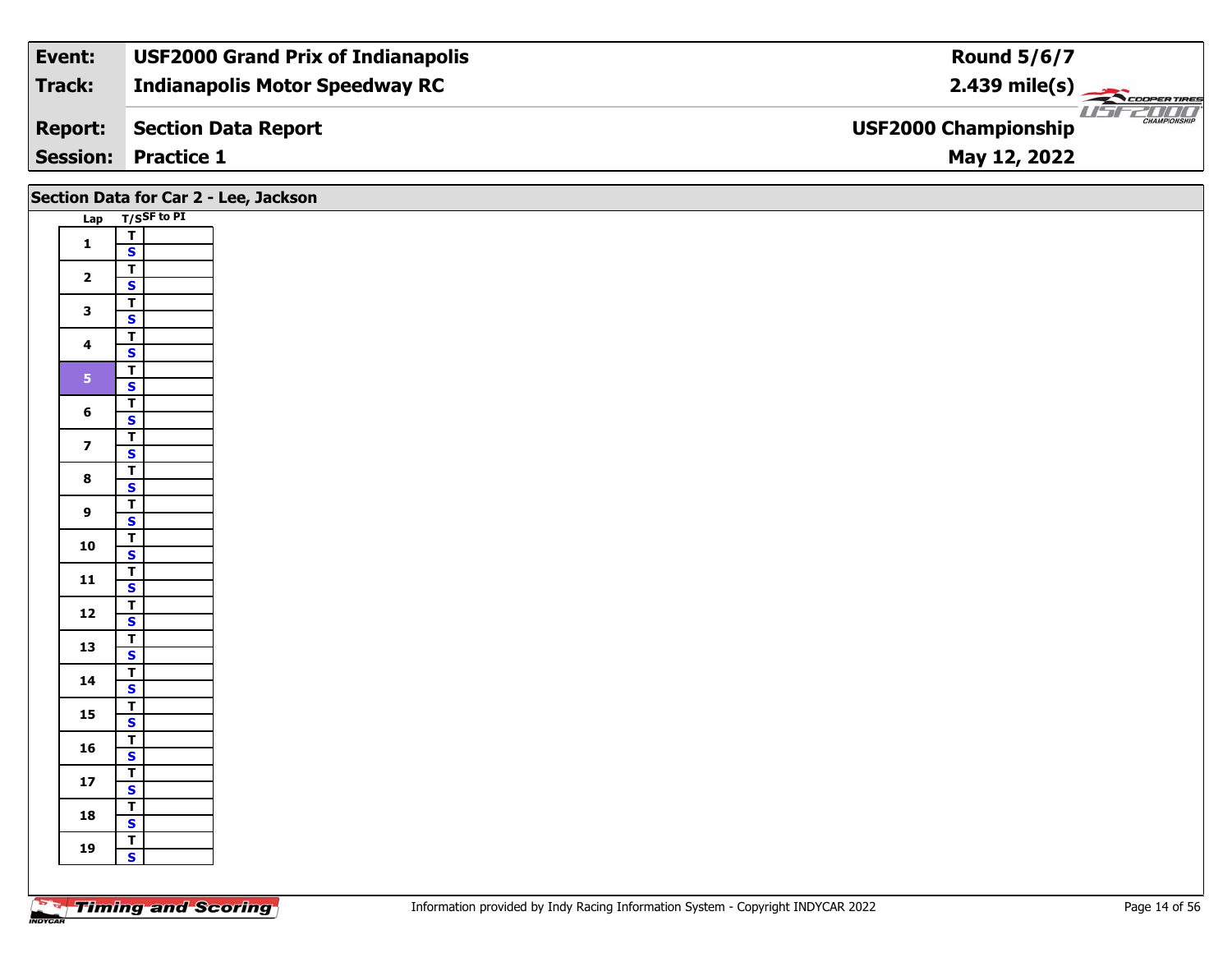| Event: | USF2000 Grand Prix of Indianapolis | Round 5/6/7 |
| --- | --- | --- |
| Track: | Indianapolis Motor Speedway RC | 2.439 mile(s) |
| Report: | Section Data Report | USF2000 Championship |
| Session: | Practice 1 | May 12, 2022 |

## Section Data for Car 2 - Lee, Jackson

| Lap | T/S | SF to PI |
| --- | --- | --- |
| 1 | T | |
| | S | |
| 2 | T | |
| | S | |
| 3 | T | |
| | S | |
| 4 | T | |
| | S | |
| 5 | T | |
| | S | |
| 6 | T | |
| | S | |
| 7 | T | |
| | S | |
| 8 | T | |
| | S | |
| 9 | T | |
| | S | |
| 10 | T | |
| | S | |
| 11 | T | |
| | S | |
| 12 | T | |
| | S | |
| 13 | T | |
| | S | |
| 14 | T | |
| | S | |
| 15 | T | |
| | S | |
| 16 | T | |
| | S | |
| 17 | T | |
| | S | |
| 18 | T | |
| | S | |
| 19 | T | |
| | S | |

Information provided by Indy Racing Information System - Copyright INDYCAR 2022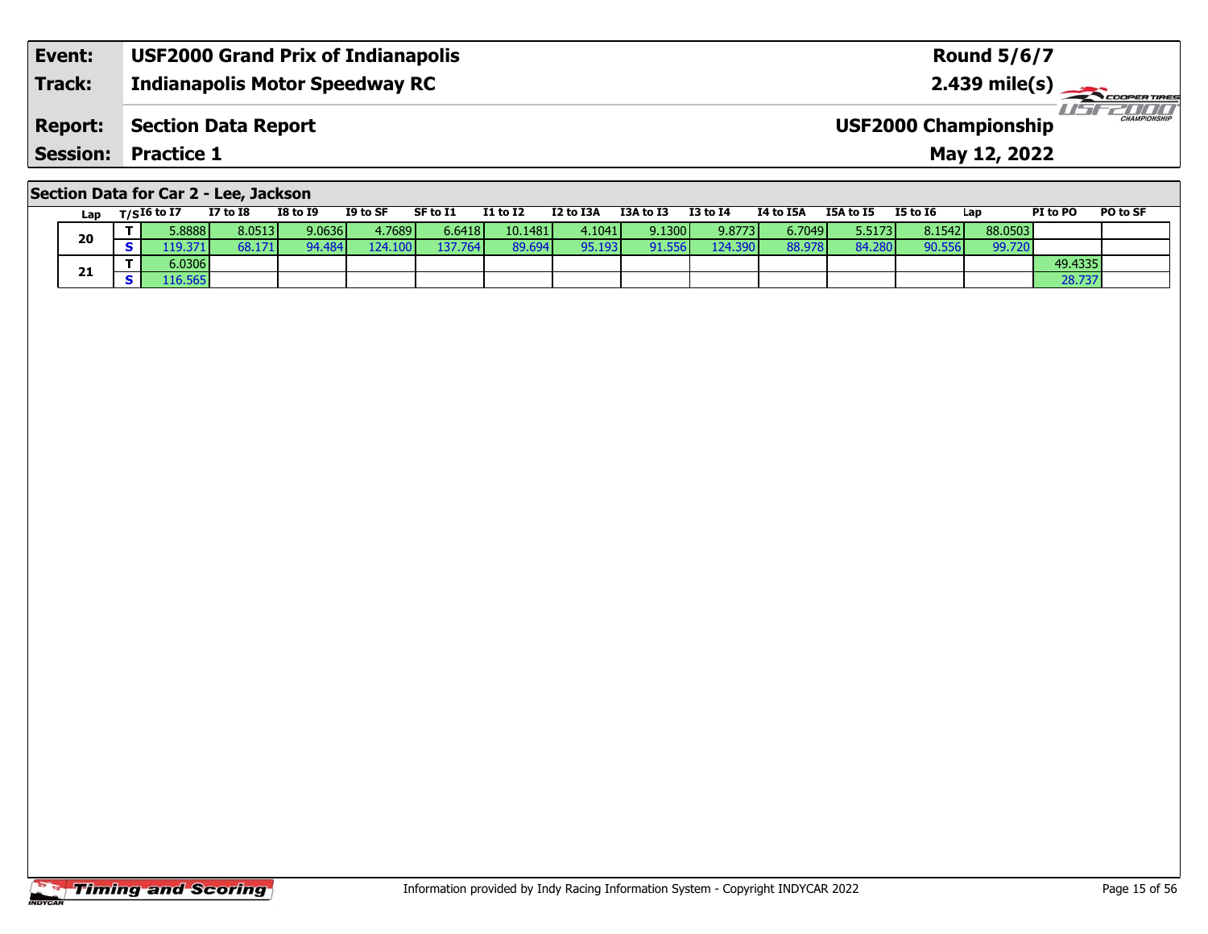| Event: | USF2000 Grand Prix of Indianapolis | Round 5/6/7 |
|---|---|---|
| Track: | Indianapolis Motor Speedway RC | 2.439 mile(s) |
| Report: | Section Data Report | USF2000 Championship |
| Session: | Practice 1 | May 12, 2022 |

## Section Data for Car 2 - Lee, Jackson

| Lap | T/S | I6 to I7 | I7 to I8 | I8 to I9 | I9 to SF | SF to I1 | I1 to I2 | I2 to I3A | I3A to I3 | I3 to I4 | I4 to I5A | I5A to I5 | I5 to I6 | Lap | PI to PO | PO to SF |
|---|---|---|---|---|---|---|---|---|---|---|---|---|---|---|---|---|
| 20 | T | 5.8888 | 8.0513 | 9.0636 | 4.7689 | 6.6418 | 10.1481 | 4.1041 | 9.1300 | 9.8773 | 6.7049 | 5.5173 | 8.1542 | 88.0503 | | |
| | S | 119.371 | 68.171 | 94.484 | 124.100 | 137.764 | 89.694 | 95.193 | 91.556 | 124.390 | 88.978 | 84.280 | 90.556 | 99.720 | | |
| 21 | T | 6.0306 | | | | | | | | | | | | | 49.4335 | |
| | S | 116.565 | | | | | | | | | | | | | 28.737 | |

Information provided by Indy Racing Information System - Copyright INDYCAR 2022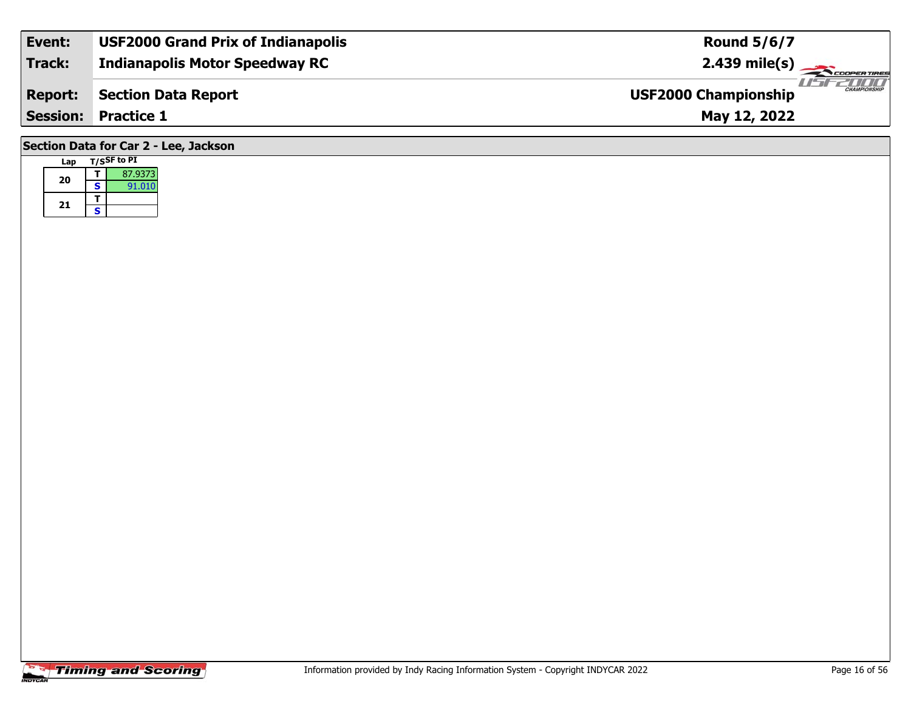| Event: | USF2000 Grand Prix of Indianapolis | Round 5/6/7 |
|---|---|---|
| Track: | Indianapolis Motor Speedway RC | 2.439 mile(s) |
| Report: | Section Data Report | USF2000 Championship |
| Session: | Practice 1 | May 12, 2022 |

## Section Data for Car 2 - Lee, Jackson

| Lap | T/S | SF to PI |
|---|---|---|
| 20 | T | 87.9373 |
| | S | 91.010 |
| 21 | T | |
| | S | |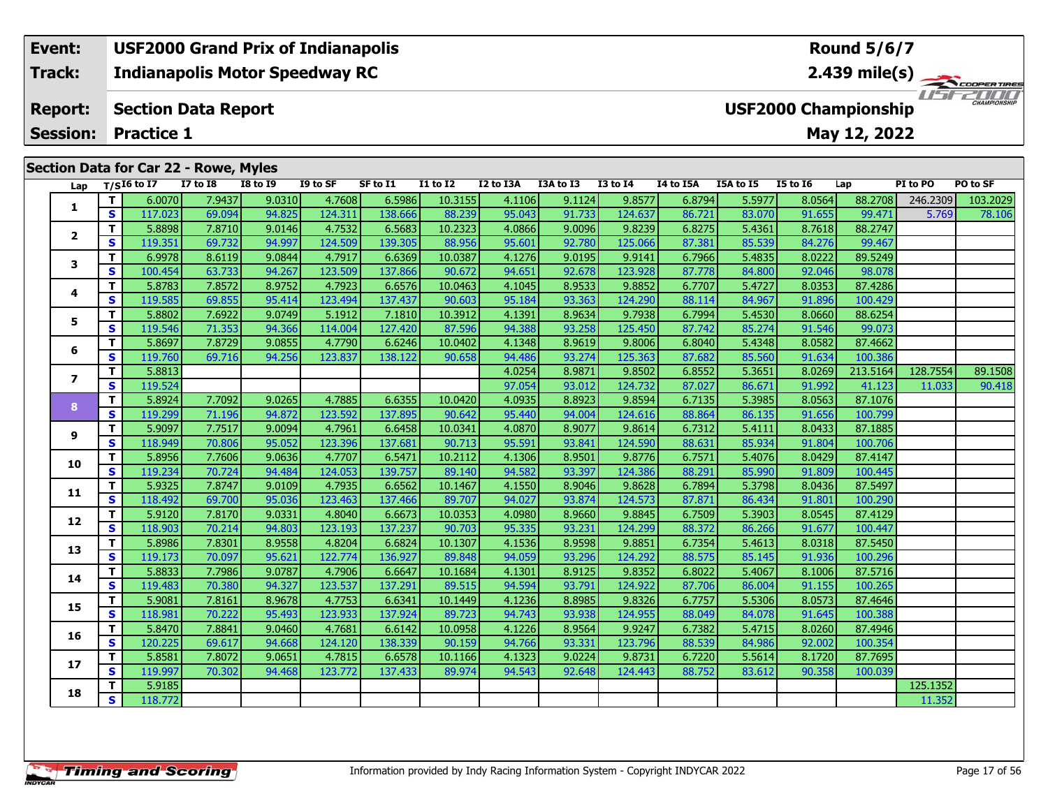| | | |
|---|---|---|
| **Event:** | **USF2000 Grand Prix of Indianapolis** | **Round 5/6/7** |
| **Track:** | **Indianapolis Motor Speedway RC** | **2.439 mile(s)** |
| **Report:** | **Section Data Report** | **USF2000 Championship** |
| **Session:** | **Practice 1** | **May 12, 2022** |

## Section Data for Car 22 - Rowe, Myles

| Lap | T/S | I6 to I7 | I7 to I8 | I8 to I9 | I9 to SF | SF to I1 | I1 to I2 | I2 to I3A | I3A to I3 | I3 to I4 | I4 to I5A | I5A to I5 | I5 to I6 | Lap | PI to PO | PO to SF |
|---|---|---|---|---|---|---|---|---|---|---|---|---|---|---|---|---|
| 1 | T | 6.0070 | 7.9437 | 9.0310 | 4.7608 | 6.5986 | 10.3155 | 4.1106 | 9.1124 | 9.8577 | 6.8794 | 5.5977 | 8.0564 | 88.2708 | 246.2309 | 103.2029 |
| | S | 117.023 | 69.094 | 94.825 | 124.311 | 138.666 | 88.239 | 95.043 | 91.733 | 124.637 | 86.721 | 83.070 | 91.655 | 99.471 | 5.769 | 78.106 |
| 2 | T | 5.8898 | 7.8710 | 9.0146 | 4.7532 | 6.5683 | 10.2323 | 4.0866 | 9.0096 | 9.8239 | 6.8275 | 5.4361 | 8.7618 | 88.2747 | | |
| | S | 119.351 | 69.732 | 94.997 | 124.509 | 139.305 | 88.956 | 95.601 | 92.780 | 125.066 | 87.381 | 85.539 | 84.276 | 99.467 | | |
| 3 | T | 6.9978 | 8.6119 | 9.0844 | 4.7917 | 6.6369 | 10.0387 | 4.1276 | 9.0195 | 9.9141 | 6.7966 | 5.4835 | 8.0222 | 89.5249 | | |
| | S | 100.454 | 63.733 | 94.267 | 123.509 | 137.866 | 90.672 | 94.651 | 92.678 | 123.928 | 87.778 | 84.800 | 92.046 | 98.078 | | |
| 4 | T | 5.8783 | 7.8572 | 8.9752 | 4.7923 | 6.6576 | 10.0463 | 4.1045 | 8.9533 | 9.8852 | 6.7707 | 5.4727 | 8.0353 | 87.4286 | | |
| | S | 119.585 | 69.855 | 95.414 | 123.494 | 137.437 | 90.603 | 95.184 | 93.363 | 124.290 | 88.114 | 84.967 | 91.896 | 100.429 | | |
| 5 | T | 5.8802 | 7.6922 | 9.0749 | 5.1912 | 7.1810 | 10.3912 | 4.1391 | 8.9634 | 9.7938 | 6.7994 | 5.4530 | 8.0660 | 88.6254 | | |
| | S | 119.546 | 71.353 | 94.366 | 114.004 | 127.420 | 87.596 | 94.388 | 93.258 | 125.450 | 87.742 | 85.274 | 91.546 | 99.073 | | |
| 6 | T | 5.8697 | 7.8729 | 9.0855 | 4.7790 | 6.6246 | 10.0402 | 4.1348 | 8.9619 | 9.8006 | 6.8040 | 5.4348 | 8.0582 | 87.4662 | | |
| | S | 119.760 | 69.716 | 94.256 | 123.837 | 138.122 | 90.658 | 94.486 | 93.274 | 125.363 | 87.682 | 85.560 | 91.634 | 100.386 | | |
| 7 | T | 5.8813 | | | | | | 4.0254 | 8.9871 | 9.8502 | 6.8552 | 5.3651 | 8.0269 | 213.5164 | 128.7554 | 89.1508 |
| | S | 119.524 | | | | | | 97.054 | 93.012 | 124.732 | 87.027 | 86.671 | 91.992 | 41.123 | 11.033 | 90.418 |
| 8 | T | 5.8924 | 7.7092 | 9.0265 | 4.7885 | 6.6355 | 10.0420 | 4.0935 | 8.8923 | 9.8594 | 6.7135 | 5.3985 | 8.0563 | 87.1076 | | |
| | S | 119.299 | 71.196 | 94.872 | 123.592 | 137.895 | 90.642 | 95.440 | 94.004 | 124.616 | 88.864 | 86.135 | 91.656 | 100.799 | | |
| 9 | T | 5.9097 | 7.7517 | 9.0094 | 4.7961 | 6.6458 | 10.0341 | 4.0870 | 8.9077 | 9.8614 | 6.7312 | 5.4111 | 8.0433 | 87.1885 | | |
| | S | 118.949 | 70.806 | 95.052 | 123.396 | 137.681 | 90.713 | 95.591 | 93.841 | 124.590 | 88.631 | 85.934 | 91.804 | 100.706 | | |
| 10 | T | 5.8956 | 7.7606 | 9.0636 | 4.7707 | 6.5471 | 10.2112 | 4.1306 | 8.9501 | 9.8776 | 6.7571 | 5.4076 | 8.0429 | 87.4147 | | |
| | S | 119.234 | 70.724 | 94.484 | 124.053 | 139.757 | 89.140 | 94.582 | 93.397 | 124.386 | 88.291 | 85.990 | 91.809 | 100.445 | | |
| 11 | T | 5.9325 | 7.8747 | 9.0109 | 4.7935 | 6.6562 | 10.1467 | 4.1550 | 8.9046 | 9.8628 | 6.7894 | 5.3798 | 8.0436 | 87.5497 | | |
| | S | 118.492 | 69.700 | 95.036 | 123.463 | 137.466 | 89.707 | 94.027 | 93.874 | 124.573 | 87.871 | 86.434 | 91.801 | 100.290 | | |
| 12 | T | 5.9120 | 7.8170 | 9.0331 | 4.8040 | 6.6673 | 10.0353 | 4.0980 | 8.9660 | 9.8845 | 6.7509 | 5.3903 | 8.0545 | 87.4129 | | |
| | S | 118.903 | 70.214 | 94.803 | 123.193 | 137.237 | 90.703 | 95.335 | 93.231 | 124.299 | 88.372 | 86.266 | 91.677 | 100.447 | | |
| 13 | T | 5.8986 | 7.8301 | 8.9558 | 4.8204 | 6.6824 | 10.1307 | 4.1536 | 8.9598 | 9.8851 | 6.7354 | 5.4613 | 8.0318 | 87.5450 | | |
| | S | 119.173 | 70.097 | 95.621 | 122.774 | 136.927 | 89.848 | 94.059 | 93.296 | 124.292 | 88.575 | 85.145 | 91.936 | 100.296 | | |
| 14 | T | 5.8833 | 7.7986 | 9.0787 | 4.7906 | 6.6647 | 10.1684 | 4.1301 | 8.9125 | 9.8352 | 6.8022 | 5.4067 | 8.1006 | 87.5716 | | |
| | S | 119.483 | 70.380 | 94.327 | 123.537 | 137.291 | 89.515 | 94.594 | 93.791 | 124.922 | 87.706 | 86.004 | 91.155 | 100.265 | | |
| 15 | T | 5.9081 | 7.8161 | 8.9678 | 4.7753 | 6.6341 | 10.1449 | 4.1236 | 8.8985 | 9.8326 | 6.7757 | 5.5306 | 8.0573 | 87.4646 | | |
| | S | 118.981 | 70.222 | 95.493 | 123.933 | 137.924 | 89.723 | 94.743 | 93.938 | 124.955 | 88.049 | 84.078 | 91.645 | 100.388 | | |
| 16 | T | 5.8470 | 7.8841 | 9.0460 | 4.7681 | 6.6142 | 10.0958 | 4.1226 | 8.9564 | 9.9247 | 6.7382 | 5.4715 | 8.0260 | 87.4946 | | |
| | S | 120.225 | 69.617 | 94.668 | 124.120 | 138.339 | 90.159 | 94.766 | 93.331 | 123.796 | 88.539 | 84.986 | 92.002 | 100.354 | | |
| 17 | T | 5.8581 | 7.8072 | 9.0651 | 4.7815 | 6.6578 | 10.1166 | 4.1323 | 9.0224 | 9.8731 | 6.7220 | 5.5614 | 8.1720 | 87.7695 | | |
| | S | 119.997 | 70.302 | 94.468 | 123.772 | 137.433 | 89.974 | 94.543 | 92.648 | 124.443 | 88.752 | 83.612 | 90.358 | 100.039 | | |
| 18 | T | 5.9185 | | | | | | | | | | | | | 125.1352 | |
| | S | 118.772 | | | | | | | | | | | | | 11.352 | |

Information provided by Indy Racing Information System - Copyright INDYCAR 2022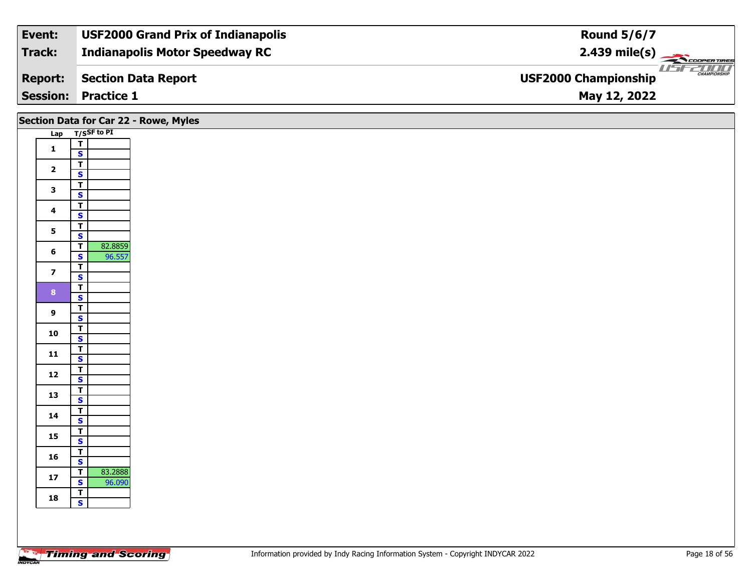| Event: | USF2000 Grand Prix of Indianapolis | Round 5/6/7 |
|---|---|---|
| Track: | Indianapolis Motor Speedway RC | 2.439 mile(s) |
| Report: | Section Data Report | USF2000 Championship |
| Session: | Practice 1 | May 12, 2022 |

## Section Data for Car 22 - Rowe, Myles

| Lap | T/S | SF to PI |
|---|---|---|
| 1 | T | |
| | S | |
| 2 | T | |
| | S | |
| 3 | T | |
| | S | |
| 4 | T | |
| | S | |
| 5 | T | |
| | S | |
| 6 | T | 82.8859 |
| | S | 96.557 |
| 7 | T | |
| | S | |
| 8 | T | |
| | S | |
| 9 | T | |
| | S | |
| 10 | T | |
| | S | |
| 11 | T | |
| | S | |
| 12 | T | |
| | S | |
| 13 | T | |
| | S | |
| 14 | T | |
| | S | |
| 15 | T | |
| | S | |
| 16 | T | |
| | S | |
| 17 | T | 83.2888 |
| | S | 96.090 |
| 18 | T | |
| | S | |

Timing and Scoring

Information provided by Indy Racing Information System - Copyright INDYCAR 2022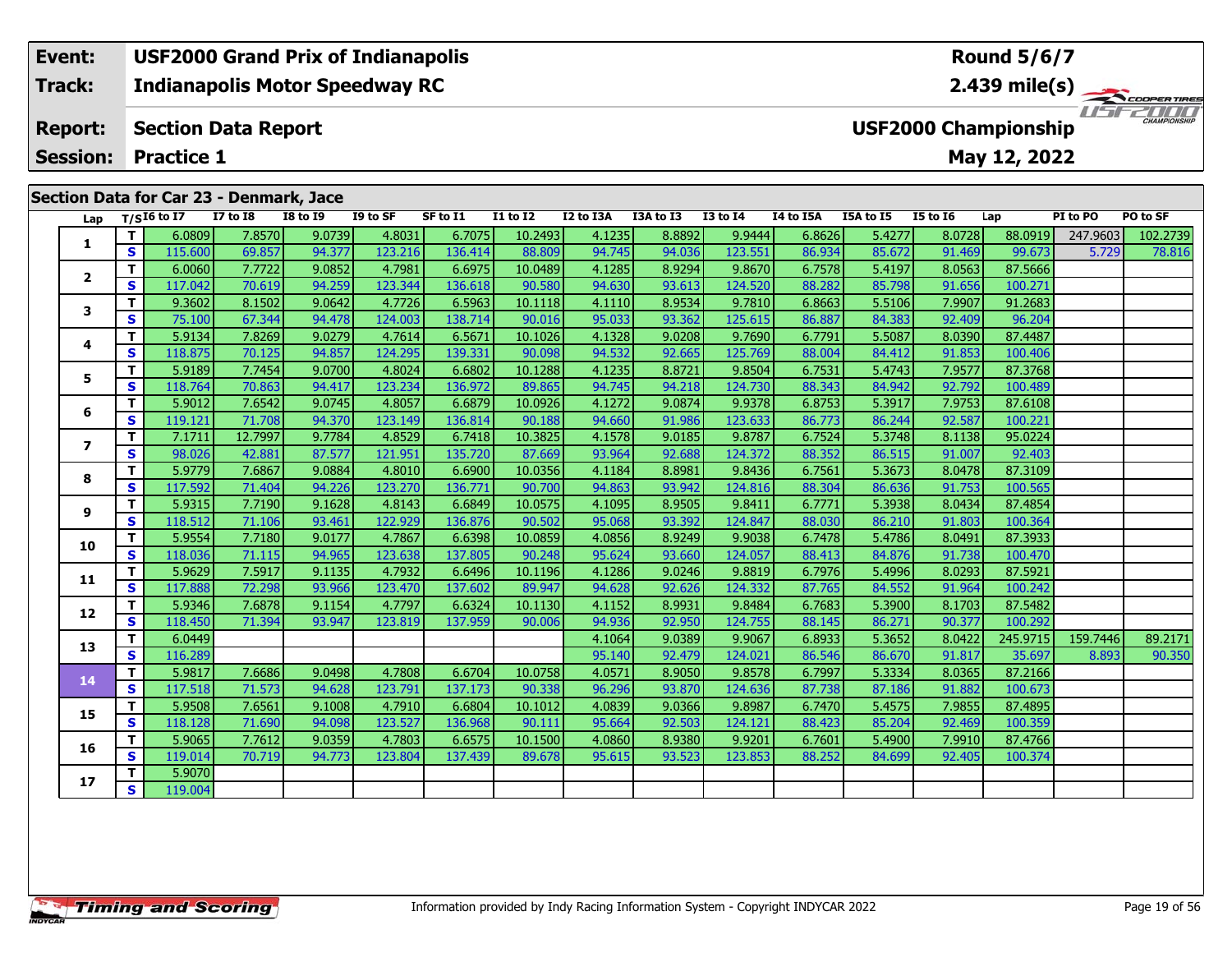| Event: | USF2000 Grand Prix of Indianapolis | Round 5/6/7 |
|---|---|---|
| Track: | Indianapolis Motor Speedway RC | 2.439 mile(s) |
| Report: | Section Data Report | USF2000 Championship |
| Session: | Practice 1 | May 12, 2022 |

## Section Data for Car 23 - Denmark, Jace

| Lap | T/S | I6 to I7 | I7 to I8 | I8 to I9 | I9 to SF | SF to I1 | I1 to I2 | I2 to I3A | I3A to I3 | I3 to I4 | I4 to I5A | I5A to I5 | I5 to I6 | Lap | PI to PO | PO to SF |
|---|---|---|---|---|---|---|---|---|---|---|---|---|---|---|---|---|
| 1 | T | 6.0809 | 7.8570 | 9.0739 | 4.8031 | 6.7075 | 10.2493 | 4.1235 | 8.8892 | 9.9444 | 6.8626 | 5.4277 | 8.0728 | 88.0919 | 247.9603 | 102.2739 |
| | S | 115.600 | 69.857 | 94.377 | 123.216 | 136.414 | 88.809 | 94.745 | 94.036 | 123.551 | 86.934 | 85.672 | 91.469 | 99.673 | 5.729 | 78.816 |
| 2 | T | 6.0060 | 7.7722 | 9.0852 | 4.7981 | 6.6975 | 10.0489 | 4.1285 | 8.9294 | 9.8670 | 6.7578 | 5.4197 | 8.0563 | 87.5666 | | |
| | S | 117.042 | 70.619 | 94.259 | 123.344 | 136.618 | 90.580 | 94.630 | 93.613 | 124.520 | 88.282 | 85.798 | 91.656 | 100.271 | | |
| 3 | T | 9.3602 | 8.1502 | 9.0642 | 4.7726 | 6.5963 | 10.1118 | 4.1110 | 8.9534 | 9.7810 | 6.8663 | 5.5106 | 7.9907 | 91.2683 | | |
| | S | 75.100 | 67.344 | 94.478 | 124.003 | 138.714 | 90.016 | 95.033 | 93.362 | 125.615 | 86.887 | 84.383 | 92.409 | 96.204 | | |
| 4 | T | 5.9134 | 7.8269 | 9.0279 | 4.7614 | 6.5671 | 10.1026 | 4.1328 | 9.0208 | 9.7690 | 6.7791 | 5.5087 | 8.0390 | 87.4487 | | |
| | S | 118.875 | 70.125 | 94.857 | 124.295 | 139.331 | 90.098 | 94.532 | 92.665 | 125.769 | 88.004 | 84.412 | 91.853 | 100.406 | | |
| 5 | T | 5.9189 | 7.7454 | 9.0700 | 4.8024 | 6.6802 | 10.1288 | 4.1235 | 8.8721 | 9.8504 | 6.7531 | 5.4743 | 7.9577 | 87.3768 | | |
| | S | 118.764 | 70.863 | 94.417 | 123.234 | 136.972 | 89.865 | 94.745 | 94.218 | 124.730 | 88.343 | 84.942 | 92.792 | 100.489 | | |
| 6 | T | 5.9012 | 7.6542 | 9.0745 | 4.8057 | 6.6879 | 10.0926 | 4.1272 | 9.0874 | 9.9378 | 6.8753 | 5.3917 | 7.9753 | 87.6108 | | |
| | S | 119.121 | 71.708 | 94.370 | 123.149 | 136.814 | 90.188 | 94.660 | 91.986 | 123.633 | 86.773 | 86.244 | 92.587 | 100.221 | | |
| 7 | T | 7.1711 | 12.7997 | 9.7784 | 4.8529 | 6.7418 | 10.3825 | 4.1578 | 9.0185 | 9.8787 | 6.7524 | 5.3748 | 8.1138 | 95.0224 | | |
| | S | 98.026 | 42.881 | 87.577 | 121.951 | 135.720 | 87.669 | 93.964 | 92.688 | 124.372 | 88.352 | 86.515 | 91.007 | 92.403 | | |
| 8 | T | 5.9779 | 7.6867 | 9.0884 | 4.8010 | 6.6900 | 10.0356 | 4.1184 | 8.8981 | 9.8436 | 6.7561 | 5.3673 | 8.0478 | 87.3109 | | |
| | S | 117.592 | 71.404 | 94.226 | 123.270 | 136.771 | 90.700 | 94.863 | 93.942 | 124.816 | 88.304 | 86.636 | 91.753 | 100.565 | | |
| 9 | T | 5.9315 | 7.7190 | 9.1628 | 4.8143 | 6.6849 | 10.0575 | 4.1095 | 8.9505 | 9.8411 | 6.7771 | 5.3938 | 8.0434 | 87.4854 | | |
| | S | 118.512 | 71.106 | 93.461 | 122.929 | 136.876 | 90.502 | 95.068 | 93.392 | 124.847 | 88.030 | 86.210 | 91.803 | 100.364 | | |
| 10 | T | 5.9554 | 7.7180 | 9.0177 | 4.7867 | 6.6398 | 10.0859 | 4.0856 | 8.9249 | 9.9038 | 6.7478 | 5.4786 | 8.0491 | 87.3933 | | |
| | S | 118.036 | 71.115 | 94.965 | 123.638 | 137.805 | 90.248 | 95.624 | 93.660 | 124.057 | 88.413 | 84.876 | 91.738 | 100.470 | | |
| 11 | T | 5.9629 | 7.5917 | 9.1135 | 4.7932 | 6.6496 | 10.1196 | 4.1286 | 9.0246 | 9.8819 | 6.7976 | 5.4996 | 8.0293 | 87.5921 | | |
| | S | 117.888 | 72.298 | 93.966 | 123.470 | 137.602 | 89.947 | 94.628 | 92.626 | 124.332 | 87.765 | 84.552 | 91.964 | 100.242 | | |
| 12 | T | 5.9346 | 7.6878 | 9.1154 | 4.7797 | 6.6324 | 10.1130 | 4.1152 | 8.9931 | 9.8484 | 6.7683 | 5.3900 | 8.1703 | 87.5482 | | |
| | S | 118.450 | 71.394 | 93.947 | 123.819 | 137.959 | 90.006 | 94.936 | 92.950 | 124.755 | 88.145 | 86.271 | 90.377 | 100.292 | | |
| 13 | T | 6.0449 | | | | | | 4.1064 | 9.0389 | 9.9067 | 6.8933 | 5.3652 | 8.0422 | 245.9715 | 159.7446 | 89.2171 |
| | S | 116.289 | | | | | | 95.140 | 92.479 | 124.021 | 86.546 | 86.670 | 91.817 | 35.697 | 8.893 | 90.350 |
| 14 | T | 5.9817 | 7.6686 | 9.0498 | 4.7808 | 6.6704 | 10.0758 | 4.0571 | 8.9050 | 9.8578 | 6.7997 | 5.3334 | 8.0365 | 87.2166 | | |
| | S | 117.518 | 71.573 | 94.628 | 123.791 | 137.173 | 90.338 | 96.296 | 93.870 | 124.636 | 87.738 | 87.186 | 91.882 | 100.673 | | |
| 15 | T | 5.9508 | 7.6561 | 9.1008 | 4.7910 | 6.6804 | 10.1012 | 4.0839 | 9.0366 | 9.8987 | 6.7470 | 5.4575 | 7.9855 | 87.4895 | | |
| | S | 118.128 | 71.690 | 94.098 | 123.527 | 136.968 | 90.111 | 95.664 | 92.503 | 124.121 | 88.423 | 85.204 | 92.469 | 100.359 | | |
| 16 | T | 5.9065 | 7.7612 | 9.0359 | 4.7803 | 6.6575 | 10.1500 | 4.0860 | 8.9380 | 9.9201 | 6.7601 | 5.4900 | 7.9910 | 87.4766 | | |
| | S | 119.014 | 70.719 | 94.773 | 123.804 | 137.439 | 89.678 | 95.615 | 93.523 | 123.853 | 88.252 | 84.699 | 92.405 | 100.374 | | |
| 17 | T | 5.9070 | | | | | | | | | | | | | | |
| | S | 119.004 | | | | | | | | | | | | | | |

Information provided by Indy Racing Information System - Copyright INDYCAR 2022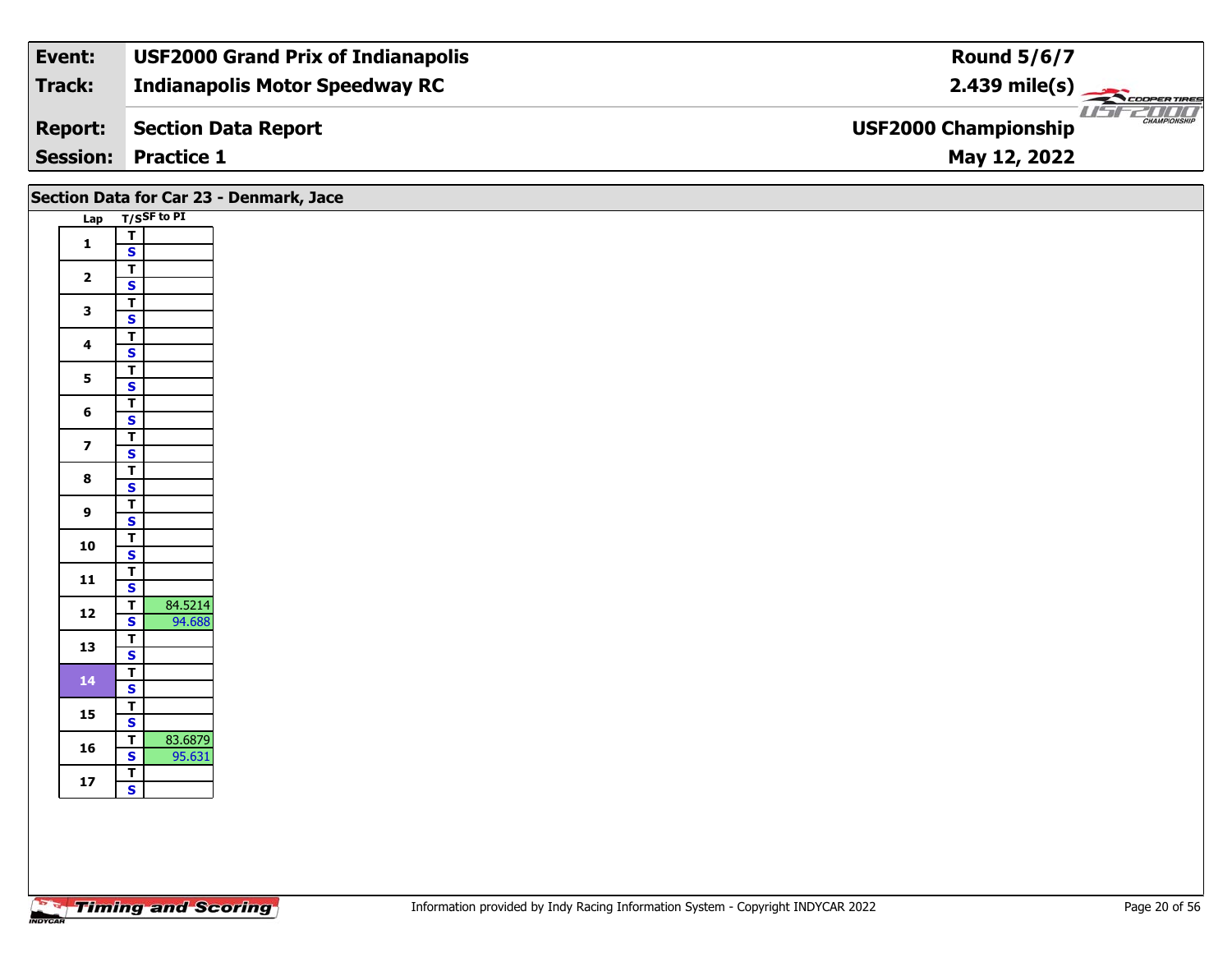| **Event:** | **USF2000 Grand Prix of Indianapolis** | **Round 5/6/7** |
|---|---|---|
| **Track:** | **Indianapolis Motor Speedway RC** | **2.439 mile(s)** |
| **Report:** | **Section Data Report** | **USF2000 Championship** |
| **Session:** | **Practice 1** | **May 12, 2022** |

## Section Data for Car 23 - Denmark, Jace

| Lap | T/S | SF to PI |
|---|---|---|
| 1 | T | |
| | S | |
| 2 | T | |
| | S | |
| 3 | T | |
| | S | |
| 4 | T | |
| | S | |
| 5 | T | |
| | S | |
| 6 | T | |
| | S | |
| 7 | T | |
| | S | |
| 8 | T | |
| | S | |
| 9 | T | |
| | S | |
| 10 | T | |
| | S | |
| 11 | T | |
| | S | |
| 12 | T | 84.5214 |
| | S | 94.688 |
| 13 | T | |
| | S | |
| 14 | T | |
| | S | |
| 15 | T | |
| | S | |
| 16 | T | 83.6879 |
| | S | 95.631 |
| 17 | T | |
| | S | |

Information provided by Indy Racing Information System - Copyright INDYCAR 2022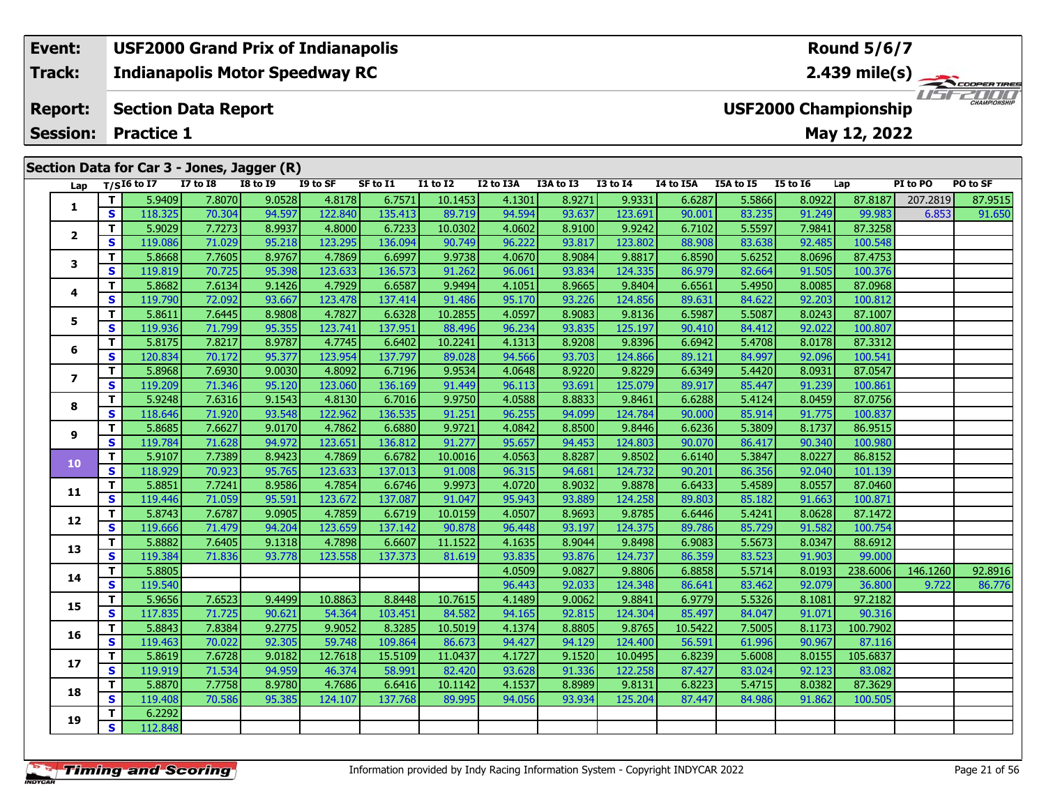| | | |
|---|---|---|
| **Event:** | **USF2000 Grand Prix of Indianapolis** | **Round 5/6/7** |
| **Track:** | **Indianapolis Motor Speedway RC** | **2.439 mile(s)** |
| **Report:** | **Section Data Report** | **USF2000 Championship** |
| **Session:** | **Practice 1** | **May 12, 2022** |

## Section Data for Car 3 - Jones, Jagger (R)

| Lap | T/S | I6 to I7 | I7 to I8 | I8 to I9 | I9 to SF | SF to I1 | I1 to I2 | I2 to I3A | I3A to I3 | I3 to I4 | I4 to I5A | I5A to I5 | I5 to I6 | Lap | PI to PO | PO to SF |
|---|---|---|---|---|---|---|---|---|---|---|---|---|---|---|---|---|
| 1 | T | 5.9409 | 7.8070 | 9.0528 | 4.8178 | 6.7571 | 10.1453 | 4.1301 | 8.9271 | 9.9331 | 6.6287 | 5.5866 | 8.0922 | 87.8187 | 207.2819 | 87.9515 |
| | S | 118.325 | 70.304 | 94.597 | 122.840 | 135.413 | 89.719 | 94.594 | 93.637 | 123.691 | 90.001 | 83.235 | 91.249 | 99.983 | 6.853 | 91.650 |
| 2 | T | 5.9029 | 7.7273 | 8.9937 | 4.8000 | 6.7233 | 10.0302 | 4.0602 | 8.9100 | 9.9242 | 6.7102 | 5.5597 | 7.9841 | 87.3258 | | |
| | S | 119.086 | 71.029 | 95.218 | 123.295 | 136.094 | 90.749 | 96.222 | 93.817 | 123.802 | 88.908 | 83.638 | 92.485 | 100.548 | | |
| 3 | T | 5.8668 | 7.7605 | 8.9767 | 4.7869 | 6.6997 | 9.9738 | 4.0670 | 8.9084 | 9.8817 | 6.8590 | 5.6252 | 8.0696 | 87.4753 | | |
| | S | 119.819 | 70.725 | 95.398 | 123.633 | 136.573 | 91.262 | 96.061 | 93.834 | 124.335 | 86.979 | 82.664 | 91.505 | 100.376 | | |
| 4 | T | 5.8682 | 7.6134 | 9.1426 | 4.7929 | 6.6587 | 9.9494 | 4.1051 | 8.9665 | 9.8404 | 6.6561 | 5.4950 | 8.0085 | 87.0968 | | |
| | S | 119.790 | 72.092 | 93.667 | 123.478 | 137.414 | 91.486 | 95.170 | 93.226 | 124.856 | 89.631 | 84.622 | 92.203 | 100.812 | | |
| 5 | T | 5.8611 | 7.6445 | 8.9808 | 4.7827 | 6.6328 | 10.2855 | 4.0597 | 8.9083 | 9.8136 | 6.5987 | 5.5087 | 8.0243 | 87.1007 | | |
| | S | 119.936 | 71.799 | 95.355 | 123.741 | 137.951 | 88.496 | 96.234 | 93.835 | 125.197 | 90.410 | 84.412 | 92.022 | 100.807 | | |
| 6 | T | 5.8175 | 7.8217 | 8.9787 | 4.7745 | 6.6402 | 10.2241 | 4.1313 | 8.9208 | 9.8396 | 6.6942 | 5.4708 | 8.0178 | 87.3312 | | |
| | S | 120.834 | 70.172 | 95.377 | 123.954 | 137.797 | 89.028 | 94.566 | 93.703 | 124.866 | 89.121 | 84.997 | 92.096 | 100.541 | | |
| 7 | T | 5.8968 | 7.6930 | 9.0030 | 4.8092 | 6.7196 | 9.9534 | 4.0648 | 8.9220 | 9.8229 | 6.6349 | 5.4420 | 8.0931 | 87.0547 | | |
| | S | 119.209 | 71.346 | 95.120 | 123.060 | 136.169 | 91.449 | 96.113 | 93.691 | 125.079 | 89.917 | 85.447 | 91.239 | 100.861 | | |
| 8 | T | 5.9248 | 7.6316 | 9.1543 | 4.8130 | 6.7016 | 9.9750 | 4.0588 | 8.8833 | 9.8461 | 6.6288 | 5.4124 | 8.0459 | 87.0756 | | |
| | S | 118.646 | 71.920 | 93.548 | 122.962 | 136.535 | 91.251 | 96.255 | 94.099 | 124.784 | 90.000 | 85.914 | 91.775 | 100.837 | | |
| 9 | T | 5.8685 | 7.6627 | 9.0170 | 4.7862 | 6.6880 | 9.9721 | 4.0842 | 8.8500 | 9.8446 | 6.6236 | 5.3809 | 8.1737 | 86.9515 | | |
| | S | 119.784 | 71.628 | 94.972 | 123.651 | 136.812 | 91.277 | 95.657 | 94.453 | 124.803 | 90.070 | 86.417 | 90.340 | 100.980 | | |
| 10 | T | 5.9107 | 7.7389 | 8.9423 | 4.7869 | 6.6782 | 10.0016 | 4.0563 | 8.8287 | 9.8502 | 6.6140 | 5.3847 | 8.0227 | 86.8152 | | |
| | S | 118.929 | 70.923 | 95.765 | 123.633 | 137.013 | 91.008 | 96.315 | 94.681 | 124.732 | 90.201 | 86.356 | 92.040 | 101.139 | | |
| 11 | T | 5.8851 | 7.7241 | 8.9586 | 4.7854 | 6.6746 | 9.9973 | 4.0720 | 8.9032 | 9.8878 | 6.6433 | 5.4589 | 8.0557 | 87.0460 | | |
| | S | 119.446 | 71.059 | 95.591 | 123.672 | 137.087 | 91.047 | 95.943 | 93.889 | 124.258 | 89.803 | 85.182 | 91.663 | 100.871 | | |
| 12 | T | 5.8743 | 7.6787 | 9.0905 | 4.7859 | 6.6719 | 10.0159 | 4.0507 | 8.9693 | 9.8785 | 6.6446 | 5.4241 | 8.0628 | 87.1472 | | |
| | S | 119.666 | 71.479 | 94.204 | 123.659 | 137.142 | 90.878 | 96.448 | 93.197 | 124.375 | 89.786 | 85.729 | 91.582 | 100.754 | | |
| 13 | T | 5.8882 | 7.6405 | 9.1318 | 4.7898 | 6.6607 | 11.1522 | 4.1635 | 8.9044 | 9.8498 | 6.9083 | 5.5673 | 8.0347 | 88.6912 | | |
| | S | 119.384 | 71.836 | 93.778 | 123.558 | 137.373 | 81.619 | 93.835 | 93.876 | 124.737 | 86.359 | 83.523 | 91.903 | 99.000 | | |
| 14 | T | 5.8805 | | | | | | 4.0509 | 9.0827 | 9.8806 | 6.8858 | 5.5714 | 8.0193 | 238.6006 | 146.1260 | 92.8916 |
| | S | 119.540 | | | | | | 96.443 | 92.033 | 124.348 | 86.641 | 83.462 | 92.079 | 36.800 | 9.722 | 86.776 |
| 15 | T | 5.9656 | 7.6523 | 9.4499 | 10.8863 | 8.8448 | 10.7615 | 4.1489 | 9.0062 | 9.8841 | 6.9779 | 5.5326 | 8.1081 | 97.2182 | | |
| | S | 117.835 | 71.725 | 90.621 | 54.364 | 103.451 | 84.582 | 94.165 | 92.815 | 124.304 | 85.497 | 84.047 | 91.071 | 90.316 | | |
| 16 | T | 5.8843 | 7.8384 | 9.2775 | 9.9052 | 8.3285 | 10.5019 | 4.1374 | 8.8805 | 9.8765 | 10.5422 | 7.5005 | 8.1173 | 100.7902 | | |
| | S | 119.463 | 70.022 | 92.305 | 59.748 | 109.864 | 86.673 | 94.427 | 94.129 | 124.400 | 56.591 | 61.996 | 90.967 | 87.116 | | |
| 17 | T | 5.8619 | 7.6728 | 9.0182 | 12.7618 | 15.5109 | 11.0437 | 4.1727 | 9.1520 | 10.0495 | 6.8239 | 5.6008 | 8.0155 | 105.6837 | | |
| | S | 119.919 | 71.534 | 94.959 | 46.374 | 58.991 | 82.420 | 93.628 | 91.336 | 122.258 | 87.427 | 83.024 | 92.123 | 83.082 | | |
| 18 | T | 5.8870 | 7.7758 | 8.9780 | 4.7686 | 6.6416 | 10.1142 | 4.1537 | 8.8989 | 9.8131 | 6.8223 | 5.4715 | 8.0382 | 87.3629 | | |
| | S | 119.408 | 70.586 | 95.385 | 124.107 | 137.768 | 89.995 | 94.056 | 93.934 | 125.204 | 87.447 | 84.986 | 91.862 | 100.505 | | |
| 19 | T | 6.2292 | | | | | | | | | | | | | | |
| | S | 112.848 | | | | | | | | | | | | | | |

Information provided by Indy Racing Information System - Copyright INDYCAR 2022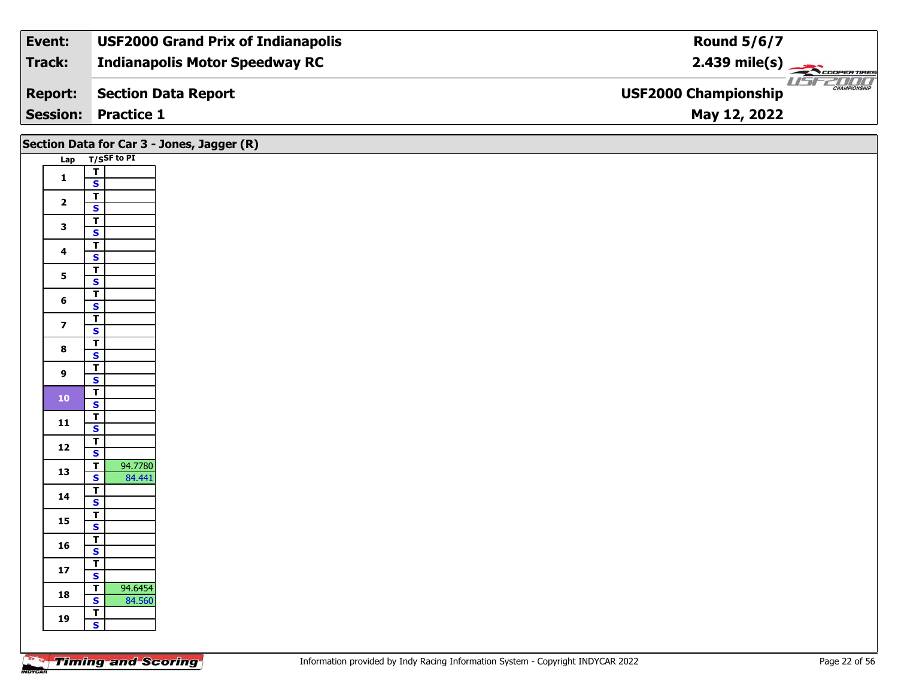| Event: | USF2000 Grand Prix of Indianapolis | Round 5/6/7 |
|---|---|---|
| Track: | Indianapolis Motor Speedway RC | 2.439 mile(s) |
| Report: | Section Data Report | USF2000 Championship |
| Session: | Practice 1 | May 12, 2022 |

## Section Data for Car 3 - Jones, Jagger (R)

| Lap | T/S | SF to PI |
|---|---|---|
| 1 | T | |
| | S | |
| 2 | T | |
| | S | |
| 3 | T | |
| | S | |
| 4 | T | |
| | S | |
| 5 | T | |
| | S | |
| 6 | T | |
| | S | |
| 7 | T | |
| | S | |
| 8 | T | |
| | S | |
| 9 | T | |
| | S | |
| 10 | T | |
| | S | |
| 11 | T | |
| | S | |
| 12 | T | |
| | S | |
| 13 | T | 94.7780 |
| | S | 84.441 |
| 14 | T | |
| | S | |
| 15 | T | |
| | S | |
| 16 | T | |
| | S | |
| 17 | T | |
| | S | |
| 18 | T | 94.6454 |
| | S | 84.560 |
| 19 | T | |
| | S | |

Information provided by Indy Racing Information System - Copyright INDYCAR 2022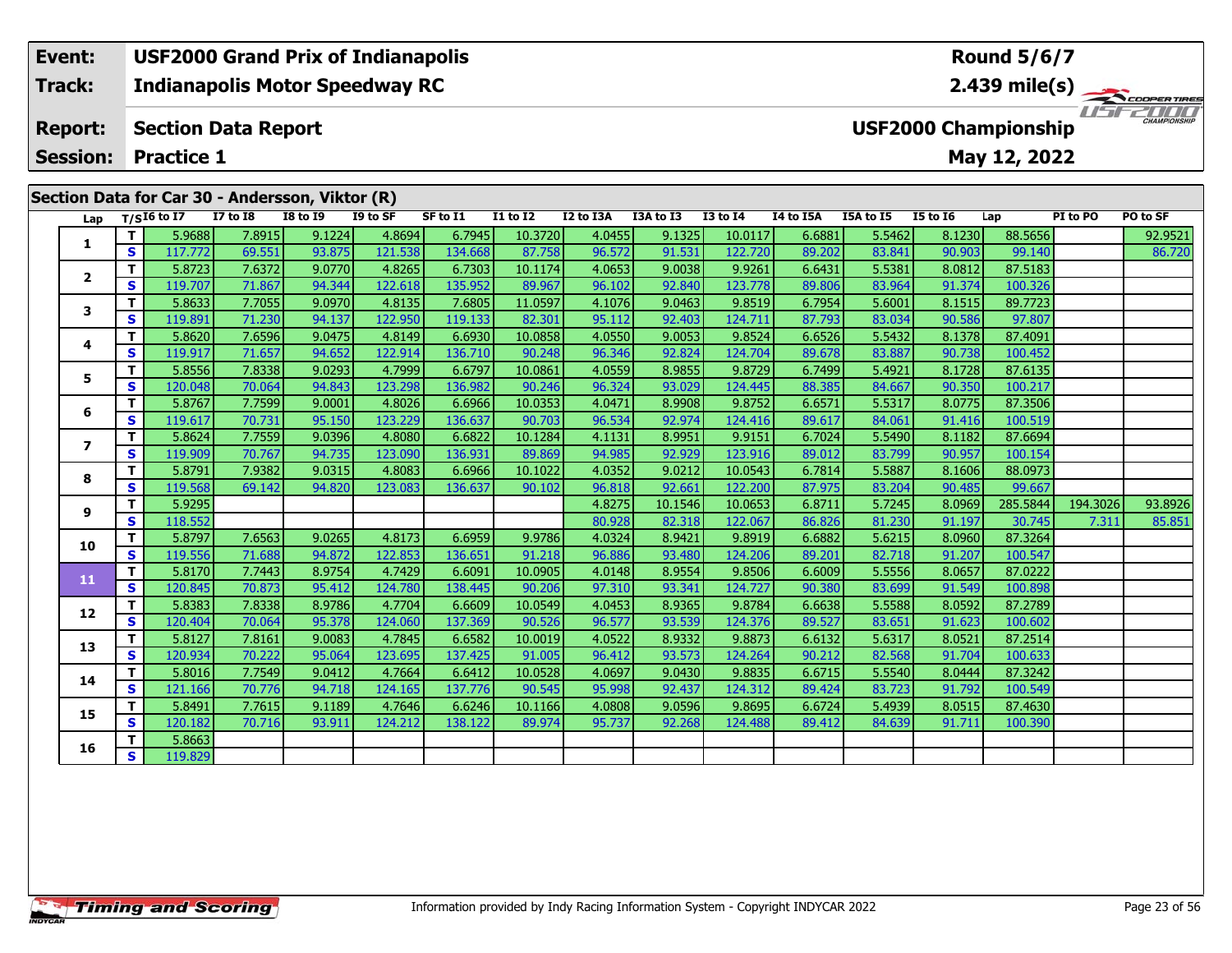| Event: | USF2000 Grand Prix of Indianapolis | Round 5/6/7 |
|---|---|---|
| Track: | Indianapolis Motor Speedway RC | 2.439 mile(s) |
| Report: | Section Data Report | USF2000 Championship |
| Session: | Practice 1 | May 12, 2022 |

## Section Data for Car 30 - Andersson, Viktor (R)

| Lap | T/S | I6 to I7 | I7 to I8 | I8 to I9 | I9 to SF | SF to I1 | I1 to I2 | I2 to I3A | I3A to I3 | I3 to I4 | I4 to I5A | I5A to I5 | I5 to I6 | Lap | PI to PO | PO to SF |
|---|---|---|---|---|---|---|---|---|---|---|---|---|---|---|---|---|
| 1 | T | 5.9688 | 7.8915 | 9.1224 | 4.8694 | 6.7945 | 10.3720 | 4.0455 | 9.1325 | 10.0117 | 6.6881 | 5.5462 | 8.1230 | 88.5656 | | 92.9521 |
| | S | 117.772 | 69.551 | 93.875 | 121.538 | 134.668 | 87.758 | 96.572 | 91.531 | 122.720 | 89.202 | 83.841 | 90.903 | 99.140 | | 86.720 |
| 2 | T | 5.8723 | 7.6372 | 9.0770 | 4.8265 | 6.7303 | 10.1174 | 4.0653 | 9.0038 | 9.9261 | 6.6431 | 5.5381 | 8.0812 | 87.5183 | | |
| | S | 119.707 | 71.867 | 94.344 | 122.618 | 135.952 | 89.967 | 96.102 | 92.840 | 123.778 | 89.806 | 83.964 | 91.374 | 100.326 | | |
| 3 | T | 5.8633 | 7.7055 | 9.0970 | 4.8135 | 7.6805 | 11.0597 | 4.1076 | 9.0463 | 9.8519 | 6.7954 | 5.6001 | 8.1515 | 89.7723 | | |
| | S | 119.891 | 71.230 | 94.137 | 122.950 | 119.133 | 82.301 | 95.112 | 92.403 | 124.711 | 87.793 | 83.034 | 90.586 | 97.807 | | |
| 4 | T | 5.8620 | 7.6596 | 9.0475 | 4.8149 | 6.6930 | 10.0858 | 4.0550 | 9.0053 | 9.8524 | 6.6526 | 5.5432 | 8.1378 | 87.4091 | | |
| | S | 119.917 | 71.657 | 94.652 | 122.914 | 136.710 | 90.248 | 96.346 | 92.824 | 124.704 | 89.678 | 83.887 | 90.738 | 100.452 | | |
| 5 | T | 5.8556 | 7.8338 | 9.0293 | 4.7999 | 6.6797 | 10.0861 | 4.0559 | 8.9855 | 9.8729 | 6.7499 | 5.4921 | 8.1728 | 87.6135 | | |
| | S | 120.048 | 70.064 | 94.843 | 123.298 | 136.982 | 90.246 | 96.324 | 93.029 | 124.445 | 88.385 | 84.667 | 90.350 | 100.217 | | |
| 6 | T | 5.8767 | 7.7599 | 9.0001 | 4.8026 | 6.6966 | 10.0353 | 4.0471 | 8.9908 | 9.8752 | 6.6571 | 5.5317 | 8.0775 | 87.3506 | | |
| | S | 119.617 | 70.731 | 95.150 | 123.229 | 136.637 | 90.703 | 96.534 | 92.974 | 124.416 | 89.617 | 84.061 | 91.416 | 100.519 | | |
| 7 | T | 5.8624 | 7.7559 | 9.0396 | 4.8080 | 6.6822 | 10.1284 | 4.1131 | 8.9951 | 9.9151 | 6.7024 | 5.5490 | 8.1182 | 87.6694 | | |
| | S | 119.909 | 70.767 | 94.735 | 123.090 | 136.931 | 89.869 | 94.985 | 92.929 | 123.916 | 89.012 | 83.799 | 90.957 | 100.154 | | |
| 8 | T | 5.8791 | 7.9382 | 9.0315 | 4.8083 | 6.6966 | 10.1022 | 4.0352 | 9.0212 | 10.0543 | 6.7814 | 5.5887 | 8.1606 | 88.0973 | | |
| | S | 119.568 | 69.142 | 94.820 | 123.083 | 136.637 | 90.102 | 96.818 | 92.661 | 122.200 | 87.975 | 83.204 | 90.485 | 99.667 | | |
| 9 | T | 5.9295 | | | | | | 4.8275 | 10.1546 | 10.0653 | 6.8711 | 5.7245 | 8.0969 | 285.5844 | 194.3026 | 93.8926 |
| | S | 118.552 | | | | | | 80.928 | 82.318 | 122.067 | 86.826 | 81.230 | 91.197 | 30.745 | 7.311 | 85.851 |
| 10 | T | 5.8797 | 7.6563 | 9.0265 | 4.8173 | 6.6959 | 9.9786 | 4.0324 | 8.9421 | 9.8919 | 6.6882 | 5.6215 | 8.0960 | 87.3264 | | |
| | S | 119.556 | 71.688 | 94.872 | 122.853 | 136.651 | 91.218 | 96.886 | 93.480 | 124.206 | 89.201 | 82.718 | 91.207 | 100.547 | | |
| 11 | T | 5.8170 | 7.7443 | 8.9754 | 4.7429 | 6.6091 | 10.0905 | 4.0148 | 8.9554 | 9.8506 | 6.6009 | 5.5556 | 8.0657 | 87.0222 | | |
| | S | 120.845 | 70.873 | 95.412 | 124.780 | 138.445 | 90.206 | 97.310 | 93.341 | 124.727 | 90.380 | 83.699 | 91.549 | 100.898 | | |
| 12 | T | 5.8383 | 7.8338 | 8.9786 | 4.7704 | 6.6609 | 10.0549 | 4.0453 | 8.9365 | 9.8784 | 6.6638 | 5.5588 | 8.0592 | 87.2789 | | |
| | S | 120.404 | 70.064 | 95.378 | 124.060 | 137.369 | 90.526 | 96.577 | 93.539 | 124.376 | 89.527 | 83.651 | 91.623 | 100.602 | | |
| 13 | T | 5.8127 | 7.8161 | 9.0083 | 4.7845 | 6.6582 | 10.0019 | 4.0522 | 8.9332 | 9.8873 | 6.6132 | 5.6317 | 8.0521 | 87.2514 | | |
| | S | 120.934 | 70.222 | 95.064 | 123.695 | 137.425 | 91.005 | 96.412 | 93.573 | 124.264 | 90.212 | 82.568 | 91.704 | 100.633 | | |
| 14 | T | 5.8016 | 7.7549 | 9.0412 | 4.7664 | 6.6412 | 10.0528 | 4.0697 | 9.0430 | 9.8835 | 6.6715 | 5.5540 | 8.0444 | 87.3242 | | |
| | S | 121.166 | 70.776 | 94.718 | 124.165 | 137.776 | 90.545 | 95.998 | 92.437 | 124.312 | 89.424 | 83.723 | 91.792 | 100.549 | | |
| 15 | T | 5.8491 | 7.7615 | 9.1189 | 4.7646 | 6.6246 | 10.1166 | 4.0808 | 9.0596 | 9.8695 | 6.6724 | 5.4939 | 8.0515 | 87.4630 | | |
| | S | 120.182 | 70.716 | 93.911 | 124.212 | 138.122 | 89.974 | 95.737 | 92.268 | 124.488 | 89.412 | 84.639 | 91.711 | 100.390 | | |
| 16 | T | 5.8663 | | | | | | | | | | | | | | |
| | S | 119.829 | | | | | | | | | | | | | | |

Information provided by Indy Racing Information System - Copyright INDYCAR 2022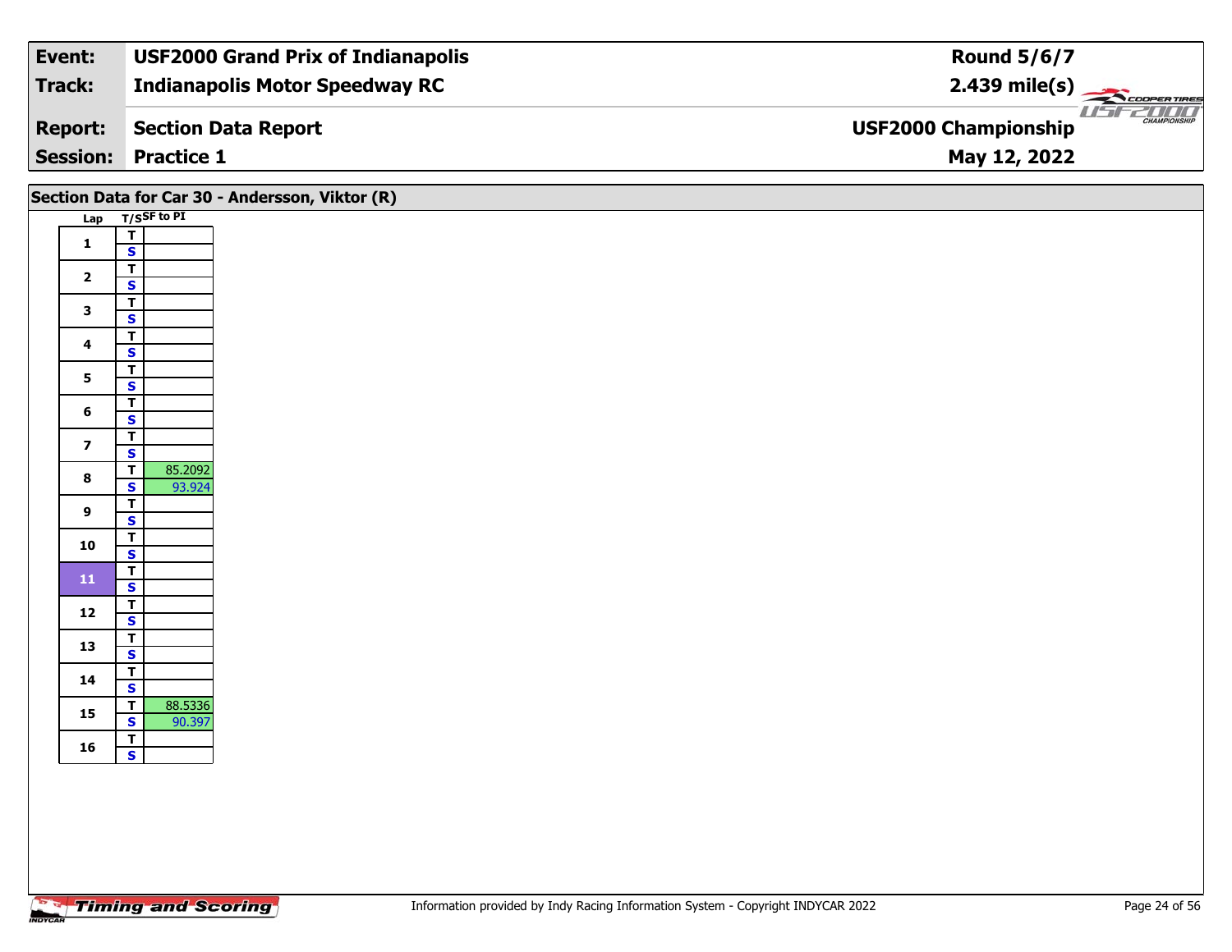| Event: | USF2000 Grand Prix of Indianapolis | Round 5/6/7 |
|---|---|---|
| Track: | Indianapolis Motor Speedway RC | 2.439 mile(s) |
| Report: | Section Data Report | USF2000 Championship |
| Session: | Practice 1 | May 12, 2022 |

## Section Data for Car 30 - Andersson, Viktor (R)

| Lap | T/S | SF to PI |
|---|---|---|
| 1 | T | |
| | S | |
| 2 | T | |
| | S | |
| 3 | T | |
| | S | |
| 4 | T | |
| | S | |
| 5 | T | |
| | S | |
| 6 | T | |
| | S | |
| 7 | T | |
| | S | |
| 8 | T | 85.2092 |
| | S | 93.924 |
| 9 | T | |
| | S | |
| 10 | T | |
| | S | |
| 11 | T | |
| | S | |
| 12 | T | |
| | S | |
| 13 | T | |
| | S | |
| 14 | T | |
| | S | |
| 15 | T | 88.5336 |
| | S | 90.397 |
| 16 | T | |
| | S | |

Information provided by Indy Racing Information System - Copyright INDYCAR 2022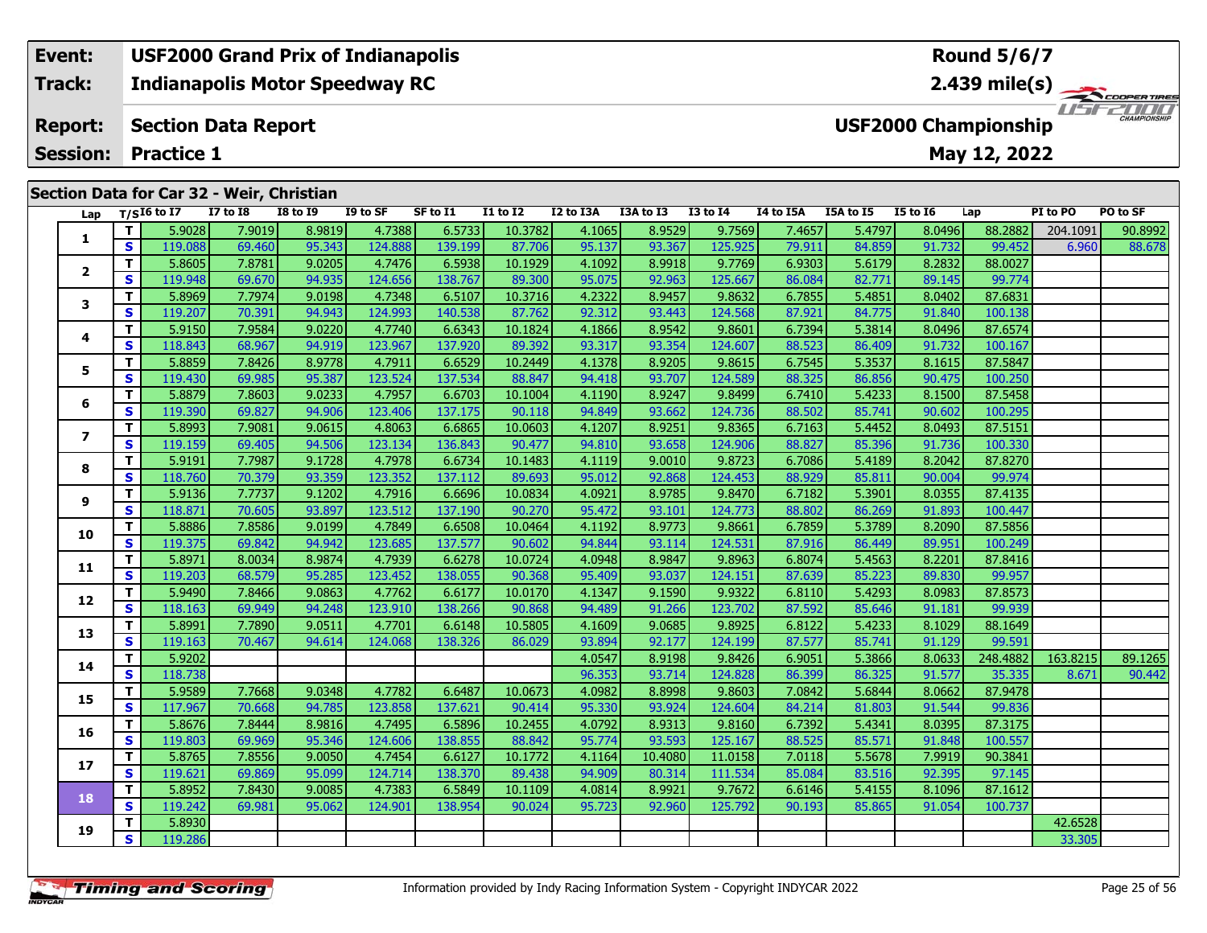| Event: | USF2000 Grand Prix of Indianapolis | Round 5/6/7 |
|---|---|---|
| Track: | Indianapolis Motor Speedway RC | 2.439 mile(s) |
| Report: | Section Data Report | USF2000 Championship |
| Session: | Practice 1 | May 12, 2022 |

## Section Data for Car 32 - Weir, Christian

| Lap | T/S | I6 to I7 | I7 to I8 | I8 to I9 | I9 to SF | SF to I1 | I1 to I2 | I2 to I3A | I3A to I3 | I3 to I4 | I4 to I5A | I5A to I5 | I5 to I6 | Lap | PI to PO | PO to SF |
|---|---|---|---|---|---|---|---|---|---|---|---|---|---|---|---|---|
| 1 | T | 5.9028 | 7.9019 | 8.9819 | 4.7388 | 6.5733 | 10.3782 | 4.1065 | 8.9529 | 9.7569 | 7.4657 | 5.4797 | 8.0496 | 88.2882 | 204.1091 | 90.8992 |
| | S | 119.088 | 69.460 | 95.343 | 124.888 | 139.199 | 87.706 | 95.137 | 93.367 | 125.925 | 79.911 | 84.859 | 91.732 | 99.452 | 6.960 | 88.678 |
| 2 | T | 5.8605 | 7.8781 | 9.0205 | 4.7476 | 6.5938 | 10.1929 | 4.1092 | 8.9918 | 9.7769 | 6.9303 | 5.6179 | 8.2832 | 88.0027 | | |
| | S | 119.948 | 69.670 | 94.935 | 124.656 | 138.767 | 89.300 | 95.075 | 92.963 | 125.667 | 86.084 | 82.771 | 89.145 | 99.774 | | |
| 3 | T | 5.8969 | 7.7974 | 9.0198 | 4.7348 | 6.5107 | 10.3716 | 4.2322 | 8.9457 | 9.8632 | 6.7855 | 5.4851 | 8.0402 | 87.6831 | | |
| | S | 119.207 | 70.391 | 94.943 | 124.993 | 140.538 | 87.762 | 92.312 | 93.443 | 124.568 | 87.921 | 84.775 | 91.840 | 100.138 | | |
| 4 | T | 5.9150 | 7.9584 | 9.0220 | 4.7740 | 6.6343 | 10.1824 | 4.1866 | 8.9542 | 9.8601 | 6.7394 | 5.3814 | 8.0496 | 87.6574 | | |
| | S | 118.843 | 68.967 | 94.919 | 123.967 | 137.920 | 89.392 | 93.317 | 93.354 | 124.607 | 88.523 | 86.409 | 91.732 | 100.167 | | |
| 5 | T | 5.8859 | 7.8426 | 8.9778 | 4.7911 | 6.6529 | 10.2449 | 4.1378 | 8.9205 | 9.8615 | 6.7545 | 5.3537 | 8.1615 | 87.5847 | | |
| | S | 119.430 | 69.985 | 95.387 | 123.524 | 137.534 | 88.847 | 94.418 | 93.707 | 124.589 | 88.325 | 86.856 | 90.475 | 100.250 | | |
| 6 | T | 5.8879 | 7.8603 | 9.0233 | 4.7957 | 6.6703 | 10.1004 | 4.1190 | 8.9247 | 9.8499 | 6.7410 | 5.4233 | 8.1500 | 87.5458 | | |
| | S | 119.390 | 69.827 | 94.906 | 123.406 | 137.175 | 90.118 | 94.849 | 93.662 | 124.736 | 88.502 | 85.741 | 90.602 | 100.295 | | |
| 7 | T | 5.8993 | 7.9081 | 9.0615 | 4.8063 | 6.6865 | 10.0603 | 4.1207 | 8.9251 | 9.8365 | 6.7163 | 5.4452 | 8.0493 | 87.5151 | | |
| | S | 119.159 | 69.405 | 94.506 | 123.134 | 136.843 | 90.477 | 94.810 | 93.658 | 124.906 | 88.827 | 85.396 | 91.736 | 100.330 | | |
| 8 | T | 5.9191 | 7.7987 | 9.1728 | 4.7978 | 6.6734 | 10.1483 | 4.1119 | 9.0010 | 9.8723 | 6.7086 | 5.4189 | 8.2042 | 87.8270 | | |
| | S | 118.760 | 70.379 | 93.359 | 123.352 | 137.112 | 89.693 | 95.012 | 92.868 | 124.453 | 88.929 | 85.811 | 90.004 | 99.974 | | |
| 9 | T | 5.9136 | 7.7737 | 9.1202 | 4.7916 | 6.6696 | 10.0834 | 4.0921 | 8.9785 | 9.8470 | 6.7182 | 5.3901 | 8.0355 | 87.4135 | | |
| | S | 118.871 | 70.605 | 93.897 | 123.512 | 137.190 | 90.270 | 95.472 | 93.101 | 124.773 | 88.802 | 86.269 | 91.893 | 100.447 | | |
| 10 | T | 5.8886 | 7.8586 | 9.0199 | 4.7849 | 6.6508 | 10.0464 | 4.1192 | 8.9773 | 9.8661 | 6.7859 | 5.3789 | 8.2090 | 87.5856 | | |
| | S | 119.375 | 69.842 | 94.942 | 123.685 | 137.577 | 90.602 | 94.844 | 93.114 | 124.531 | 87.916 | 86.449 | 89.951 | 100.249 | | |
| 11 | T | 5.8971 | 8.0034 | 8.9874 | 4.7939 | 6.6278 | 10.0724 | 4.0948 | 8.9847 | 9.8963 | 6.8074 | 5.4563 | 8.2201 | 87.8416 | | |
| | S | 119.203 | 68.579 | 95.285 | 123.452 | 138.055 | 90.368 | 95.409 | 93.037 | 124.151 | 87.639 | 85.223 | 89.830 | 99.957 | | |
| 12 | T | 5.9490 | 7.8466 | 9.0863 | 4.7762 | 6.6177 | 10.0170 | 4.1347 | 9.1590 | 9.9322 | 6.8110 | 5.4293 | 8.0983 | 87.8573 | | |
| | S | 118.163 | 69.949 | 94.248 | 123.910 | 138.266 | 90.868 | 94.489 | 91.266 | 123.702 | 87.592 | 85.646 | 91.181 | 99.939 | | |
| 13 | T | 5.8991 | 7.7890 | 9.0511 | 4.7701 | 6.6148 | 10.5805 | 4.1609 | 9.0685 | 9.8925 | 6.8122 | 5.4233 | 8.1029 | 88.1649 | | |
| | S | 119.163 | 70.467 | 94.614 | 124.068 | 138.326 | 86.029 | 93.894 | 92.177 | 124.199 | 87.577 | 85.741 | 91.129 | 99.591 | | |
| 14 | T | 5.9202 | | | | | | 4.0547 | 8.9198 | 9.8426 | 6.9051 | 5.3866 | 8.0633 | 248.4882 | 163.8215 | 89.1265 |
| | S | 118.738 | | | | | | 96.353 | 93.714 | 124.828 | 86.399 | 86.325 | 91.577 | 35.335 | 8.671 | 90.442 |
| 15 | T | 5.9589 | 7.7668 | 9.0348 | 4.7782 | 6.6487 | 10.0673 | 4.0982 | 8.8998 | 9.8603 | 7.0842 | 5.6844 | 8.0662 | 87.9478 | | |
| | S | 117.967 | 70.668 | 94.785 | 123.858 | 137.621 | 90.414 | 95.330 | 93.924 | 124.604 | 84.214 | 81.803 | 91.544 | 99.836 | | |
| 16 | T | 5.8676 | 7.8444 | 8.9816 | 4.7495 | 6.5896 | 10.2455 | 4.0792 | 8.9313 | 9.8160 | 6.7392 | 5.4341 | 8.0395 | 87.3175 | | |
| | S | 119.803 | 69.969 | 95.346 | 124.606 | 138.855 | 88.842 | 95.774 | 93.593 | 125.167 | 88.525 | 85.571 | 91.848 | 100.557 | | |
| 17 | T | 5.8765 | 7.8556 | 9.0050 | 4.7454 | 6.6127 | 10.1772 | 4.1164 | 10.4080 | 11.0158 | 7.0118 | 5.5678 | 7.9919 | 90.3841 | | |
| | S | 119.621 | 69.869 | 95.099 | 124.714 | 138.370 | 89.438 | 94.909 | 80.314 | 111.534 | 85.084 | 83.516 | 92.395 | 97.145 | | |
| 18 | T | 5.8952 | 7.8430 | 9.0085 | 4.7383 | 6.5849 | 10.1109 | 4.0814 | 8.9921 | 9.7672 | 6.6146 | 5.4155 | 8.1096 | 87.1612 | | |
| | S | 119.242 | 69.981 | 95.062 | 124.901 | 138.954 | 90.024 | 95.723 | 92.960 | 125.792 | 90.193 | 85.865 | 91.054 | 100.737 | | |
| 19 | T | 5.8930 | | | | | | | | | | | | | 42.6528 | |
| | S | 119.286 | | | | | | | | | | | | | 33.305 | |

Information provided by Indy Racing Information System - Copyright INDYCAR 2022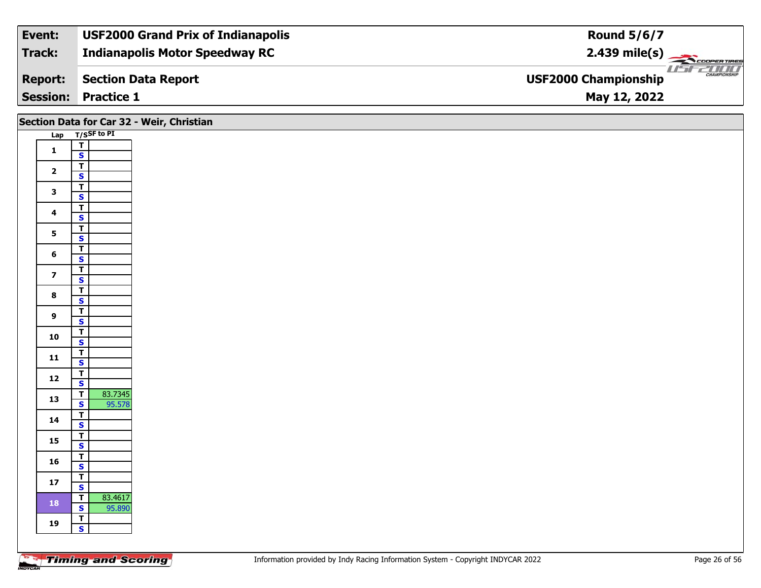| Event: | USF2000 Grand Prix of Indianapolis | Round 5/6/7 |
|---|---|---|
| Track: | Indianapolis Motor Speedway RC | 2.439 mile(s) |
| Report: | Section Data Report | USF2000 Championship |
| Session: | Practice 1 | May 12, 2022 |

## Section Data for Car 32 - Weir, Christian

| Lap | T/S | SF to PI |
|---|---|---|
| 1 | T | |
| | S | |
| 2 | T | |
| | S | |
| 3 | T | |
| | S | |
| 4 | T | |
| | S | |
| 5 | T | |
| | S | |
| 6 | T | |
| | S | |
| 7 | T | |
| | S | |
| 8 | T | |
| | S | |
| 9 | T | |
| | S | |
| 10 | T | |
| | S | |
| 11 | T | |
| | S | |
| 12 | T | |
| | S | |
| 13 | T | 83.7345 |
| | S | 95.578 |
| 14 | T | |
| | S | |
| 15 | T | |
| | S | |
| 16 | T | |
| | S | |
| 17 | T | |
| | S | |
| 18 | T | 83.4617 |
| | S | 95.890 |
| 19 | T | |
| | S | |

Information provided by Indy Racing Information System - Copyright INDYCAR 2022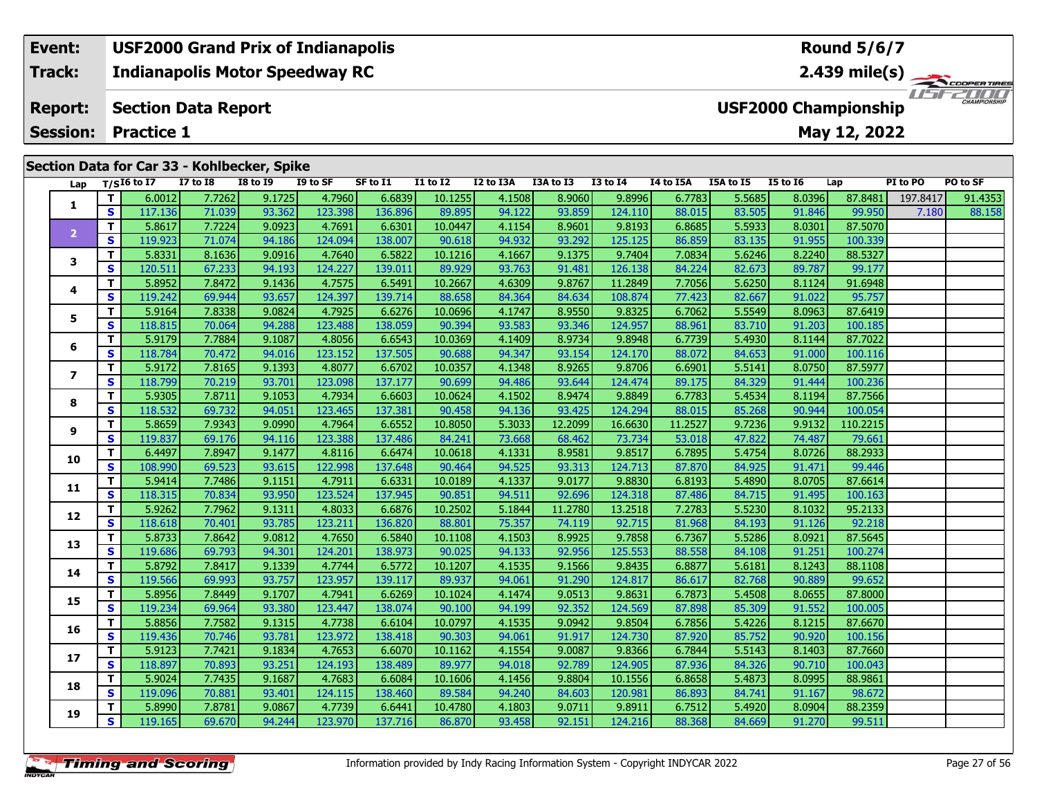| Event: | USF2000 Grand Prix of Indianapolis | Round 5/6/7 |
|---|---|---|
| Track: | Indianapolis Motor Speedway RC | 2.439 mile(s) |
| Report: | Section Data Report | USF2000 Championship |
| Session: | Practice 1 | May 12, 2022 |

## Section Data for Car 33 - Kohlbecker, Spike

| Lap | T/S | I6 to I7 | I7 to I8 | I8 to I9 | I9 to SF | SF to I1 | I1 to I2 | I2 to I3A | I3A to I3 | I3 to I4 | I4 to I5A | I5A to I5 | I5 to I6 | Lap | PI to PO | PO to SF |
|---|---|---|---|---|---|---|---|---|---|---|---|---|---|---|---|---|
| 1 | T | 6.0012 | 7.7262 | 9.1725 | 4.7960 | 6.6839 | 10.1255 | 4.1508 | 8.9060 | 9.8996 | 6.7783 | 5.5685 | 8.0396 | 87.8481 | 197.8417 | 91.4353 |
| | S | 117.136 | 71.039 | 93.362 | 123.398 | 136.896 | 89.895 | 94.122 | 93.859 | 124.110 | 88.015 | 83.505 | 91.846 | 99.950 | 7.180 | 88.158 |
| 2 | T | 5.8617 | 7.7224 | 9.0923 | 4.7691 | 6.6301 | 10.0447 | 4.1154 | 8.9601 | 9.8193 | 6.8685 | 5.5933 | 8.0301 | 87.5070 | | |
| | S | 119.923 | 71.074 | 94.186 | 124.094 | 138.007 | 90.618 | 94.932 | 93.292 | 125.125 | 86.859 | 83.135 | 91.955 | 100.339 | | |
| 3 | T | 5.8331 | 8.1636 | 9.0916 | 4.7640 | 6.5822 | 10.1216 | 4.1667 | 9.1375 | 9.7404 | 7.0834 | 5.6246 | 8.2240 | 88.5327 | | |
| | S | 120.511 | 67.233 | 94.193 | 124.227 | 139.011 | 89.929 | 93.763 | 91.481 | 126.138 | 84.224 | 82.673 | 89.787 | 99.177 | | |
| 4 | T | 5.8952 | 7.8472 | 9.1436 | 4.7575 | 6.5491 | 10.2667 | 4.6309 | 9.8767 | 11.2849 | 7.7056 | 5.6250 | 8.1124 | 91.6948 | | |
| | S | 119.242 | 69.944 | 93.657 | 124.397 | 139.714 | 88.658 | 84.364 | 84.634 | 108.874 | 77.423 | 82.667 | 91.022 | 95.757 | | |
| 5 | T | 5.9164 | 7.8338 | 9.0824 | 4.7925 | 6.6276 | 10.0696 | 4.1747 | 8.9550 | 9.8325 | 6.7062 | 5.5549 | 8.0963 | 87.6419 | | |
| | S | 118.815 | 70.064 | 94.288 | 123.488 | 138.059 | 90.394 | 93.583 | 93.346 | 124.957 | 88.961 | 83.710 | 91.203 | 100.185 | | |
| 6 | T | 5.9179 | 7.7884 | 9.1087 | 4.8056 | 6.6543 | 10.0369 | 4.1409 | 8.9734 | 9.8948 | 6.7739 | 5.4930 | 8.1144 | 87.7022 | | |
| | S | 118.784 | 70.472 | 94.016 | 123.152 | 137.505 | 90.688 | 94.347 | 93.154 | 124.170 | 88.072 | 84.653 | 91.000 | 100.116 | | |
| 7 | T | 5.9172 | 7.8165 | 9.1393 | 4.8077 | 6.6702 | 10.0357 | 4.1348 | 8.9265 | 9.8706 | 6.6901 | 5.5141 | 8.0750 | 87.5977 | | |
| | S | 118.799 | 70.219 | 93.701 | 123.098 | 137.177 | 90.699 | 94.486 | 93.644 | 124.474 | 89.175 | 84.329 | 91.444 | 100.236 | | |
| 8 | T | 5.9305 | 7.8711 | 9.1053 | 4.7934 | 6.6603 | 10.0624 | 4.1502 | 8.9474 | 9.8849 | 6.7783 | 5.4534 | 8.1194 | 87.7566 | | |
| | S | 118.532 | 69.732 | 94.051 | 123.465 | 137.381 | 90.458 | 94.136 | 93.425 | 124.294 | 88.015 | 85.268 | 90.944 | 100.054 | | |
| 9 | T | 5.8659 | 7.9343 | 9.0990 | 4.7964 | 6.6552 | 10.8050 | 5.3033 | 12.2099 | 16.6630 | 11.2527 | 9.7236 | 9.9132 | 110.2215 | | |
| | S | 119.837 | 69.176 | 94.116 | 123.388 | 137.486 | 84.241 | 73.668 | 68.462 | 73.734 | 53.018 | 47.822 | 74.487 | 79.661 | | |
| 10 | T | 6.4497 | 7.8947 | 9.1477 | 4.8116 | 6.6474 | 10.0618 | 4.1331 | 8.9581 | 9.8517 | 6.7895 | 5.4754 | 8.0726 | 88.2933 | | |
| | S | 108.990 | 69.523 | 93.615 | 122.998 | 137.648 | 90.464 | 94.525 | 93.313 | 124.713 | 87.870 | 84.925 | 91.471 | 99.446 | | |
| 11 | T | 5.9414 | 7.7486 | 9.1151 | 4.7911 | 6.6331 | 10.0189 | 4.1337 | 9.0177 | 9.8830 | 6.8193 | 5.4890 | 8.0705 | 87.6614 | | |
| | S | 118.315 | 70.834 | 93.950 | 123.524 | 137.945 | 90.851 | 94.511 | 92.696 | 124.318 | 87.486 | 84.715 | 91.495 | 100.163 | | |
| 12 | T | 5.9262 | 7.7962 | 9.1311 | 4.8033 | 6.6876 | 10.2502 | 5.1844 | 11.2780 | 13.2518 | 7.2783 | 5.5230 | 8.1032 | 95.2133 | | |
| | S | 118.618 | 70.401 | 93.785 | 123.211 | 136.820 | 88.801 | 75.357 | 74.119 | 92.715 | 81.968 | 84.193 | 91.126 | 92.218 | | |
| 13 | T | 5.8733 | 7.8642 | 9.0812 | 4.7650 | 6.5840 | 10.1108 | 4.1503 | 8.9925 | 9.7858 | 6.7367 | 5.5286 | 8.0921 | 87.5645 | | |
| | S | 119.686 | 69.793 | 94.301 | 124.201 | 138.973 | 90.025 | 94.133 | 92.956 | 125.553 | 88.558 | 84.108 | 91.251 | 100.274 | | |
| 14 | T | 5.8792 | 7.8417 | 9.1339 | 4.7744 | 6.5772 | 10.1207 | 4.1535 | 9.1566 | 9.8435 | 6.8877 | 5.6181 | 8.1243 | 88.1108 | | |
| | S | 119.566 | 69.993 | 93.757 | 123.957 | 139.117 | 89.937 | 94.061 | 91.290 | 124.817 | 86.617 | 82.768 | 90.889 | 99.652 | | |
| 15 | T | 5.8956 | 7.8449 | 9.1707 | 4.7941 | 6.6269 | 10.1024 | 4.1474 | 9.0513 | 9.8631 | 6.7873 | 5.4508 | 8.0655 | 87.8000 | | |
| | S | 119.234 | 69.964 | 93.380 | 123.447 | 138.074 | 90.100 | 94.199 | 92.352 | 124.569 | 87.898 | 85.309 | 91.552 | 100.005 | | |
| 16 | T | 5.8856 | 7.7582 | 9.1315 | 4.7738 | 6.6104 | 10.0797 | 4.1535 | 9.0942 | 9.8504 | 6.7856 | 5.4226 | 8.1215 | 87.6670 | | |
| | S | 119.436 | 70.746 | 93.781 | 123.972 | 138.418 | 90.303 | 94.061 | 91.917 | 124.730 | 87.920 | 85.752 | 90.920 | 100.156 | | |
| 17 | T | 5.9123 | 7.7421 | 9.1834 | 4.7653 | 6.6070 | 10.1162 | 4.1554 | 9.0087 | 9.8366 | 6.7844 | 5.5143 | 8.1403 | 87.7660 | | |
| | S | 118.897 | 70.893 | 93.251 | 124.193 | 138.489 | 89.977 | 94.018 | 92.789 | 124.905 | 87.936 | 84.326 | 90.710 | 100.043 | | |
| 18 | T | 5.9024 | 7.7435 | 9.1687 | 4.7683 | 6.6084 | 10.1606 | 4.1456 | 9.8804 | 10.1556 | 6.8658 | 5.4873 | 8.0995 | 88.9861 | | |
| | S | 119.096 | 70.881 | 93.401 | 124.115 | 138.460 | 89.584 | 94.240 | 84.603 | 120.981 | 86.893 | 84.741 | 91.167 | 98.672 | | |
| 19 | T | 5.8990 | 7.8781 | 9.0867 | 4.7739 | 6.6441 | 10.4780 | 4.1803 | 9.0711 | 9.8911 | 6.7512 | 5.4920 | 8.0904 | 88.2359 | | |
| | S | 119.165 | 69.670 | 94.244 | 123.970 | 137.716 | 86.870 | 93.458 | 92.151 | 124.216 | 88.368 | 84.669 | 91.270 | 99.511 | | |

Information provided by Indy Racing Information System - Copyright INDYCAR 2022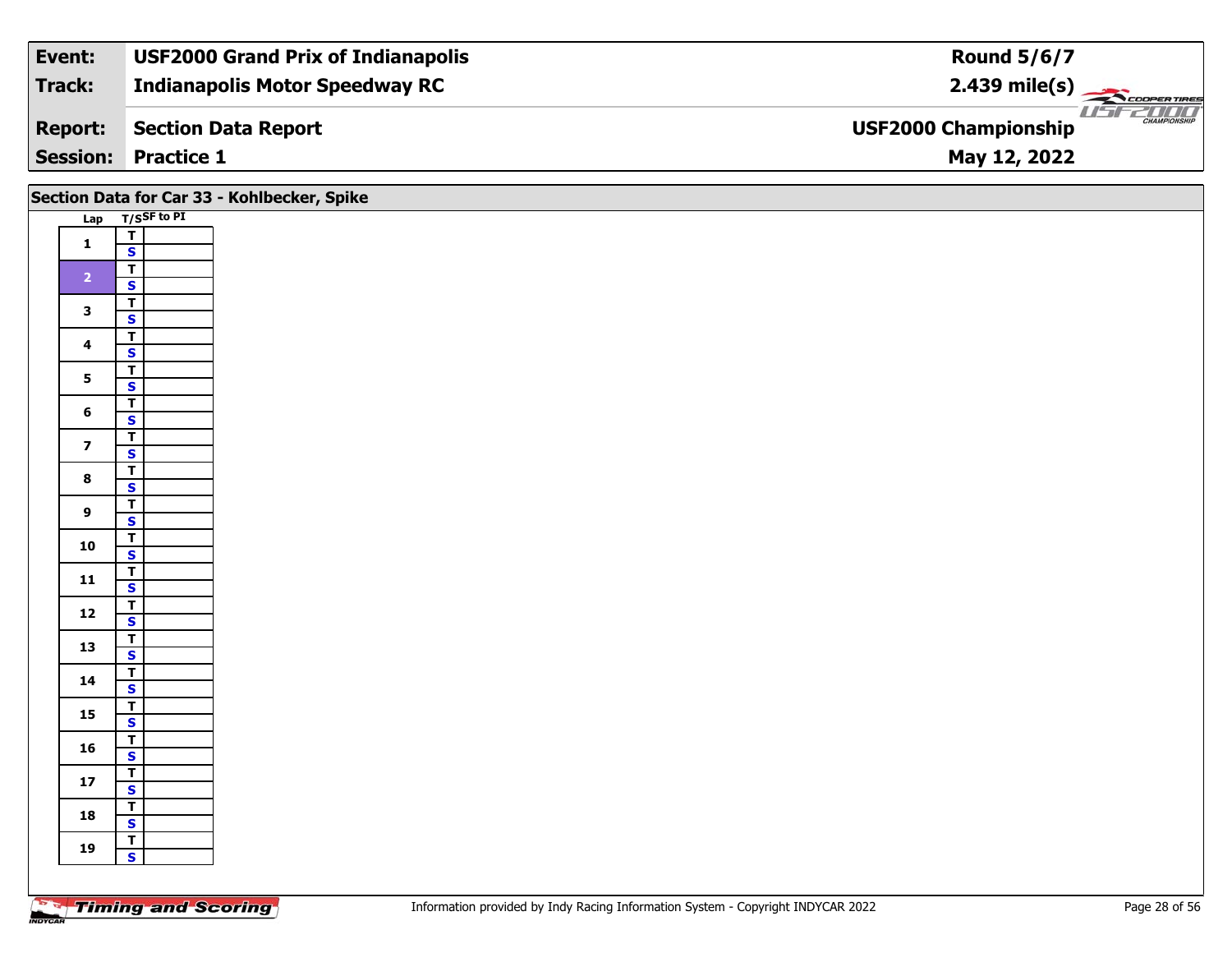| **Event:** | **USF2000 Grand Prix of Indianapolis** | **Round 5/6/7** |
|---|---|---|
| **Track:** | **Indianapolis Motor Speedway RC** | **2.439 mile(s)** |
| **Report:** | **Section Data Report** | **USF2000 Championship** |
| **Session:** | **Practice 1** | **May 12, 2022** |

## Section Data for Car 33 - Kohlbecker, Spike

| Lap | T/S | SF to PI |
|---|---|---|
| 1 | T | |
| | S | |
| 2 | T | |
| | S | |
| 3 | T | |
| | S | |
| 4 | T | |
| | S | |
| 5 | T | |
| | S | |
| 6 | T | |
| | S | |
| 7 | T | |
| | S | |
| 8 | T | |
| | S | |
| 9 | T | |
| | S | |
| 10 | T | |
| | S | |
| 11 | T | |
| | S | |
| 12 | T | |
| | S | |
| 13 | T | |
| | S | |
| 14 | T | |
| | S | |
| 15 | T | |
| | S | |
| 16 | T | |
| | S | |
| 17 | T | |
| | S | |
| 18 | T | |
| | S | |
| 19 | T | |
| | S | |

Information provided by Indy Racing Information System - Copyright INDYCAR 2022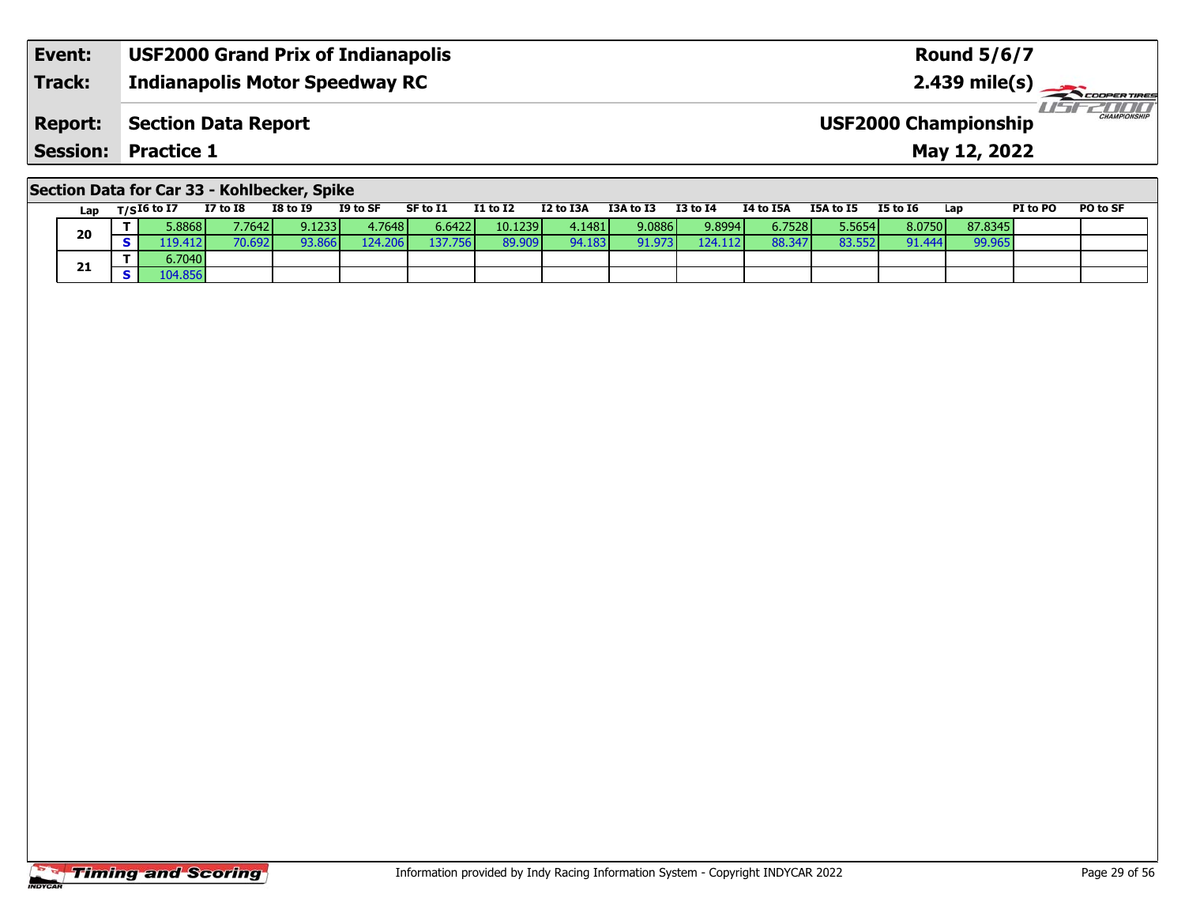| Event: | USF2000 Grand Prix of Indianapolis | Round 5/6/7 |
|---|---|---|
| Track: | Indianapolis Motor Speedway RC | 2.439 mile(s) |
| Report: | Section Data Report | USF2000 Championship |
| Session: | Practice 1 | May 12, 2022 |

## Section Data for Car 33 - Kohlbecker, Spike

| Lap | T/S | I6 to I7 | I7 to I8 | I8 to I9 | I9 to SF | SF to I1 | I1 to I2 | I2 to I3A | I3A to I3 | I3 to I4 | I4 to I5A | I5A to I5 | I5 to I6 | Lap | PI to PO | PO to SF |
|---|---|---|---|---|---|---|---|---|---|---|---|---|---|---|---|---|
| 20 | T | 5.8868 | 7.7642 | 9.1233 | 4.7648 | 6.6422 | 10.1239 | 4.1481 | 9.0886 | 9.8994 | 6.7528 | 5.5654 | 8.0750 | 87.8345 | | |
| | S | 119.412 | 70.692 | 93.866 | 124.206 | 137.756 | 89.909 | 94.183 | 91.973 | 124.112 | 88.347 | 83.552 | 91.444 | 99.965 | | |
| 21 | T | 6.7040 | | | | | | | | | | | | | | |
| | S | 104.856 | | | | | | | | | | | | | | |

Information provided by Indy Racing Information System - Copyright INDYCAR 2022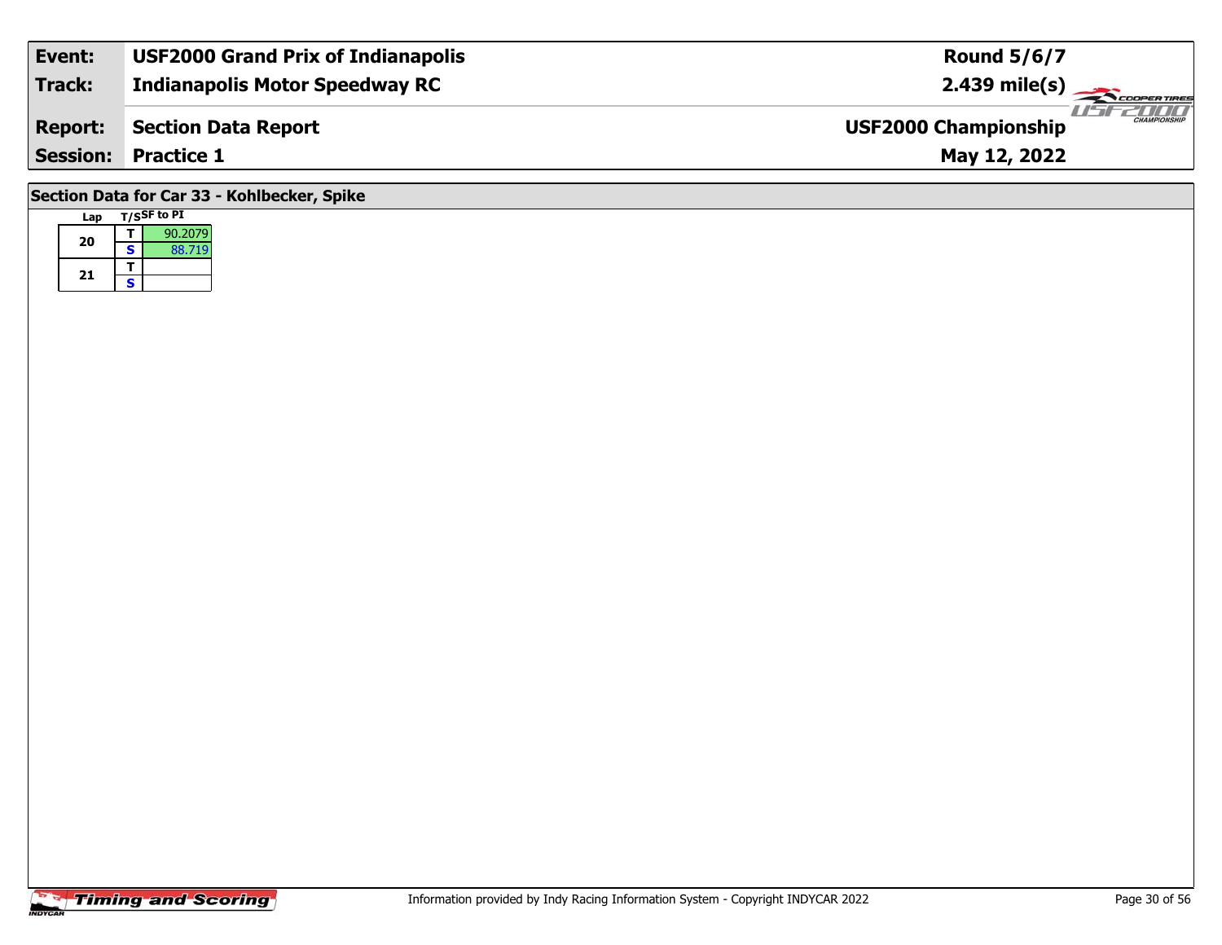| **Event:** | **USF2000 Grand Prix of Indianapolis** | **Round 5/6/7** |
| --- | --- | --- |
| **Track:** | **Indianapolis Motor Speedway RC** | **2.439 mile(s)** |
| **Report:** | **Section Data Report** | **USF2000 Championship** |
| **Session:** | **Practice 1** | **May 12, 2022** |

## Section Data for Car 33 - Kohlbecker, Spike

| Lap | T/S | SF to PI |
| --- | --- | --- |
| 20 | T | 90.2079 |
| | S | 88.719 |
| 21 | T | |
| | S | |

Information provided by Indy Racing Information System - Copyright INDYCAR 2022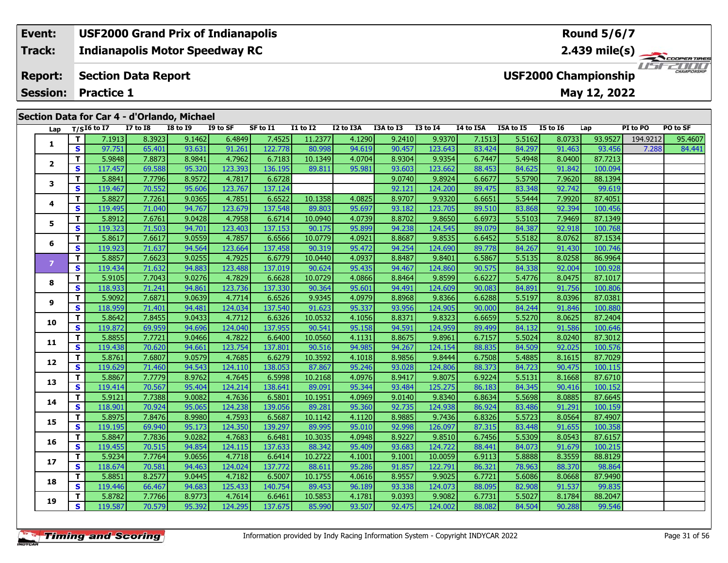| Event: | USF2000 Grand Prix of Indianapolis | Round 5/6/7 |
|---|---|---|
| Track: | Indianapolis Motor Speedway RC | 2.439 mile(s) |
| Report: | Section Data Report | USF2000 Championship |
| Session: | Practice 1 | May 12, 2022 |

## Section Data for Car 4 - d'Orlando, Michael

| Lap | T/S | I6 to I7 | I7 to I8 | I8 to I9 | I9 to SF | SF to I1 | I1 to I2 | I2 to I3A | I3A to I3 | I3 to I4 | I4 to I5A | I5A to I5 | I5 to I6 | Lap | PI to PO | PO to SF |
|---|---|---|---|---|---|---|---|---|---|---|---|---|---|---|---|---|
| 1 | T | 7.1913 | 8.3923 | 9.1462 | 6.4849 | 7.4525 | 11.2377 | 4.1290 | 9.2410 | 9.9370 | 7.1513 | 5.5162 | 8.0733 | 93.9527 | 194.9212 | 95.4607 |
| | S | 97.751 | 65.401 | 93.631 | 91.261 | 122.778 | 80.998 | 94.619 | 90.457 | 123.643 | 83.424 | 84.297 | 91.463 | 93.456 | 7.288 | 84.441 |
| 2 | T | 5.9848 | 7.8873 | 8.9841 | 4.7962 | 6.7183 | 10.1349 | 4.0704 | 8.9304 | 9.9354 | 6.7447 | 5.4948 | 8.0400 | 87.7213 | | |
| | S | 117.457 | 69.588 | 95.320 | 123.393 | 136.195 | 89.811 | 95.981 | 93.603 | 123.662 | 88.453 | 84.625 | 91.842 | 100.094 | | |
| 3 | T | 5.8841 | 7.7796 | 8.9572 | 4.7817 | 6.6728 | | | 9.0740 | 9.8924 | 6.6677 | 5.5790 | 7.9620 | 88.1394 | | |
| | S | 119.467 | 70.552 | 95.606 | 123.767 | 137.124 | | | 92.121 | 124.200 | 89.475 | 83.348 | 92.742 | 99.619 | | |
| 4 | T | 5.8827 | 7.7261 | 9.0365 | 4.7851 | 6.6522 | 10.1358 | 4.0825 | 8.9707 | 9.9320 | 6.6651 | 5.5444 | 7.9920 | 87.4051 | | |
| | S | 119.495 | 71.040 | 94.767 | 123.679 | 137.548 | 89.803 | 95.697 | 93.182 | 123.705 | 89.510 | 83.868 | 92.394 | 100.456 | | |
| 5 | T | 5.8912 | 7.6761 | 9.0428 | 4.7958 | 6.6714 | 10.0940 | 4.0739 | 8.8702 | 9.8650 | 6.6973 | 5.5103 | 7.9469 | 87.1349 | | |
| | S | 119.323 | 71.503 | 94.701 | 123.403 | 137.153 | 90.175 | 95.899 | 94.238 | 124.545 | 89.079 | 84.387 | 92.918 | 100.768 | | |
| 6 | T | 5.8617 | 7.6617 | 9.0559 | 4.7857 | 6.6566 | 10.0779 | 4.0921 | 8.8687 | 9.8535 | 6.6452 | 5.5182 | 8.0762 | 87.1534 | | |
| | S | 119.923 | 71.637 | 94.564 | 123.664 | 137.458 | 90.319 | 95.472 | 94.254 | 124.690 | 89.778 | 84.267 | 91.430 | 100.746 | | |
| 7 | T | 5.8857 | 7.6623 | 9.0255 | 4.7925 | 6.6779 | 10.0440 | 4.0937 | 8.8487 | 9.8401 | 6.5867 | 5.5135 | 8.0258 | 86.9964 | | |
| | S | 119.434 | 71.632 | 94.883 | 123.488 | 137.019 | 90.624 | 95.435 | 94.467 | 124.860 | 90.575 | 84.338 | 92.004 | 100.928 | | |
| 8 | T | 5.9105 | 7.7043 | 9.0276 | 4.7829 | 6.6628 | 10.0729 | 4.0866 | 8.8464 | 9.8599 | 6.6227 | 5.4776 | 8.0475 | 87.1017 | | |
| | S | 118.933 | 71.241 | 94.861 | 123.736 | 137.330 | 90.364 | 95.601 | 94.491 | 124.609 | 90.083 | 84.891 | 91.756 | 100.806 | | |
| 9 | T | 5.9092 | 7.6871 | 9.0639 | 4.7714 | 6.6526 | 9.9345 | 4.0979 | 8.8968 | 9.8366 | 6.6288 | 5.5197 | 8.0396 | 87.0381 | | |
| | S | 118.959 | 71.401 | 94.481 | 124.034 | 137.540 | 91.623 | 95.337 | 93.956 | 124.905 | 90.000 | 84.244 | 91.846 | 100.880 | | |
| 10 | T | 5.8642 | 7.8455 | 9.0433 | 4.7712 | 6.6326 | 10.0532 | 4.1056 | 8.8371 | 9.8323 | 6.6659 | 5.5270 | 8.0625 | 87.2404 | | |
| | S | 119.872 | 69.959 | 94.696 | 124.040 | 137.955 | 90.541 | 95.158 | 94.591 | 124.959 | 89.499 | 84.132 | 91.586 | 100.646 | | |
| 11 | T | 5.8855 | 7.7721 | 9.0466 | 4.7822 | 6.6400 | 10.0560 | 4.1131 | 8.8675 | 9.8961 | 6.7157 | 5.5024 | 8.0240 | 87.3012 | | |
| | S | 119.438 | 70.620 | 94.661 | 123.754 | 137.801 | 90.516 | 94.985 | 94.267 | 124.154 | 88.835 | 84.509 | 92.025 | 100.576 | | |
| 12 | T | 5.8761 | 7.6807 | 9.0579 | 4.7685 | 6.6279 | 10.3592 | 4.1018 | 8.9856 | 9.8444 | 6.7508 | 5.4885 | 8.1615 | 87.7029 | | |
| | S | 119.629 | 71.460 | 94.543 | 124.110 | 138.053 | 87.867 | 95.246 | 93.028 | 124.806 | 88.373 | 84.723 | 90.475 | 100.115 | | |
| 13 | T | 5.8867 | 7.7779 | 8.9762 | 4.7645 | 6.5998 | 10.2168 | 4.0976 | 8.9417 | 9.8075 | 6.9224 | 5.5131 | 8.1668 | 87.6710 | | |
| | S | 119.414 | 70.567 | 95.404 | 124.214 | 138.641 | 89.091 | 95.344 | 93.484 | 125.275 | 86.183 | 84.345 | 90.416 | 100.152 | | |
| 14 | T | 5.9121 | 7.7388 | 9.0082 | 4.7636 | 6.5801 | 10.1951 | 4.0969 | 9.0140 | 9.8340 | 6.8634 | 5.5698 | 8.0885 | 87.6645 | | |
| | S | 118.901 | 70.924 | 95.065 | 124.238 | 139.056 | 89.281 | 95.360 | 92.735 | 124.938 | 86.924 | 83.486 | 91.291 | 100.159 | | |
| 15 | T | 5.8975 | 7.8476 | 8.9980 | 4.7593 | 6.5687 | 10.1142 | 4.1120 | 8.9885 | 9.7436 | 6.8326 | 5.5723 | 8.0564 | 87.4907 | | |
| | S | 119.195 | 69.940 | 95.173 | 124.350 | 139.297 | 89.995 | 95.010 | 92.998 | 126.097 | 87.315 | 83.448 | 91.655 | 100.358 | | |
| 16 | T | 5.8847 | 7.7836 | 9.0282 | 4.7683 | 6.6481 | 10.3035 | 4.0948 | 8.9227 | 9.8510 | 6.7456 | 5.5309 | 8.0543 | 87.6157 | | |
| | S | 119.455 | 70.515 | 94.854 | 124.115 | 137.633 | 88.342 | 95.409 | 93.683 | 124.722 | 88.441 | 84.073 | 91.679 | 100.215 | | |
| 17 | T | 5.9234 | 7.7764 | 9.0656 | 4.7718 | 6.6414 | 10.2722 | 4.1001 | 9.1001 | 10.0059 | 6.9113 | 5.8888 | 8.3559 | 88.8129 | | |
| | S | 118.674 | 70.581 | 94.463 | 124.024 | 137.772 | 88.611 | 95.286 | 91.857 | 122.791 | 86.321 | 78.963 | 88.370 | 98.864 | | |
| 18 | T | 5.8851 | 8.2577 | 9.0445 | 4.7182 | 6.5007 | 10.1755 | 4.0616 | 8.9557 | 9.9025 | 6.7721 | 5.6086 | 8.0668 | 87.9490 | | |
| | S | 119.446 | 66.467 | 94.683 | 125.433 | 140.754 | 89.453 | 96.189 | 93.338 | 124.073 | 88.095 | 82.908 | 91.537 | 99.835 | | |
| 19 | T | 5.8782 | 7.7766 | 8.9773 | 4.7614 | 6.6461 | 10.5853 | 4.1781 | 9.0393 | 9.9082 | 6.7731 | 5.5027 | 8.1784 | 88.2047 | | |
| | S | 119.587 | 70.579 | 95.392 | 124.295 | 137.675 | 85.990 | 93.507 | 92.475 | 124.002 | 88.082 | 84.504 | 90.288 | 99.546 | | |

Information provided by Indy Racing Information System - Copyright INDYCAR 2022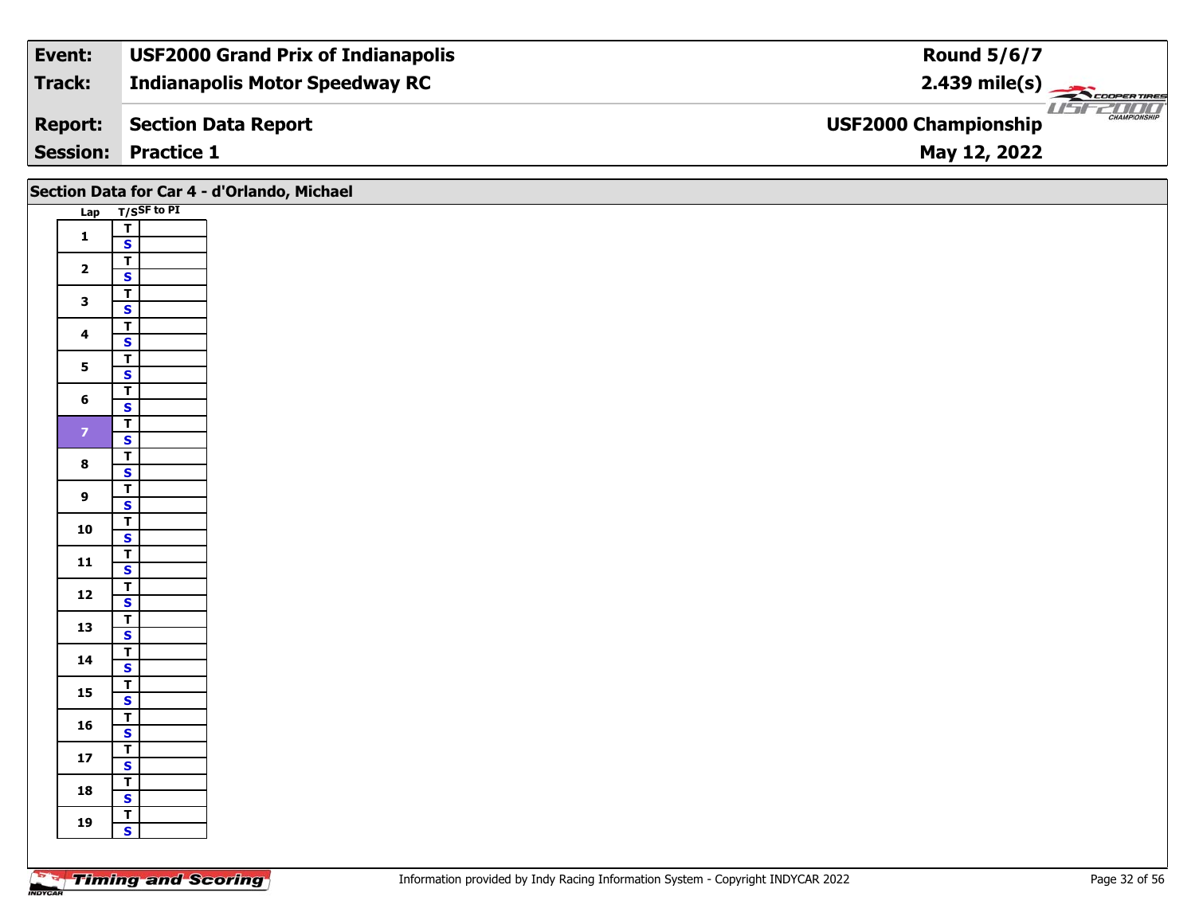| Event: | USF2000 Grand Prix of Indianapolis | Round 5/6/7 |
|---|---|---|
| Track: | Indianapolis Motor Speedway RC | 2.439 mile(s) |
| Report: | Section Data Report | USF2000 Championship |
| Session: | Practice 1 | May 12, 2022 |

## Section Data for Car 4 - d'Orlando, Michael

| Lap | T/S | SF to PI |
|---|---|---|
| 1 | T | |
| | S | |
| 2 | T | |
| | S | |
| 3 | T | |
| | S | |
| 4 | T | |
| | S | |
| 5 | T | |
| | S | |
| 6 | T | |
| | S | |
| 7 | T | |
| | S | |
| 8 | T | |
| | S | |
| 9 | T | |
| | S | |
| 10 | T | |
| | S | |
| 11 | T | |
| | S | |
| 12 | T | |
| | S | |
| 13 | T | |
| | S | |
| 14 | T | |
| | S | |
| 15 | T | |
| | S | |
| 16 | T | |
| | S | |
| 17 | T | |
| | S | |
| 18 | T | |
| | S | |
| 19 | T | |
| | S | |

Information provided by Indy Racing Information System - Copyright INDYCAR 2022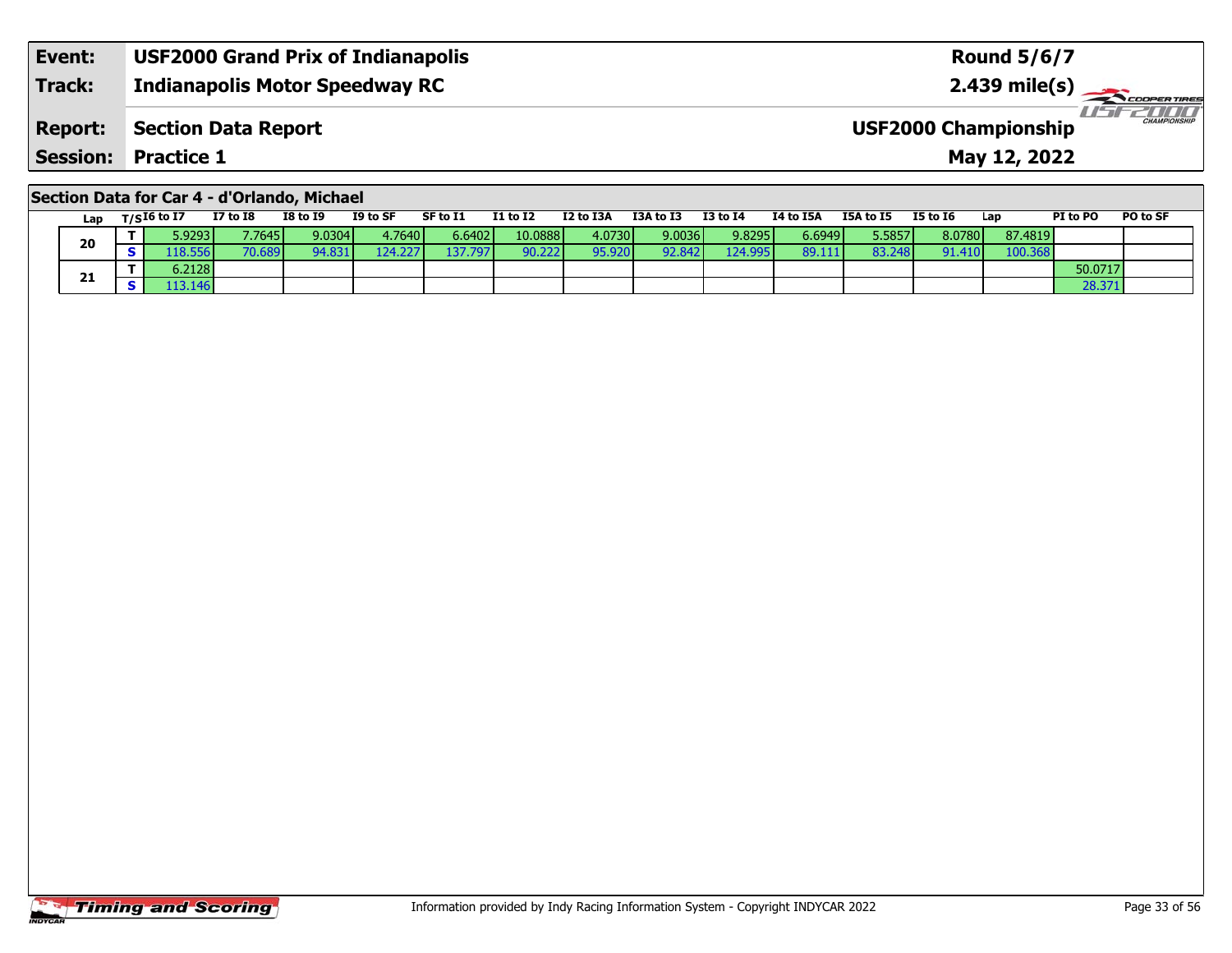| **Event:** | **USF2000 Grand Prix of Indianapolis** | **Round 5/6/7** |
|---|---|---|
| **Track:** | **Indianapolis Motor Speedway RC** | **2.439 mile(s)** |
| **Report:** | **Section Data Report** | **USF2000 Championship** |
| **Session:** | **Practice 1** | **May 12, 2022** |

## Section Data for Car 4 - d'Orlando, Michael

| Lap | T/S | I6 to I7 | I7 to I8 | I8 to I9 | I9 to SF | SF to I1 | I1 to I2 | I2 to I3A | I3A to I3 | I3 to I4 | I4 to I5A | I5A to I5 | I5 to I6 | Lap | PI to PO | PO to SF |
|---|---|---|---|---|---|---|---|---|---|---|---|---|---|---|---|---|
| 20 | T | 5.9293 | 7.7645 | 9.0304 | 4.7640 | 6.6402 | 10.0888 | 4.0730 | 9.0036 | 9.8295 | 6.6949 | 5.5857 | 8.0780 | 87.4819 | | |
| | S | 118.556 | 70.689 | 94.831 | 124.227 | 137.797 | 90.222 | 95.920 | 92.842 | 124.995 | 89.111 | 83.248 | 91.410 | 100.368 | | |
| 21 | T | 6.2128 | | | | | | | | | | | | | 50.0717 | |
| | S | 113.146 | | | | | | | | | | | | | 28.371 | |

Information provided by Indy Racing Information System - Copyright INDYCAR 2022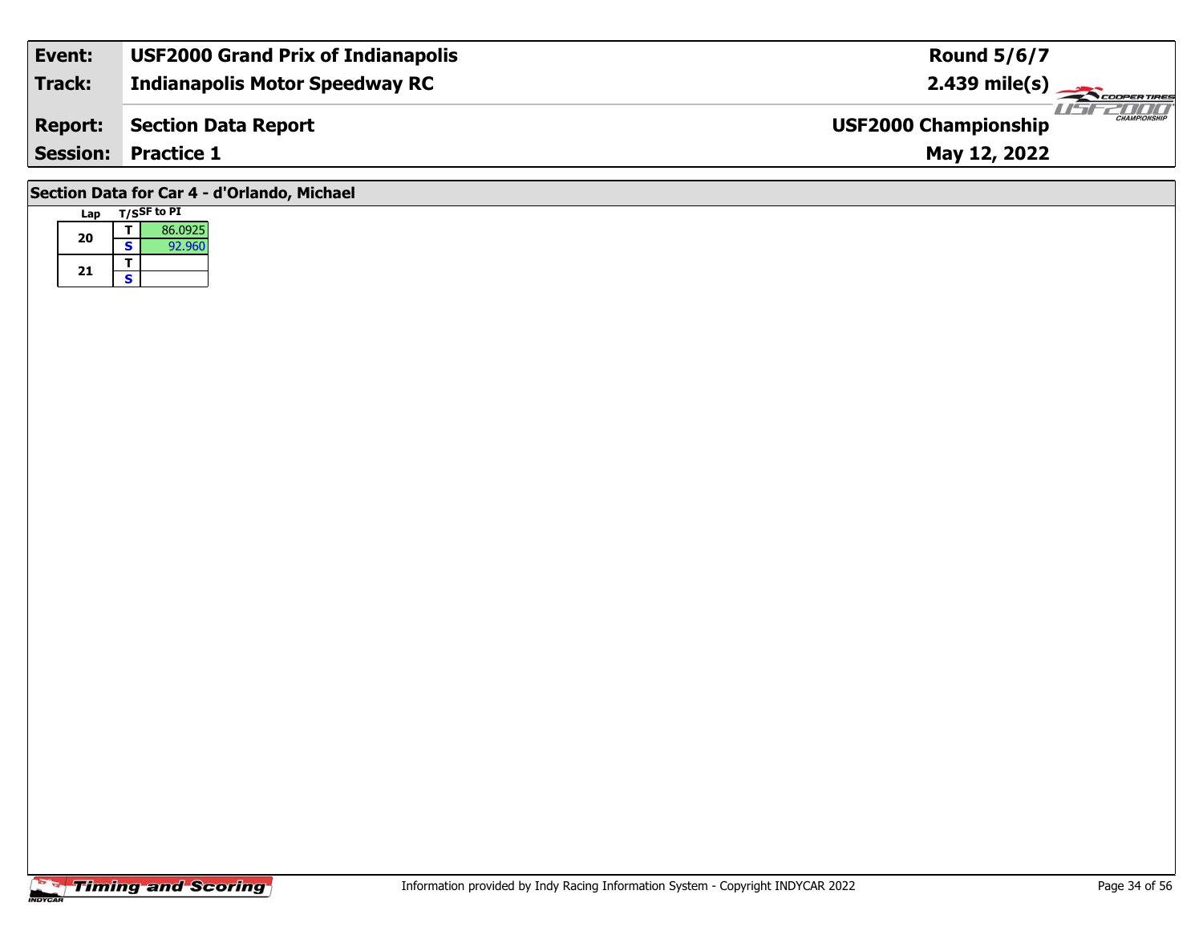| Event: | USF2000 Grand Prix of Indianapolis | Round 5/6/7 |
|---|---|---|
| Track: | Indianapolis Motor Speedway RC | 2.439 mile(s) |
| Report: | Section Data Report | USF2000 Championship |
| Session: | Practice 1 | May 12, 2022 |

## Section Data for Car 4 - d'Orlando, Michael

| Lap | T/S | SF to PI |
|---|---|---|
| 20 | T | 86.0925 |
| | S | 92.960 |
| 21 | T | |
| | S | |

Information provided by Indy Racing Information System - Copyright INDYCAR 2022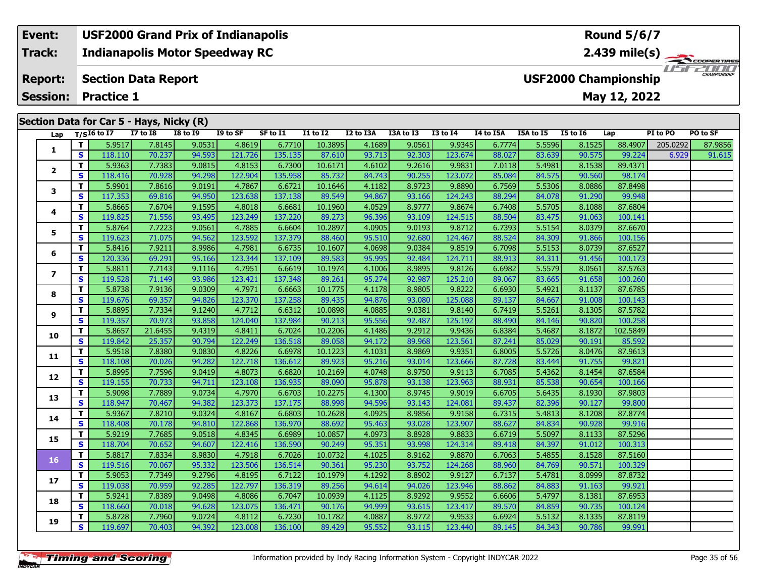| **Event:** | **USF2000 Grand Prix of Indianapolis** | **Round 5/6/7** |
|---|---|---|
| **Track:** | **Indianapolis Motor Speedway RC** | **2.439 mile(s)** |
| **Report:** | **Section Data Report** | **USF2000 Championship** |
| **Session:** | **Practice 1** | **May 12, 2022** |

## Section Data for Car 5 - Hays, Nicky (R)

| Lap | T/S | I6 to I7 | I7 to I8 | I8 to I9 | I9 to SF | SF to I1 | I1 to I2 | I2 to I3A | I3A to I3 | I3 to I4 | I4 to I5A | I5A to I5 | I5 to I6 | Lap | PI to PO | PO to SF |
|---|---|---|---|---|---|---|---|---|---|---|---|---|---|---|---|---|
| 1 | T | 5.9517 | 7.8145 | 9.0531 | 4.8619 | 6.7710 | 10.3895 | 4.1689 | 9.0561 | 9.9345 | 6.7774 | 5.5596 | 8.1525 | 88.4907 | 205.0292 | 87.9856 |
| | S | 118.110 | 70.237 | 94.593 | 121.726 | 135.135 | 87.610 | 93.713 | 92.303 | 123.674 | 88.027 | 83.639 | 90.575 | 99.224 | 6.929 | 91.615 |
| 2 | T | 5.9363 | 7.7383 | 9.0815 | 4.8153 | 6.7300 | 10.6171 | 4.6102 | 9.2616 | 9.9831 | 7.0118 | 5.4981 | 8.1538 | 89.4371 | | |
| | S | 118.416 | 70.928 | 94.298 | 122.904 | 135.958 | 85.732 | 84.743 | 90.255 | 123.072 | 85.084 | 84.575 | 90.560 | 98.174 | | |
| 3 | T | 5.9901 | 7.8616 | 9.0191 | 4.7867 | 6.6721 | 10.1646 | 4.1182 | 8.9723 | 9.8890 | 6.7569 | 5.5306 | 8.0886 | 87.8498 | | |
| | S | 117.353 | 69.816 | 94.950 | 123.638 | 137.138 | 89.549 | 94.867 | 93.166 | 124.243 | 88.294 | 84.078 | 91.290 | 99.948 | | |
| 4 | T | 5.8665 | 7.6704 | 9.1595 | 4.8018 | 6.6681 | 10.1960 | 4.0529 | 8.9777 | 9.8674 | 6.7408 | 5.5705 | 8.1088 | 87.6804 | | |
| | S | 119.825 | 71.556 | 93.495 | 123.249 | 137.220 | 89.273 | 96.396 | 93.109 | 124.515 | 88.504 | 83.475 | 91.063 | 100.141 | | |
| 5 | T | 5.8764 | 7.7223 | 9.0561 | 4.7885 | 6.6604 | 10.2897 | 4.0905 | 9.0193 | 9.8712 | 6.7393 | 5.5154 | 8.0379 | 87.6670 | | |
| | S | 119.623 | 71.075 | 94.562 | 123.592 | 137.379 | 88.460 | 95.510 | 92.680 | 124.467 | 88.524 | 84.309 | 91.866 | 100.156 | | |
| 6 | T | 5.8416 | 7.9211 | 8.9986 | 4.7981 | 6.6735 | 10.1607 | 4.0698 | 9.0384 | 9.8519 | 6.7098 | 5.5153 | 8.0739 | 87.6527 | | |
| | S | 120.336 | 69.291 | 95.166 | 123.344 | 137.109 | 89.583 | 95.995 | 92.484 | 124.711 | 88.913 | 84.311 | 91.456 | 100.173 | | |
| 7 | T | 5.8811 | 7.7143 | 9.1116 | 4.7951 | 6.6619 | 10.1974 | 4.1006 | 8.9895 | 9.8126 | 6.6982 | 5.5579 | 8.0561 | 87.5763 | | |
| | S | 119.528 | 71.149 | 93.986 | 123.421 | 137.348 | 89.261 | 95.274 | 92.987 | 125.210 | 89.067 | 83.665 | 91.658 | 100.260 | | |
| 8 | T | 5.8738 | 7.9136 | 9.0309 | 4.7971 | 6.6663 | 10.1775 | 4.1178 | 8.9805 | 9.8222 | 6.6930 | 5.4921 | 8.1137 | 87.6785 | | |
| | S | 119.676 | 69.357 | 94.826 | 123.370 | 137.258 | 89.435 | 94.876 | 93.080 | 125.088 | 89.137 | 84.667 | 91.008 | 100.143 | | |
| 9 | T | 5.8895 | 7.7334 | 9.1240 | 4.7712 | 6.6312 | 10.0898 | 4.0885 | 9.0381 | 9.8140 | 6.7419 | 5.5261 | 8.1305 | 87.5782 | | |
| | S | 119.357 | 70.973 | 93.858 | 124.040 | 137.984 | 90.213 | 95.556 | 92.487 | 125.192 | 88.490 | 84.146 | 90.820 | 100.258 | | |
| 10 | T | 5.8657 | 21.6455 | 9.4319 | 4.8411 | 6.7024 | 10.2206 | 4.1486 | 9.2912 | 9.9436 | 6.8384 | 5.4687 | 8.1872 | 102.5849 | | |
| | S | 119.842 | 25.357 | 90.794 | 122.249 | 136.518 | 89.058 | 94.172 | 89.968 | 123.561 | 87.241 | 85.029 | 90.191 | 85.592 | | |
| 11 | T | 5.9518 | 7.8380 | 9.0830 | 4.8226 | 6.6978 | 10.1223 | 4.1031 | 8.9869 | 9.9351 | 6.8005 | 5.5726 | 8.0476 | 87.9613 | | |
| | S | 118.108 | 70.026 | 94.282 | 122.718 | 136.612 | 89.923 | 95.216 | 93.014 | 123.666 | 87.728 | 83.444 | 91.755 | 99.821 | | |
| 12 | T | 5.8995 | 7.7596 | 9.0419 | 4.8073 | 6.6820 | 10.2169 | 4.0748 | 8.9750 | 9.9113 | 6.7085 | 5.4362 | 8.1454 | 87.6584 | | |
| | S | 119.155 | 70.733 | 94.711 | 123.108 | 136.935 | 89.090 | 95.878 | 93.138 | 123.963 | 88.931 | 85.538 | 90.654 | 100.166 | | |
| 13 | T | 5.9098 | 7.7889 | 9.0734 | 4.7970 | 6.6703 | 10.2275 | 4.1300 | 8.9745 | 9.9019 | 6.6705 | 5.6435 | 8.1930 | 87.9803 | | |
| | S | 118.947 | 70.467 | 94.382 | 123.373 | 137.175 | 88.998 | 94.596 | 93.143 | 124.081 | 89.437 | 82.396 | 90.127 | 99.800 | | |
| 14 | T | 5.9367 | 7.8210 | 9.0324 | 4.8167 | 6.6803 | 10.2628 | 4.0925 | 8.9856 | 9.9158 | 6.7315 | 5.4813 | 8.1208 | 87.8774 | | |
| | S | 118.408 | 70.178 | 94.810 | 122.868 | 136.970 | 88.692 | 95.463 | 93.028 | 123.907 | 88.627 | 84.834 | 90.928 | 99.916 | | |
| 15 | T | 5.9219 | 7.7685 | 9.0518 | 4.8345 | 6.6989 | 10.0857 | 4.0973 | 8.8928 | 9.8833 | 6.6719 | 5.5097 | 8.1133 | 87.5296 | | |
| | S | 118.704 | 70.652 | 94.607 | 122.416 | 136.590 | 90.249 | 95.351 | 93.998 | 124.314 | 89.418 | 84.397 | 91.012 | 100.313 | | |
| 16 | T | 5.8817 | 7.8334 | 8.9830 | 4.7918 | 6.7026 | 10.0732 | 4.1025 | 8.9162 | 9.8870 | 6.7063 | 5.4855 | 8.1528 | 87.5160 | | |
| | S | 119.516 | 70.067 | 95.332 | 123.506 | 136.514 | 90.361 | 95.230 | 93.752 | 124.268 | 88.960 | 84.769 | 90.571 | 100.329 | | |
| 17 | T | 5.9053 | 7.7349 | 9.2796 | 4.8195 | 6.7122 | 10.1979 | 4.1292 | 8.8902 | 9.9127 | 6.7137 | 5.4781 | 8.0999 | 87.8732 | | |
| | S | 119.038 | 70.959 | 92.285 | 122.797 | 136.319 | 89.256 | 94.614 | 94.026 | 123.946 | 88.862 | 84.883 | 91.163 | 99.921 | | |
| 18 | T | 5.9241 | 7.8389 | 9.0498 | 4.8086 | 6.7047 | 10.0939 | 4.1125 | 8.9292 | 9.9552 | 6.6606 | 5.4797 | 8.1381 | 87.6953 | | |
| | S | 118.660 | 70.018 | 94.628 | 123.075 | 136.471 | 90.176 | 94.999 | 93.615 | 123.417 | 89.570 | 84.859 | 90.735 | 100.124 | | |
| 19 | T | 5.8728 | 7.7960 | 9.0724 | 4.8112 | 6.7230 | 10.1782 | 4.0887 | 8.9772 | 9.9533 | 6.6924 | 5.5132 | 8.1335 | 87.8119 | | |
| | S | 119.697 | 70.403 | 94.392 | 123.008 | 136.100 | 89.429 | 95.552 | 93.115 | 123.440 | 89.145 | 84.343 | 90.786 | 99.991 | | |

Information provided by Indy Racing Information System - Copyright INDYCAR 2022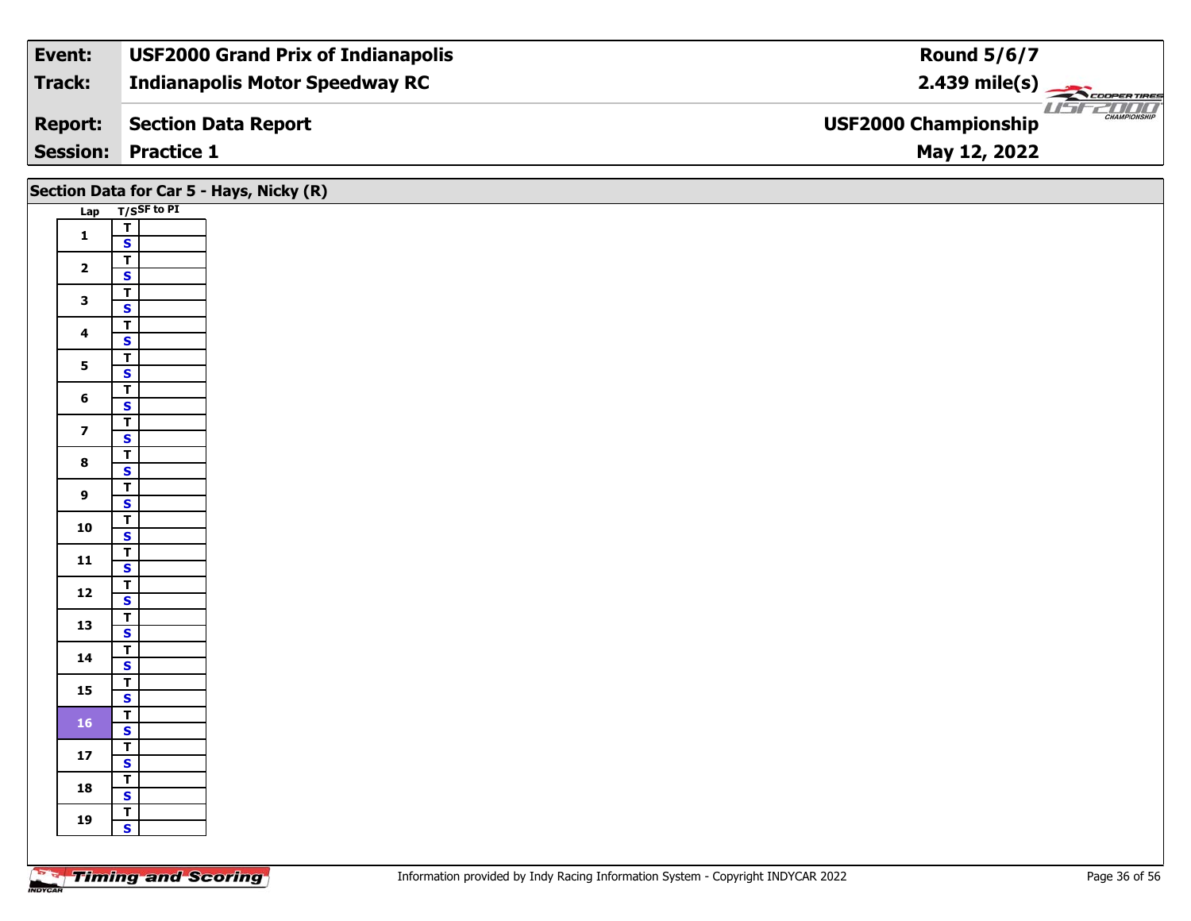| Event: | USF2000 Grand Prix of Indianapolis | Round 5/6/7 |
|---|---|---|
| Track: | Indianapolis Motor Speedway RC | 2.439 mile(s) |
| Report: | Section Data Report | USF2000 Championship |
| Session: | Practice 1 | May 12, 2022 |

## Section Data for Car 5 - Hays, Nicky (R)

| Lap | T/S | SF to PI |
|---|---|---|
| 1 | T | |
| | S | |
| 2 | T | |
| | S | |
| 3 | T | |
| | S | |
| 4 | T | |
| | S | |
| 5 | T | |
| | S | |
| 6 | T | |
| | S | |
| 7 | T | |
| | S | |
| 8 | T | |
| | S | |
| 9 | T | |
| | S | |
| 10 | T | |
| | S | |
| 11 | T | |
| | S | |
| 12 | T | |
| | S | |
| 13 | T | |
| | S | |
| 14 | T | |
| | S | |
| 15 | T | |
| | S | |
| 16 | T | |
| | S | |
| 17 | T | |
| | S | |
| 18 | T | |
| | S | |
| 19 | T | |
| | S | |

Information provided by Indy Racing Information System - Copyright INDYCAR 2022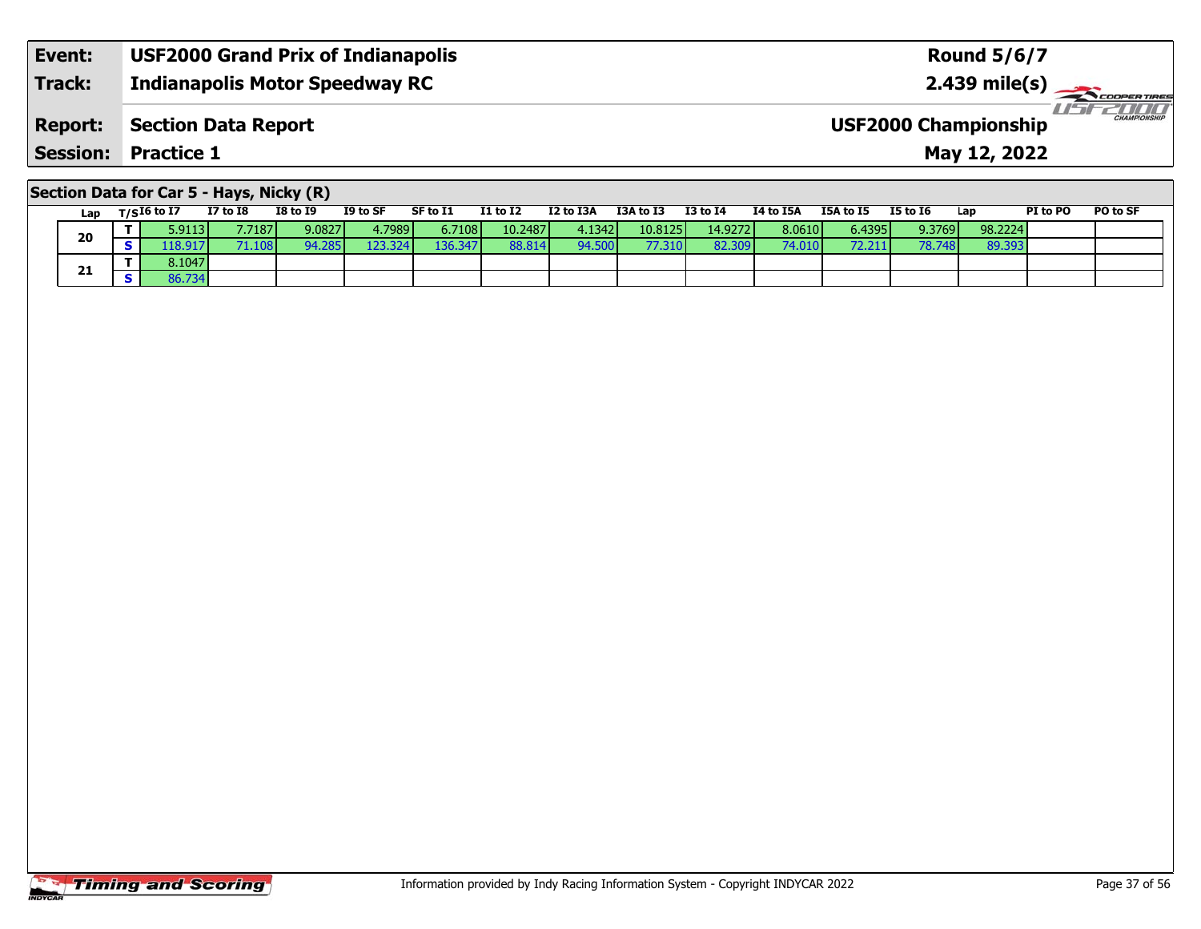| Event: | USF2000 Grand Prix of Indianapolis | Round 5/6/7 |
|---|---|---|
| Track: | Indianapolis Motor Speedway RC | 2.439 mile(s) |
| Report: | Section Data Report | USF2000 Championship |
| Session: | Practice 1 | May 12, 2022 |

## Section Data for Car 5 - Hays, Nicky (R)

| Lap | T/S | I6 to I7 | I7 to I8 | I8 to I9 | I9 to SF | SF to I1 | I1 to I2 | I2 to I3A | I3A to I3 | I3 to I4 | I4 to I5A | I5A to I5 | I5 to I6 | Lap | PI to PO | PO to SF |
|---|---|---|---|---|---|---|---|---|---|---|---|---|---|---|---|---|
| 20 | T | 5.9113 | 7.7187 | 9.0827 | 4.7989 | 6.7108 | 10.2487 | 4.1342 | 10.8125 | 14.9272 | 8.0610 | 6.4395 | 9.3769 | 98.2224 | | |
| | S | 118.917 | 71.108 | 94.285 | 123.324 | 136.347 | 88.814 | 94.500 | 77.310 | 82.309 | 74.010 | 72.211 | 78.748 | 89.393 | | |
| 21 | T | 8.1047 | | | | | | | | | | | | | | |
| | S | 86.734 | | | | | | | | | | | | | | |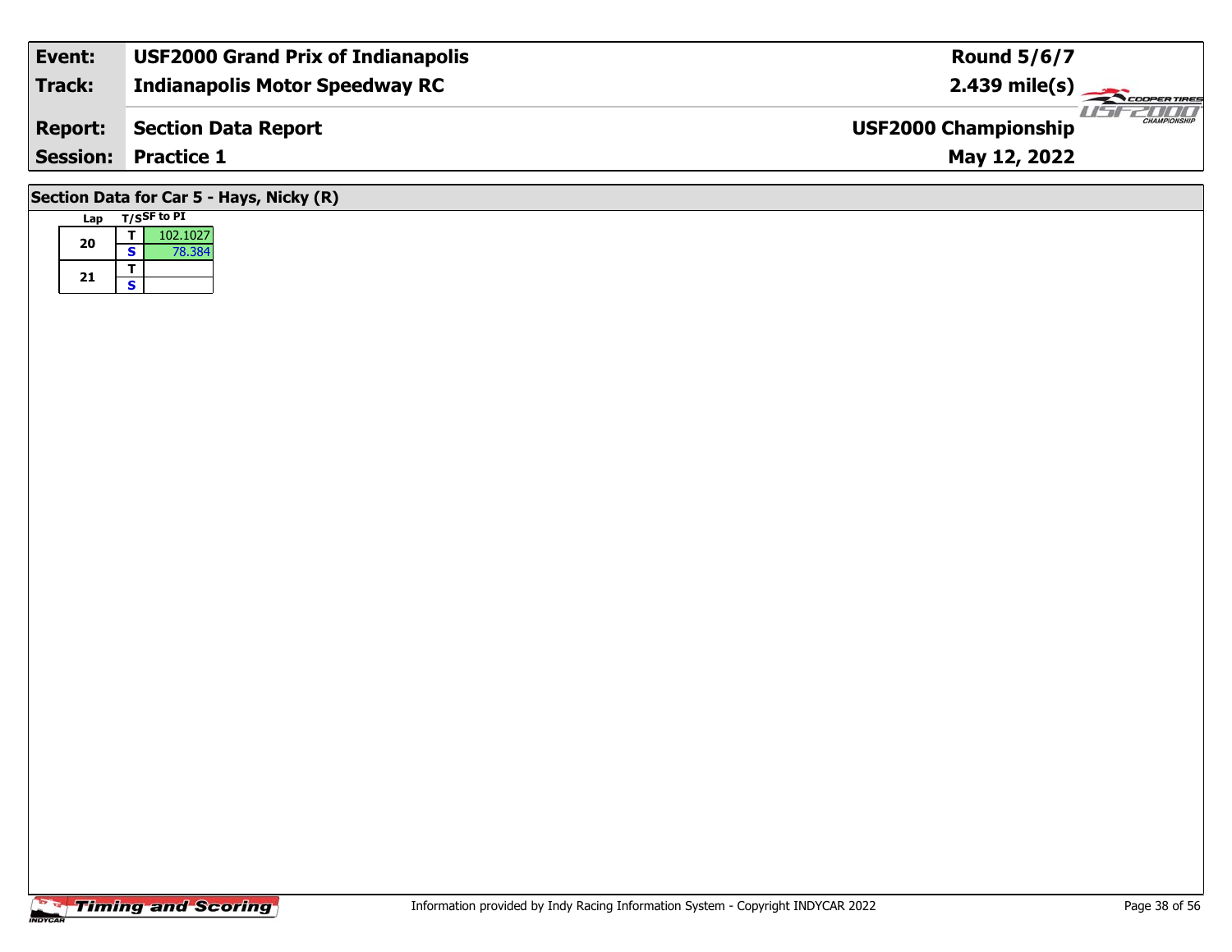| Event: | USF2000 Grand Prix of Indianapolis | Round 5/6/7 |
|---|---|---|
| Track: | Indianapolis Motor Speedway RC | 2.439 mile(s) |
| Report: | Section Data Report | USF2000 Championship |
| Session: | Practice 1 | May 12, 2022 |

## Section Data for Car 5 - Hays, Nicky (R)

| Lap | T/S | SF to PI |
|---|---|---|
| 20 | T | 102.1027 |
|  | S | 78.384 |
| 21 | T |  |
|  | S |  |

Information provided by Indy Racing Information System - Copyright INDYCAR 2022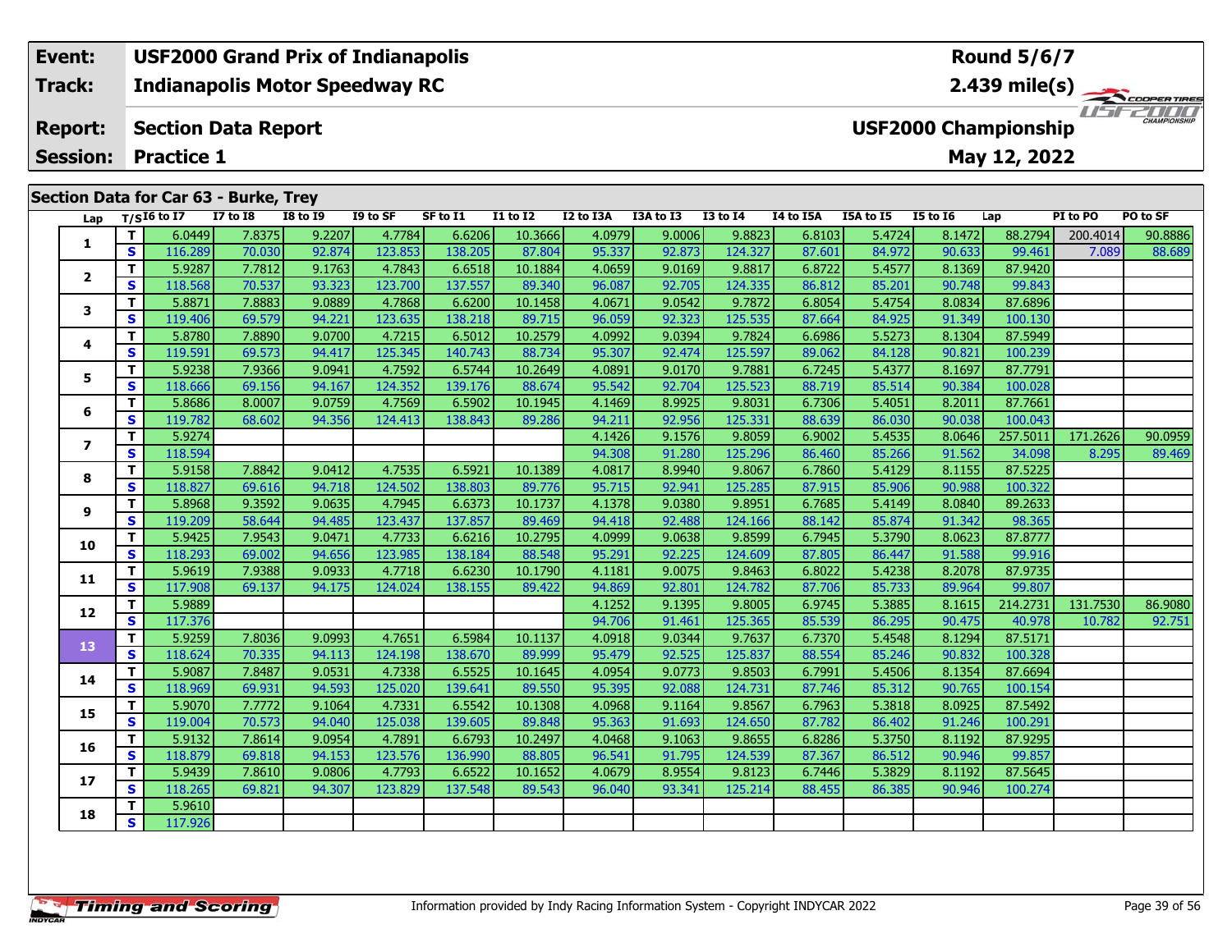| Event: | USF2000 Grand Prix of Indianapolis | Round 5/6/7 |
|---|---|---|
| Track: | Indianapolis Motor Speedway RC | 2.439 mile(s) |
| Report: | Section Data Report | USF2000 Championship |
| Session: | Practice 1 | May 12, 2022 |

## Section Data for Car 63 - Burke, Trey

| Lap | T/S | I6 to I7 | I7 to I8 | I8 to I9 | I9 to SF | SF to I1 | I1 to I2 | I2 to I3A | I3A to I3 | I3 to I4 | I4 to I5A | I5A to I5 | I5 to I6 | Lap | PI to PO | PO to SF |
|---|---|---|---|---|---|---|---|---|---|---|---|---|---|---|---|---|
| 1 | T | 6.0449 | 7.8375 | 9.2207 | 4.7784 | 6.6206 | 10.3666 | 4.0979 | 9.0006 | 9.8823 | 6.8103 | 5.4724 | 8.1472 | 88.2794 | 200.4014 | 90.8886 |
| | S | 116.289 | 70.030 | 92.874 | 123.853 | 138.205 | 87.804 | 95.337 | 92.873 | 124.327 | 87.601 | 84.972 | 90.633 | 99.461 | 7.089 | 88.689 |
| 2 | T | 5.9287 | 7.7812 | 9.1763 | 4.7843 | 6.6518 | 10.1884 | 4.0659 | 9.0169 | 9.8817 | 6.8722 | 5.4577 | 8.1369 | 87.9420 | | |
| | S | 118.568 | 70.537 | 93.323 | 123.700 | 137.557 | 89.340 | 96.087 | 92.705 | 124.335 | 86.812 | 85.201 | 90.748 | 99.843 | | |
| 3 | T | 5.8871 | 7.8883 | 9.0889 | 4.7868 | 6.6200 | 10.1458 | 4.0671 | 9.0542 | 9.7872 | 6.8054 | 5.4754 | 8.0834 | 87.6896 | | |
| | S | 119.406 | 69.579 | 94.221 | 123.635 | 138.218 | 89.715 | 96.059 | 92.323 | 125.535 | 87.664 | 84.925 | 91.349 | 100.130 | | |
| 4 | T | 5.8780 | 7.8890 | 9.0700 | 4.7215 | 6.5012 | 10.2579 | 4.0992 | 9.0394 | 9.7824 | 6.6986 | 5.5273 | 8.1304 | 87.5949 | | |
| | S | 119.591 | 69.573 | 94.417 | 125.345 | 140.743 | 88.734 | 95.307 | 92.474 | 125.597 | 89.062 | 84.128 | 90.821 | 100.239 | | |
| 5 | T | 5.9238 | 7.9366 | 9.0941 | 4.7592 | 6.5744 | 10.2649 | 4.0891 | 9.0170 | 9.7881 | 6.7245 | 5.4377 | 8.1697 | 87.7791 | | |
| | S | 118.666 | 69.156 | 94.167 | 124.352 | 139.176 | 88.674 | 95.542 | 92.704 | 125.523 | 88.719 | 85.514 | 90.384 | 100.028 | | |
| 6 | T | 5.8686 | 8.0007 | 9.0759 | 4.7569 | 6.5902 | 10.1945 | 4.1469 | 8.9925 | 9.8031 | 6.7306 | 5.4051 | 8.2011 | 87.7661 | | |
| | S | 119.782 | 68.602 | 94.356 | 124.413 | 138.843 | 89.286 | 94.211 | 92.956 | 125.331 | 88.639 | 86.030 | 90.038 | 100.043 | | |
| 7 | T | 5.9274 | | | | | | 4.1426 | 9.1576 | 9.8059 | 6.9002 | 5.4535 | 8.0646 | 257.5011 | 171.2626 | 90.0959 |
| | S | 118.594 | | | | | | 94.308 | 91.280 | 125.296 | 86.460 | 85.266 | 91.562 | 34.098 | 8.295 | 89.469 |
| 8 | T | 5.9158 | 7.8842 | 9.0412 | 4.7535 | 6.5921 | 10.1389 | 4.0817 | 8.9940 | 9.8067 | 6.7860 | 5.4129 | 8.1155 | 87.5225 | | |
| | S | 118.827 | 69.616 | 94.718 | 124.502 | 138.803 | 89.776 | 95.715 | 92.941 | 125.285 | 87.915 | 85.906 | 90.988 | 100.322 | | |
| 9 | T | 5.8968 | 9.3592 | 9.0635 | 4.7945 | 6.6373 | 10.1737 | 4.1378 | 9.0380 | 9.8951 | 6.7685 | 5.4149 | 8.0840 | 89.2633 | | |
| | S | 119.209 | 58.644 | 94.485 | 123.437 | 137.857 | 89.469 | 94.418 | 92.488 | 124.166 | 88.142 | 85.874 | 91.342 | 98.365 | | |
| 10 | T | 5.9425 | 7.9543 | 9.0471 | 4.7733 | 6.6216 | 10.2795 | 4.0999 | 9.0638 | 9.8599 | 6.7945 | 5.3790 | 8.0623 | 87.8777 | | |
| | S | 118.293 | 69.002 | 94.656 | 123.985 | 138.184 | 88.548 | 95.291 | 92.225 | 124.609 | 87.805 | 86.447 | 91.588 | 99.916 | | |
| 11 | T | 5.9619 | 7.9388 | 9.0933 | 4.7718 | 6.6230 | 10.1790 | 4.1181 | 9.0075 | 9.8463 | 6.8022 | 5.4238 | 8.2078 | 87.9735 | | |
| | S | 117.908 | 69.137 | 94.175 | 124.024 | 138.155 | 89.422 | 94.869 | 92.801 | 124.782 | 87.706 | 85.733 | 89.964 | 99.807 | | |
| 12 | T | 5.9889 | | | | | | 4.1252 | 9.1395 | 9.8005 | 6.9745 | 5.3885 | 8.1615 | 214.2731 | 131.7530 | 86.9080 |
| | S | 117.376 | | | | | | 94.706 | 91.461 | 125.365 | 85.539 | 86.295 | 90.475 | 40.978 | 10.782 | 92.751 |
| 13 | T | 5.9259 | 7.8036 | 9.0993 | 4.7651 | 6.5984 | 10.1137 | 4.0918 | 9.0344 | 9.7637 | 6.7370 | 5.4548 | 8.1294 | 87.5171 | | |
| | S | 118.624 | 70.335 | 94.113 | 124.198 | 138.670 | 89.999 | 95.479 | 92.525 | 125.837 | 88.554 | 85.246 | 90.832 | 100.328 | | |
| 14 | T | 5.9087 | 7.8487 | 9.0531 | 4.7338 | 6.5525 | 10.1645 | 4.0954 | 9.0773 | 9.8503 | 6.7991 | 5.4506 | 8.1354 | 87.6694 | | |
| | S | 118.969 | 69.931 | 94.593 | 125.020 | 139.641 | 89.550 | 95.395 | 92.088 | 124.731 | 87.746 | 85.312 | 90.765 | 100.154 | | |
| 15 | T | 5.9070 | 7.7772 | 9.1064 | 4.7331 | 6.5542 | 10.1308 | 4.0968 | 9.1164 | 9.8567 | 6.7963 | 5.3818 | 8.0925 | 87.5492 | | |
| | S | 119.004 | 70.573 | 94.040 | 125.038 | 139.605 | 89.848 | 95.363 | 91.693 | 124.650 | 87.782 | 86.402 | 91.246 | 100.291 | | |
| 16 | T | 5.9132 | 7.8614 | 9.0954 | 4.7891 | 6.6793 | 10.2497 | 4.0468 | 9.1063 | 9.8655 | 6.8286 | 5.3750 | 8.1192 | 87.9295 | | |
| | S | 118.879 | 69.818 | 94.153 | 123.576 | 136.990 | 88.805 | 96.541 | 91.795 | 124.539 | 87.367 | 86.512 | 90.946 | 99.857 | | |
| 17 | T | 5.9439 | 7.8610 | 9.0806 | 4.7793 | 6.6522 | 10.1652 | 4.0679 | 8.9554 | 9.8123 | 6.7446 | 5.3829 | 8.1192 | 87.5645 | | |
| | S | 118.265 | 69.821 | 94.307 | 123.829 | 137.548 | 89.543 | 96.040 | 93.341 | 125.214 | 88.455 | 86.385 | 90.946 | 100.274 | | |
| 18 | T | 5.9610 | | | | | | | | | | | | | | |
| | S | 117.926 | | | | | | | | | | | | | | |

Information provided by Indy Racing Information System - Copyright INDYCAR 2022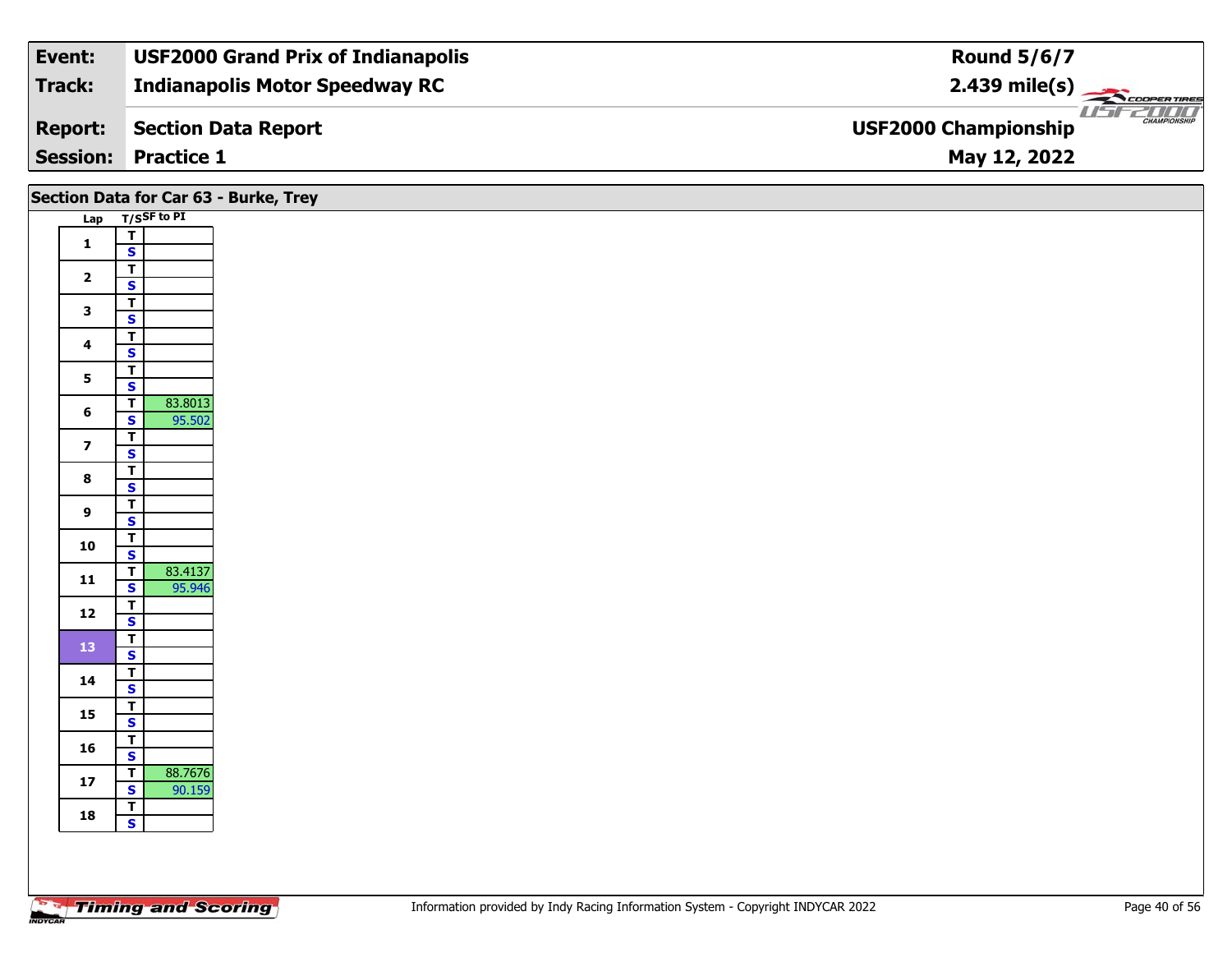| Event: | USF2000 Grand Prix of Indianapolis | Round 5/6/7 |
|---|---|---|
| Track: | Indianapolis Motor Speedway RC | 2.439 mile(s) |
| Report: | Section Data Report | USF2000 Championship |
| Session: | Practice 1 | May 12, 2022 |

## Section Data for Car 63 - Burke, Trey

| Lap | T/S | SF to PI |
|---|---|---|
| 1 | T | |
| | S | |
| 2 | T | |
| | S | |
| 3 | T | |
| | S | |
| 4 | T | |
| | S | |
| 5 | T | |
| | S | |
| 6 | T | 83.8013 |
| | S | 95.502 |
| 7 | T | |
| | S | |
| 8 | T | |
| | S | |
| 9 | T | |
| | S | |
| 10 | T | |
| | S | |
| 11 | T | 83.4137 |
| | S | 95.946 |
| 12 | T | |
| | S | |
| 13 | T | |
| | S | |
| 14 | T | |
| | S | |
| 15 | T | |
| | S | |
| 16 | T | |
| | S | |
| 17 | T | 88.7676 |
| | S | 90.159 |
| 18 | T | |
| | S | |

Information provided by Indy Racing Information System - Copyright INDYCAR 2022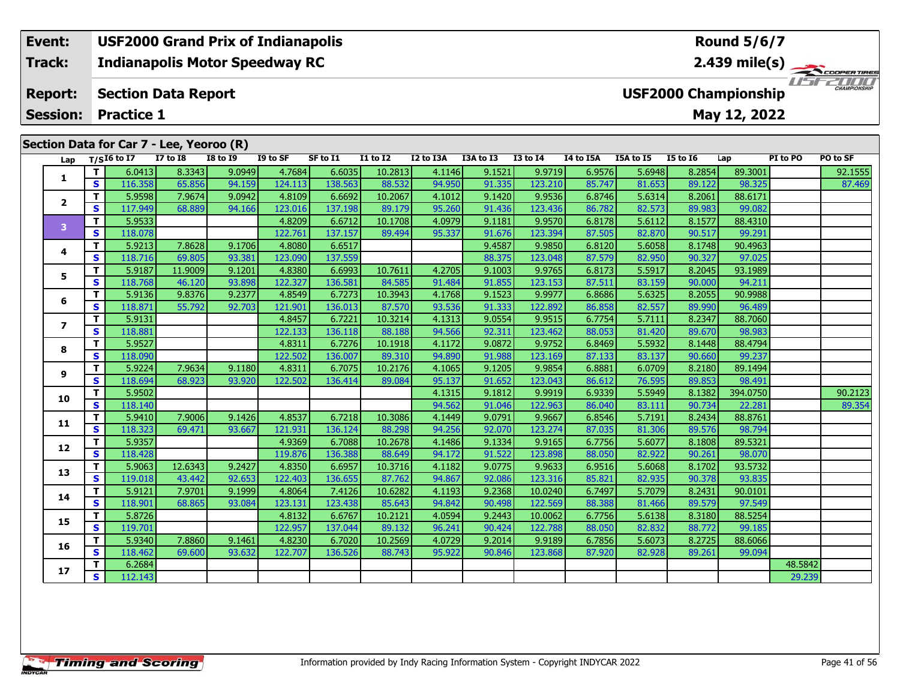| Event: | USF2000 Grand Prix of Indianapolis | Round 5/6/7 |
|---|---|---|
| Track: | Indianapolis Motor Speedway RC | 2.439 mile(s) |
| Report: | Section Data Report | USF2000 Championship |
| Session: | Practice 1 | May 12, 2022 |

## Section Data for Car 7 - Lee, Yeoroo (R)

| Lap | T/S | I6 to I7 | I7 to I8 | I8 to I9 | I9 to SF | SF to I1 | I1 to I2 | I2 to I3A | I3A to I3 | I3 to I4 | I4 to I5A | I5A to I5 | I5 to I6 | Lap | PI to PO | PO to SF |
|---|---|---|---|---|---|---|---|---|---|---|---|---|---|---|---|---|
| 1 | T | 6.0413 | 8.3343 | 9.0949 | 4.7684 | 6.6035 | 10.2813 | 4.1146 | 9.1521 | 9.9719 | 6.9576 | 5.6948 | 8.2854 | 89.3001 | | 92.1555 |
| | S | 116.358 | 65.856 | 94.159 | 124.113 | 138.563 | 88.532 | 94.950 | 91.335 | 123.210 | 85.747 | 81.653 | 89.122 | 98.325 | | 87.469 |
| 2 | T | 5.9598 | 7.9674 | 9.0942 | 4.8109 | 6.6692 | 10.2067 | 4.1012 | 9.1420 | 9.9536 | 6.8746 | 5.6314 | 8.2061 | 88.6171 | | |
| | S | 117.949 | 68.889 | 94.166 | 123.016 | 137.198 | 89.179 | 95.260 | 91.436 | 123.436 | 86.782 | 82.573 | 89.983 | 99.082 | | |
| 3 | T | 5.9533 | | | 4.8209 | 6.6712 | 10.1708 | 4.0979 | 9.1181 | 9.9570 | 6.8178 | 5.6112 | 8.1577 | 88.4310 | | |
| | S | 118.078 | | | 122.761 | 137.157 | 89.494 | 95.337 | 91.676 | 123.394 | 87.505 | 82.870 | 90.517 | 99.291 | | |
| 4 | T | 5.9213 | 7.8628 | 9.1706 | 4.8080 | 6.6517 | | | 9.4587 | 9.9850 | 6.8120 | 5.6058 | 8.1748 | 90.4963 | | |
| | S | 118.716 | 69.805 | 93.381 | 123.090 | 137.559 | | | 88.375 | 123.048 | 87.579 | 82.950 | 90.327 | 97.025 | | |
| 5 | T | 5.9187 | 11.9009 | 9.1201 | 4.8380 | 6.6993 | 10.7611 | 4.2705 | 9.1003 | 9.9765 | 6.8173 | 5.5917 | 8.2045 | 93.1989 | | |
| | S | 118.768 | 46.120 | 93.898 | 122.327 | 136.581 | 84.585 | 91.484 | 91.855 | 123.153 | 87.511 | 83.159 | 90.000 | 94.211 | | |
| 6 | T | 5.9136 | 9.8376 | 9.2377 | 4.8549 | 6.7273 | 10.3943 | 4.1768 | 9.1523 | 9.9977 | 6.8686 | 5.6325 | 8.2055 | 90.9988 | | |
| | S | 118.871 | 55.792 | 92.703 | 121.901 | 136.013 | 87.570 | 93.536 | 91.333 | 122.892 | 86.858 | 82.557 | 89.990 | 96.489 | | |
| 7 | T | 5.9131 | | | 4.8457 | 6.7221 | 10.3214 | 4.1313 | 9.0554 | 9.9515 | 6.7754 | 5.7111 | 8.2347 | 88.7060 | | |
| | S | 118.881 | | | 122.133 | 136.118 | 88.188 | 94.566 | 92.311 | 123.462 | 88.053 | 81.420 | 89.670 | 98.983 | | |
| 8 | T | 5.9527 | | | 4.8311 | 6.7276 | 10.1918 | 4.1172 | 9.0872 | 9.9752 | 6.8469 | 5.5932 | 8.1448 | 88.4794 | | |
| | S | 118.090 | | | 122.502 | 136.007 | 89.310 | 94.890 | 91.988 | 123.169 | 87.133 | 83.137 | 90.660 | 99.237 | | |
| 9 | T | 5.9224 | 7.9634 | 9.1180 | 4.8311 | 6.7075 | 10.2176 | 4.1065 | 9.1205 | 9.9854 | 6.8881 | 6.0709 | 8.2180 | 89.1494 | | |
| | S | 118.694 | 68.923 | 93.920 | 122.502 | 136.414 | 89.084 | 95.137 | 91.652 | 123.043 | 86.612 | 76.595 | 89.853 | 98.491 | | |
| 10 | T | 5.9502 | | | | | | 4.1315 | 9.1812 | 9.9919 | 6.9339 | 5.5949 | 8.1382 | 394.0750 | | 90.2123 |
| | S | 118.140 | | | | | | 94.562 | 91.046 | 122.963 | 86.040 | 83.111 | 90.734 | 22.281 | | 89.354 |
| 11 | T | 5.9410 | 7.9006 | 9.1426 | 4.8537 | 6.7218 | 10.3086 | 4.1449 | 9.0791 | 9.9667 | 6.8546 | 5.7191 | 8.2434 | 88.8761 | | |
| | S | 118.323 | 69.471 | 93.667 | 121.931 | 136.124 | 88.298 | 94.256 | 92.070 | 123.274 | 87.035 | 81.306 | 89.576 | 98.794 | | |
| 12 | T | 5.9357 | | | 4.9369 | 6.7088 | 10.2678 | 4.1486 | 9.1334 | 9.9165 | 6.7756 | 5.6077 | 8.1808 | 89.5321 | | |
| | S | 118.428 | | | 119.876 | 136.388 | 88.649 | 94.172 | 91.522 | 123.898 | 88.050 | 82.922 | 90.261 | 98.070 | | |
| 13 | T | 5.9063 | 12.6343 | 9.2427 | 4.8350 | 6.6957 | 10.3716 | 4.1182 | 9.0775 | 9.9633 | 6.9516 | 5.6068 | 8.1702 | 93.5732 | | |
| | S | 119.018 | 43.442 | 92.653 | 122.403 | 136.655 | 87.762 | 94.867 | 92.086 | 123.316 | 85.821 | 82.935 | 90.378 | 93.835 | | |
| 14 | T | 5.9121 | 7.9701 | 9.1999 | 4.8064 | 7.4126 | 10.6282 | 4.1193 | 9.2368 | 10.0240 | 6.7497 | 5.7079 | 8.2431 | 90.0101 | | |
| | S | 118.901 | 68.865 | 93.084 | 123.131 | 123.438 | 85.643 | 94.842 | 90.498 | 122.569 | 88.388 | 81.466 | 89.579 | 97.549 | | |
| 15 | T | 5.8726 | | | 4.8132 | 6.6767 | 10.2121 | 4.0594 | 9.2443 | 10.0062 | 6.7756 | 5.6138 | 8.3180 | 88.5254 | | |
| | S | 119.701 | | | 122.957 | 137.044 | 89.132 | 96.241 | 90.424 | 122.788 | 88.050 | 82.832 | 88.772 | 99.185 | | |
| 16 | T | 5.9340 | 7.8860 | 9.1461 | 4.8230 | 6.7020 | 10.2569 | 4.0729 | 9.2014 | 9.9189 | 6.7856 | 5.6073 | 8.2725 | 88.6066 | | |
| | S | 118.462 | 69.600 | 93.632 | 122.707 | 136.526 | 88.743 | 95.922 | 90.846 | 123.868 | 87.920 | 82.928 | 89.261 | 99.094 | | |
| 17 | T | 6.2684 | | | | | | | | | | | | | 48.5842 | |
| | S | 112.143 | | | | | | | | | | | | | 29.239 | |

Information provided by Indy Racing Information System - Copyright INDYCAR 2022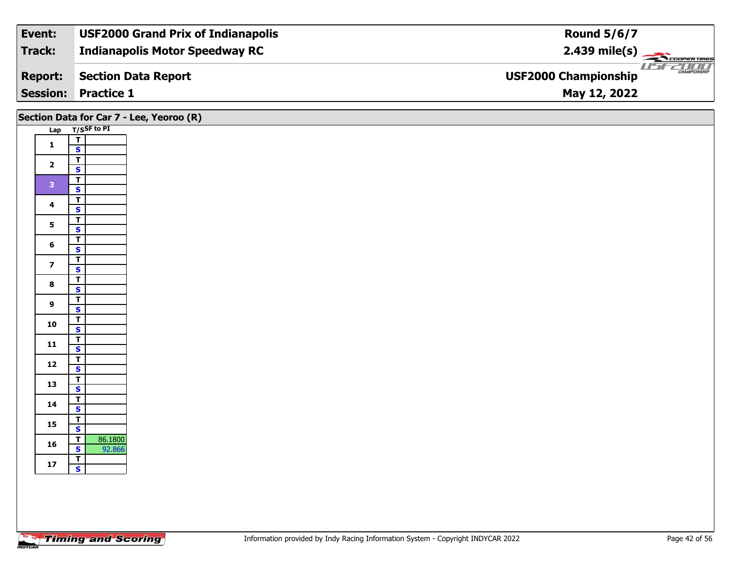| Event: | USF2000 Grand Prix of Indianapolis | Round 5/6/7 |
|---|---|---|
| Track: | Indianapolis Motor Speedway RC | 2.439 mile(s) |
| Report: | Section Data Report | USF2000 Championship |
| Session: | Practice 1 | May 12, 2022 |

## Section Data for Car 7 - Lee, Yeoroo (R)

| Lap | T/S | SF to PI |
|---|---|---|
| 1 | T | |
| | S | |
| 2 | T | |
| | S | |
| 3 | T | |
| | S | |
| 4 | T | |
| | S | |
| 5 | T | |
| | S | |
| 6 | T | |
| | S | |
| 7 | T | |
| | S | |
| 8 | T | |
| | S | |
| 9 | T | |
| | S | |
| 10 | T | |
| | S | |
| 11 | T | |
| | S | |
| 12 | T | |
| | S | |
| 13 | T | |
| | S | |
| 14 | T | |
| | S | |
| 15 | T | |
| | S | |
| 16 | T | 86.1800 |
| | S | 92.866 |
| 17 | T | |
| | S | |

Information provided by Indy Racing Information System - Copyright INDYCAR 2022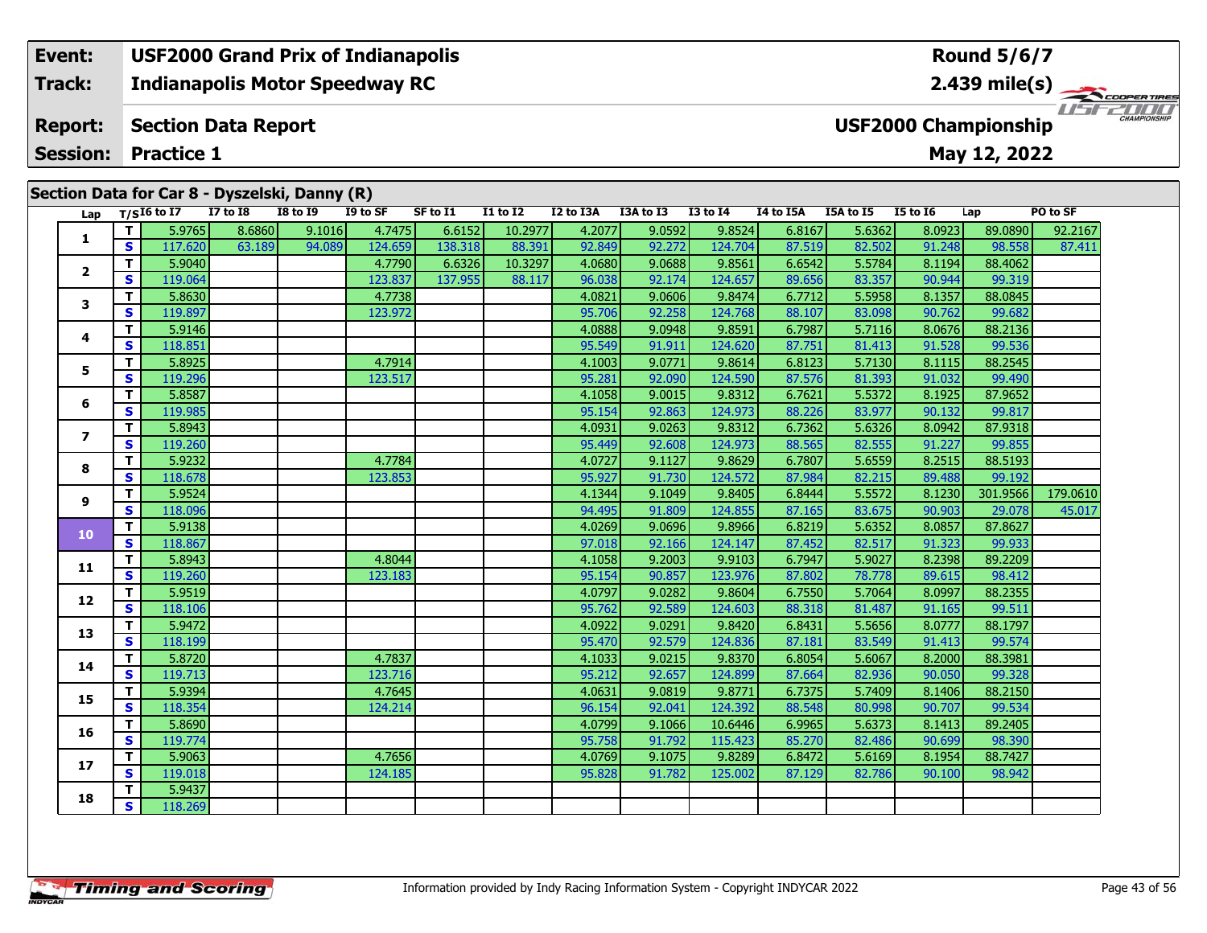| Event: | USF2000 Grand Prix of Indianapolis | Round 5/6/7 |
|---|---|---|
| Track: | Indianapolis Motor Speedway RC | 2.439 mile(s) |
| Report: | Section Data Report | USF2000 Championship |
| Session: | Practice 1 | May 12, 2022 |

## Section Data for Car 8 - Dyszelski, Danny (R)

| Lap | T/S | I6 to I7 | I7 to I8 | I8 to I9 | I9 to SF | SF to I1 | I1 to I2 | I2 to I3A | I3A to I3 | I3 to I4 | I4 to I5A | I5A to I5 | I5 to I6 | Lap | PO to SF |
|---|---|---|---|---|---|---|---|---|---|---|---|---|---|---|---|
| 1 | T | 5.9765 | 8.6860 | 9.1016 | 4.7475 | 6.6152 | 10.2977 | 4.2077 | 9.0592 | 9.8524 | 6.8167 | 5.6362 | 8.0923 | 89.0890 | 92.2167 |
| | S | 117.620 | 63.189 | 94.089 | 124.659 | 138.318 | 88.391 | 92.849 | 92.272 | 124.704 | 87.519 | 82.502 | 91.248 | 98.558 | 87.411 |
| 2 | T | 5.9040 | | | 4.7790 | 6.6326 | 10.3297 | 4.0680 | 9.0688 | 9.8561 | 6.6542 | 5.5784 | 8.1194 | 88.4062 | |
| | S | 119.064 | | | 123.837 | 137.955 | 88.117 | 96.038 | 92.174 | 124.657 | 89.656 | 83.357 | 90.944 | 99.319 | |
| 3 | T | 5.8630 | | | 4.7738 | | | 4.0821 | 9.0606 | 9.8474 | 6.7712 | 5.5958 | 8.1357 | 88.0845 | |
| | S | 119.897 | | | 123.972 | | | 95.706 | 92.258 | 124.768 | 88.107 | 83.098 | 90.762 | 99.682 | |
| 4 | T | 5.9146 | | | | | | 4.0888 | 9.0948 | 9.8591 | 6.7987 | 5.7116 | 8.0676 | 88.2136 | |
| | S | 118.851 | | | | | | 95.549 | 91.911 | 124.620 | 87.751 | 81.413 | 91.528 | 99.536 | |
| 5 | T | 5.8925 | | | 4.7914 | | | 4.1003 | 9.0771 | 9.8614 | 6.8123 | 5.7130 | 8.1115 | 88.2545 | |
| | S | 119.296 | | | 123.517 | | | 95.281 | 92.090 | 124.590 | 87.576 | 81.393 | 91.032 | 99.490 | |
| 6 | T | 5.8587 | | | | | | 4.1058 | 9.0015 | 9.8312 | 6.7621 | 5.5372 | 8.1925 | 87.9652 | |
| | S | 119.985 | | | | | | 95.154 | 92.863 | 124.973 | 88.226 | 83.977 | 90.132 | 99.817 | |
| 7 | T | 5.8943 | | | | | | 4.0931 | 9.0263 | 9.8312 | 6.7362 | 5.6326 | 8.0942 | 87.9318 | |
| | S | 119.260 | | | | | | 95.449 | 92.608 | 124.973 | 88.565 | 82.555 | 91.227 | 99.855 | |
| 8 | T | 5.9232 | | | 4.7784 | | | 4.0727 | 9.1127 | 9.8629 | 6.7807 | 5.6559 | 8.2515 | 88.5193 | |
| | S | 118.678 | | | 123.853 | | | 95.927 | 91.730 | 124.572 | 87.984 | 82.215 | 89.488 | 99.192 | |
| 9 | T | 5.9524 | | | | | | 4.1344 | 9.1049 | 9.8405 | 6.8444 | 5.5572 | 8.1230 | 301.9566 | 179.0610 |
| | S | 118.096 | | | | | | 94.495 | 91.809 | 124.855 | 87.165 | 83.675 | 90.903 | 29.078 | 45.017 |
| 10 | T | 5.9138 | | | | | | 4.0269 | 9.0696 | 9.8966 | 6.8219 | 5.6352 | 8.0857 | 87.8627 | |
| | S | 118.867 | | | | | | 97.018 | 92.166 | 124.147 | 87.452 | 82.517 | 91.323 | 99.933 | |
| 11 | T | 5.8943 | | | 4.8044 | | | 4.1058 | 9.2003 | 9.9103 | 6.7947 | 5.9027 | 8.2398 | 89.2209 | |
| | S | 119.260 | | | 123.183 | | | 95.154 | 90.857 | 123.976 | 87.802 | 78.778 | 89.615 | 98.412 | |
| 12 | T | 5.9519 | | | | | | 4.0797 | 9.0282 | 9.8604 | 6.7550 | 5.7064 | 8.0997 | 88.2355 | |
| | S | 118.106 | | | | | | 95.762 | 92.589 | 124.603 | 88.318 | 81.487 | 91.165 | 99.511 | |
| 13 | T | 5.9472 | | | | | | 4.0922 | 9.0291 | 9.8420 | 6.8431 | 5.5656 | 8.0777 | 88.1797 | |
| | S | 118.199 | | | | | | 95.470 | 92.579 | 124.836 | 87.181 | 83.549 | 91.413 | 99.574 | |
| 14 | T | 5.8720 | | | 4.7837 | | | 4.1033 | 9.0215 | 9.8370 | 6.8054 | 5.6067 | 8.2000 | 88.3981 | |
| | S | 119.713 | | | 123.716 | | | 95.212 | 92.657 | 124.899 | 87.664 | 82.936 | 90.050 | 99.328 | |
| 15 | T | 5.9394 | | | 4.7645 | | | 4.0631 | 9.0819 | 9.8771 | 6.7375 | 5.7409 | 8.1406 | 88.2150 | |
| | S | 118.354 | | | 124.214 | | | 96.154 | 92.041 | 124.392 | 88.548 | 80.998 | 90.707 | 99.534 | |
| 16 | T | 5.8690 | | | | | | 4.0799 | 9.1066 | 10.6446 | 6.9965 | 5.6373 | 8.1413 | 89.2405 | |
| | S | 119.774 | | | | | | 95.758 | 91.792 | 115.423 | 85.270 | 82.486 | 90.699 | 98.390 | |
| 17 | T | 5.9063 | | | 4.7656 | | | 4.0769 | 9.1075 | 9.8289 | 6.8472 | 5.6169 | 8.1954 | 88.7427 | |
| | S | 119.018 | | | 124.185 | | | 95.828 | 91.782 | 125.002 | 87.129 | 82.786 | 90.100 | 98.942 | |
| 18 | T | 5.9437 | | | | | | | | | | | | | |
| | S | 118.269 | | | | | | | | | | | | | |

Information provided by Indy Racing Information System - Copyright INDYCAR 2022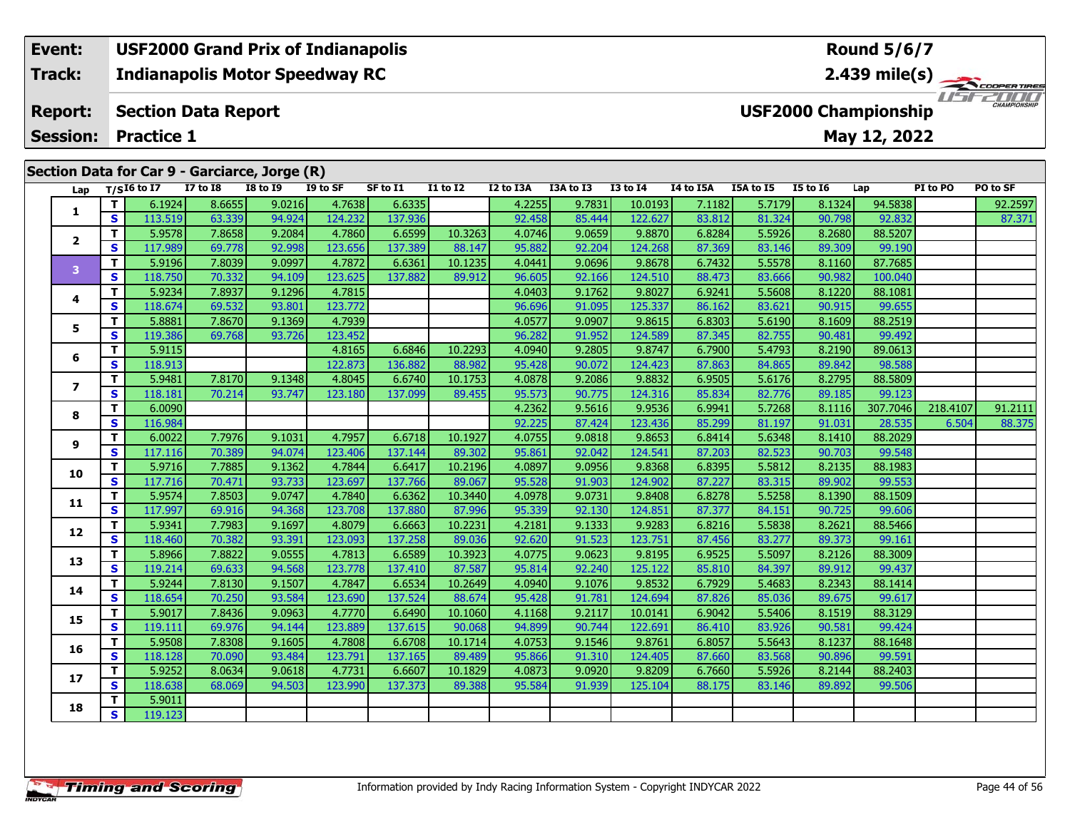| Event: | USF2000 Grand Prix of Indianapolis | Round 5/6/7 |
|---|---|---|
| Track: | Indianapolis Motor Speedway RC | 2.439 mile(s) |
| Report: | Section Data Report | USF2000 Championship |
| Session: | Practice 1 | May 12, 2022 |

## Section Data for Car 9 - Garciarce, Jorge (R)

| Lap | T/S | I6 to I7 | I7 to I8 | I8 to I9 | I9 to SF | SF to I1 | I1 to I2 | I2 to I3A | I3A to I3 | I3 to I4 | I4 to I5A | I5A to I5 | I5 to I6 | Lap | PI to PO | PO to SF |
|---|---|---|---|---|---|---|---|---|---|---|---|---|---|---|---|---|
| 1 | T | 6.1924 | 8.6655 | 9.0216 | 4.7638 | 6.6335 | | 4.2255 | 9.7831 | 10.0193 | 7.1182 | 5.7179 | 8.1324 | 94.5838 | | 92.2597 |
| | S | 113.519 | 63.339 | 94.924 | 124.232 | 137.936 | | 92.458 | 85.444 | 122.627 | 83.812 | 81.324 | 90.798 | 92.832 | | 87.371 |
| 2 | T | 5.9578 | 7.8658 | 9.2084 | 4.7860 | 6.6599 | 10.3263 | 4.0746 | 9.0659 | 9.8870 | 6.8284 | 5.5926 | 8.2680 | 88.5207 | | |
| | S | 117.989 | 69.778 | 92.998 | 123.656 | 137.389 | 88.147 | 95.882 | 92.204 | 124.268 | 87.369 | 83.146 | 89.309 | 99.190 | | |
| 3 | T | 5.9196 | 7.8039 | 9.0997 | 4.7872 | 6.6361 | 10.1235 | 4.0441 | 9.0696 | 9.8678 | 6.7432 | 5.5578 | 8.1160 | 87.7685 | | |
| | S | 118.750 | 70.332 | 94.109 | 123.625 | 137.882 | 89.912 | 96.605 | 92.166 | 124.510 | 88.473 | 83.666 | 90.982 | 100.040 | | |
| 4 | T | 5.9234 | 7.8937 | 9.1296 | 4.7815 | | | 4.0403 | 9.1762 | 9.8027 | 6.9241 | 5.5608 | 8.1220 | 88.1081 | | |
| | S | 118.674 | 69.532 | 93.801 | 123.772 | | | 96.696 | 91.095 | 125.337 | 86.162 | 83.621 | 90.915 | 99.655 | | |
| 5 | T | 5.8881 | 7.8670 | 9.1369 | 4.7939 | | | 4.0577 | 9.0907 | 9.8615 | 6.8303 | 5.6190 | 8.1609 | 88.2519 | | |
| | S | 119.386 | 69.768 | 93.726 | 123.452 | | | 96.282 | 91.952 | 124.589 | 87.345 | 82.755 | 90.481 | 99.492 | | |
| 6 | T | 5.9115 | | | 4.8165 | 6.6846 | 10.2293 | 4.0940 | 9.2805 | 9.8747 | 6.7900 | 5.4793 | 8.2190 | 89.0613 | | |
| | S | 118.913 | | | 122.873 | 136.882 | 88.982 | 95.428 | 90.072 | 124.423 | 87.863 | 84.865 | 89.842 | 98.588 | | |
| 7 | T | 5.9481 | 7.8170 | 9.1348 | 4.8045 | 6.6740 | 10.1753 | 4.0878 | 9.2086 | 9.8832 | 6.9505 | 5.6176 | 8.2795 | 88.5809 | | |
| | S | 118.181 | 70.214 | 93.747 | 123.180 | 137.099 | 89.455 | 95.573 | 90.775 | 124.316 | 85.834 | 82.776 | 89.185 | 99.123 | | |
| 8 | T | 6.0090 | | | | | | 4.2362 | 9.5616 | 9.9536 | 6.9941 | 5.7268 | 8.1116 | 307.7046 | 218.4107 | 91.2111 |
| | S | 116.984 | | | | | | 92.225 | 87.424 | 123.436 | 85.299 | 81.197 | 91.031 | 28.535 | 6.504 | 88.375 |
| 9 | T | 6.0022 | 7.7976 | 9.1031 | 4.7957 | 6.6718 | 10.1927 | 4.0755 | 9.0818 | 9.8653 | 6.8414 | 5.6348 | 8.1410 | 88.2029 | | |
| | S | 117.116 | 70.389 | 94.074 | 123.406 | 137.144 | 89.302 | 95.861 | 92.042 | 124.541 | 87.203 | 82.523 | 90.703 | 99.548 | | |
| 10 | T | 5.9716 | 7.7885 | 9.1362 | 4.7844 | 6.6417 | 10.2196 | 4.0897 | 9.0956 | 9.8368 | 6.8395 | 5.5812 | 8.2135 | 88.1983 | | |
| | S | 117.716 | 70.471 | 93.733 | 123.697 | 137.766 | 89.067 | 95.528 | 91.903 | 124.902 | 87.227 | 83.315 | 89.902 | 99.553 | | |
| 11 | T | 5.9574 | 7.8503 | 9.0747 | 4.7840 | 6.6362 | 10.3440 | 4.0978 | 9.0731 | 9.8408 | 6.8278 | 5.5258 | 8.1390 | 88.1509 | | |
| | S | 117.997 | 69.916 | 94.368 | 123.708 | 137.880 | 87.996 | 95.339 | 92.130 | 124.851 | 87.377 | 84.151 | 90.725 | 99.606 | | |
| 12 | T | 5.9341 | 7.7983 | 9.1697 | 4.8079 | 6.6663 | 10.2231 | 4.2181 | 9.1333 | 9.9283 | 6.8216 | 5.5838 | 8.2621 | 88.5466 | | |
| | S | 118.460 | 70.382 | 93.391 | 123.093 | 137.258 | 89.036 | 92.620 | 91.523 | 123.751 | 87.456 | 83.277 | 89.373 | 99.161 | | |
| 13 | T | 5.8966 | 7.8822 | 9.0555 | 4.7813 | 6.6589 | 10.3923 | 4.0775 | 9.0623 | 9.8195 | 6.9525 | 5.5097 | 8.2126 | 88.3009 | | |
| | S | 119.214 | 69.633 | 94.568 | 123.778 | 137.410 | 87.587 | 95.814 | 92.240 | 125.122 | 85.810 | 84.397 | 89.912 | 99.437 | | |
| 14 | T | 5.9244 | 7.8130 | 9.1507 | 4.7847 | 6.6534 | 10.2649 | 4.0940 | 9.1076 | 9.8532 | 6.7929 | 5.4683 | 8.2343 | 88.1414 | | |
| | S | 118.654 | 70.250 | 93.584 | 123.690 | 137.524 | 88.674 | 95.428 | 91.781 | 124.694 | 87.826 | 85.036 | 89.675 | 99.617 | | |
| 15 | T | 5.9017 | 7.8436 | 9.0963 | 4.7770 | 6.6490 | 10.1060 | 4.1168 | 9.2117 | 10.0141 | 6.9042 | 5.5406 | 8.1519 | 88.3129 | | |
| | S | 119.111 | 69.976 | 94.144 | 123.889 | 137.615 | 90.068 | 94.899 | 90.744 | 122.691 | 86.410 | 83.926 | 90.581 | 99.424 | | |
| 16 | T | 5.9508 | 7.8308 | 9.1605 | 4.7808 | 6.6708 | 10.1714 | 4.0753 | 9.1546 | 9.8761 | 6.8057 | 5.5643 | 8.1237 | 88.1648 | | |
| | S | 118.128 | 70.090 | 93.484 | 123.791 | 137.165 | 89.489 | 95.866 | 91.310 | 124.405 | 87.660 | 83.568 | 90.896 | 99.591 | | |
| 17 | T | 5.9252 | 8.0634 | 9.0618 | 4.7731 | 6.6607 | 10.1829 | 4.0873 | 9.0920 | 9.8209 | 6.7660 | 5.5926 | 8.2144 | 88.2403 | | |
| | S | 118.638 | 68.069 | 94.503 | 123.990 | 137.373 | 89.388 | 95.584 | 91.939 | 125.104 | 88.175 | 83.146 | 89.892 | 99.506 | | |
| 18 | T | 5.9011 | | | | | | | | | | | | | | |
| | S | 119.123 | | | | | | | | | | | | | | |

Information provided by Indy Racing Information System - Copyright INDYCAR 2022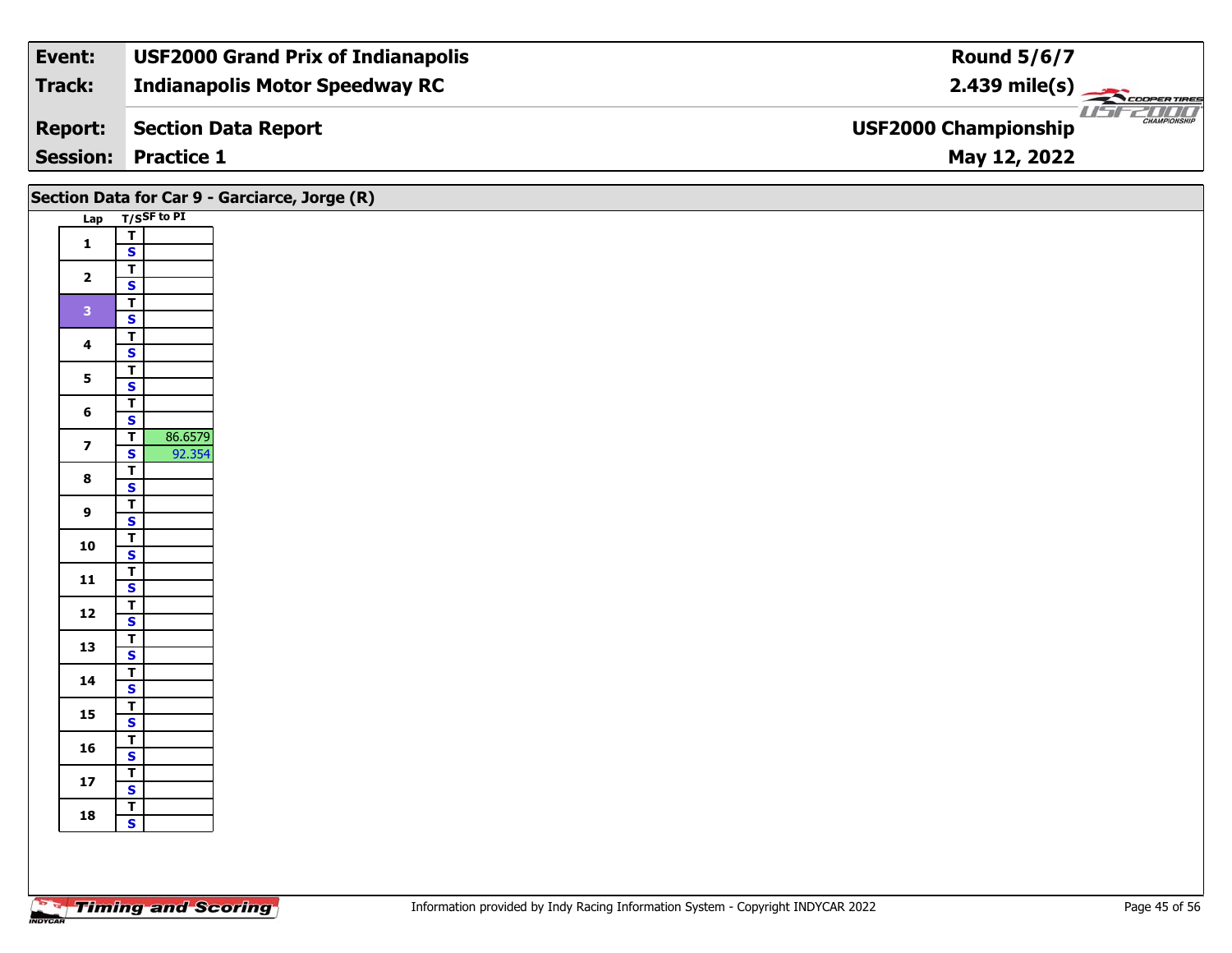| Event: | USF2000 Grand Prix of Indianapolis | Round 5/6/7 |
|---|---|---|
| Track: | Indianapolis Motor Speedway RC | 2.439 mile(s) |
| Report: | Section Data Report | USF2000 Championship |
| Session: | Practice 1 | May 12, 2022 |

## Section Data for Car 9 - Garciarce, Jorge (R)

| Lap | T/S | SF to PI |
|---|---|---|
| 1 | T | |
| | S | |
| 2 | T | |
| | S | |
| 3 | T | |
| | S | |
| 4 | T | |
| | S | |
| 5 | T | |
| | S | |
| 6 | T | |
| | S | |
| 7 | T | 86.6579 |
| | S | 92.354 |
| 8 | T | |
| | S | |
| 9 | T | |
| | S | |
| 10 | T | |
| | S | |
| 11 | T | |
| | S | |
| 12 | T | |
| | S | |
| 13 | T | |
| | S | |
| 14 | T | |
| | S | |
| 15 | T | |
| | S | |
| 16 | T | |
| | S | |
| 17 | T | |
| | S | |
| 18 | T | |
| | S | |

Information provided by Indy Racing Information System - Copyright INDYCAR 2022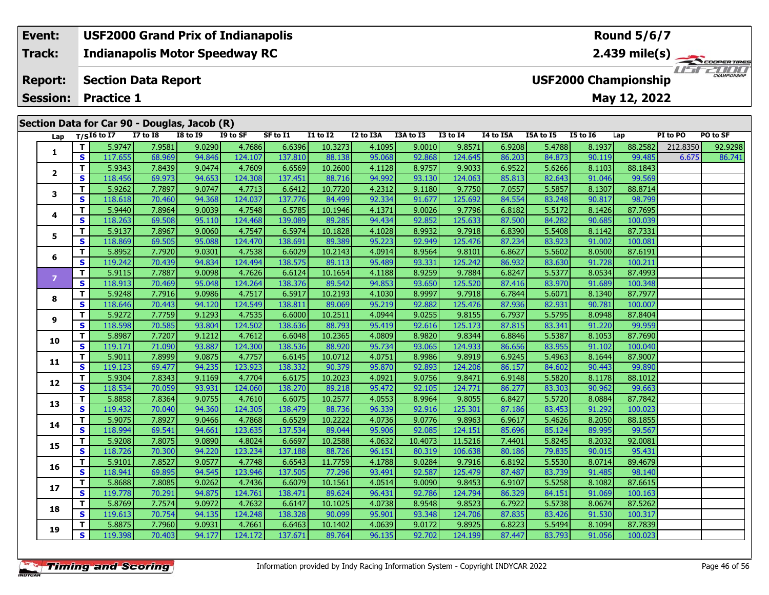| Event: | USF2000 Grand Prix of Indianapolis | Round 5/6/7 |
|---|---|---|
| Track: | Indianapolis Motor Speedway RC | 2.439 mile(s) |
| Report: | Section Data Report | USF2000 Championship |
| Session: | Practice 1 | May 12, 2022 |

## Section Data for Car 90 - Douglas, Jacob (R)

| Lap | T/S | I6 to I7 | I7 to I8 | I8 to I9 | I9 to SF | SF to I1 | I1 to I2 | I2 to I3A | I3A to I3 | I3 to I4 | I4 to I5A | I5A to I5 | I5 to I6 | Lap | PI to PO | PO to SF |
|---|---|---|---|---|---|---|---|---|---|---|---|---|---|---|---|---|
| 1 | T | 5.9747 | 7.9581 | 9.0290 | 4.7686 | 6.6396 | 10.3273 | 4.1095 | 9.0010 | 9.8571 | 6.9208 | 5.4788 | 8.1937 | 88.2582 | 212.8350 | 92.9298 |
| | S | 117.655 | 68.969 | 94.846 | 124.107 | 137.810 | 88.138 | 95.068 | 92.868 | 124.645 | 86.203 | 84.873 | 90.119 | 99.485 | 6.675 | 86.741 |
| 2 | T | 5.9343 | 7.8439 | 9.0474 | 4.7609 | 6.6569 | 10.2600 | 4.1128 | 8.9757 | 9.9033 | 6.9522 | 5.6266 | 8.1103 | 88.1843 | | |
| | S | 118.456 | 69.973 | 94.653 | 124.308 | 137.451 | 88.716 | 94.992 | 93.130 | 124.063 | 85.813 | 82.643 | 91.046 | 99.569 | | |
| 3 | T | 5.9262 | 7.7897 | 9.0747 | 4.7713 | 6.6412 | 10.7720 | 4.2312 | 9.1180 | 9.7750 | 7.0557 | 5.5857 | 8.1307 | 88.8714 | | |
| | S | 118.618 | 70.460 | 94.368 | 124.037 | 137.776 | 84.499 | 92.334 | 91.677 | 125.692 | 84.554 | 83.248 | 90.817 | 98.799 | | |
| 4 | T | 5.9440 | 7.8964 | 9.0039 | 4.7548 | 6.5785 | 10.1946 | 4.1371 | 9.0026 | 9.7796 | 6.8182 | 5.5172 | 8.1426 | 87.7695 | | |
| | S | 118.263 | 69.508 | 95.110 | 124.468 | 139.089 | 89.285 | 94.434 | 92.852 | 125.633 | 87.500 | 84.282 | 90.685 | 100.039 | | |
| 5 | T | 5.9137 | 7.8967 | 9.0060 | 4.7547 | 6.5974 | 10.1828 | 4.1028 | 8.9932 | 9.7918 | 6.8390 | 5.5408 | 8.1142 | 87.7331 | | |
| | S | 118.869 | 69.505 | 95.088 | 124.470 | 138.691 | 89.389 | 95.223 | 92.949 | 125.476 | 87.234 | 83.923 | 91.002 | 100.081 | | |
| 6 | T | 5.8952 | 7.7920 | 9.0301 | 4.7538 | 6.6029 | 10.2143 | 4.0914 | 8.9564 | 9.8101 | 6.8627 | 5.5602 | 8.0500 | 87.6191 | | |
| | S | 119.242 | 70.439 | 94.834 | 124.494 | 138.575 | 89.113 | 95.489 | 93.331 | 125.242 | 86.932 | 83.630 | 91.728 | 100.211 | | |
| 7 | T | 5.9115 | 7.7887 | 9.0098 | 4.7626 | 6.6124 | 10.1654 | 4.1188 | 8.9259 | 9.7884 | 6.8247 | 5.5377 | 8.0534 | 87.4993 | | |
| | S | 118.913 | 70.469 | 95.048 | 124.264 | 138.376 | 89.542 | 94.853 | 93.650 | 125.520 | 87.416 | 83.970 | 91.689 | 100.348 | | |
| 8 | T | 5.9248 | 7.7916 | 9.0986 | 4.7517 | 6.5917 | 10.2193 | 4.1030 | 8.9997 | 9.7918 | 6.7844 | 5.6071 | 8.1340 | 87.7977 | | |
| | S | 118.646 | 70.443 | 94.120 | 124.549 | 138.811 | 89.069 | 95.219 | 92.882 | 125.476 | 87.936 | 82.931 | 90.781 | 100.007 | | |
| 9 | T | 5.9272 | 7.7759 | 9.1293 | 4.7535 | 6.6000 | 10.2511 | 4.0944 | 9.0255 | 9.8155 | 6.7937 | 5.5795 | 8.0948 | 87.8404 | | |
| | S | 118.598 | 70.585 | 93.804 | 124.502 | 138.636 | 88.793 | 95.419 | 92.616 | 125.173 | 87.815 | 83.341 | 91.220 | 99.959 | | |
| 10 | T | 5.8987 | 7.7207 | 9.1212 | 4.7612 | 6.6048 | 10.2365 | 4.0809 | 8.9820 | 9.8344 | 6.8846 | 5.5387 | 8.1053 | 87.7690 | | |
| | S | 119.171 | 71.090 | 93.887 | 124.300 | 138.536 | 88.920 | 95.734 | 93.065 | 124.933 | 86.656 | 83.955 | 91.102 | 100.040 | | |
| 11 | T | 5.9011 | 7.8999 | 9.0875 | 4.7757 | 6.6145 | 10.0712 | 4.0751 | 8.9986 | 9.8919 | 6.9245 | 5.4963 | 8.1644 | 87.9007 | | |
| | S | 119.123 | 69.477 | 94.235 | 123.923 | 138.332 | 90.379 | 95.870 | 92.893 | 124.206 | 86.157 | 84.602 | 90.443 | 99.890 | | |
| 12 | T | 5.9304 | 7.8343 | 9.1169 | 4.7704 | 6.6175 | 10.2023 | 4.0921 | 9.0756 | 9.8471 | 6.9148 | 5.5820 | 8.1178 | 88.1012 | | |
| | S | 118.534 | 70.059 | 93.931 | 124.060 | 138.270 | 89.218 | 95.472 | 92.105 | 124.771 | 86.277 | 83.303 | 90.962 | 99.663 | | |
| 13 | T | 5.8858 | 7.8364 | 9.0755 | 4.7610 | 6.6075 | 10.2577 | 4.0553 | 8.9964 | 9.8055 | 6.8427 | 5.5720 | 8.0884 | 87.7842 | | |
| | S | 119.432 | 70.040 | 94.360 | 124.305 | 138.479 | 88.736 | 96.339 | 92.916 | 125.301 | 87.186 | 83.453 | 91.292 | 100.023 | | |
| 14 | T | 5.9075 | 7.8927 | 9.0466 | 4.7868 | 6.6529 | 10.2222 | 4.0736 | 9.0776 | 9.8963 | 6.9617 | 5.4626 | 8.2050 | 88.1855 | | |
| | S | 118.994 | 69.541 | 94.661 | 123.635 | 137.534 | 89.044 | 95.906 | 92.085 | 124.151 | 85.696 | 85.124 | 89.995 | 99.567 | | |
| 15 | T | 5.9208 | 7.8075 | 9.0890 | 4.8024 | 6.6697 | 10.2588 | 4.0632 | 10.4073 | 11.5216 | 7.4401 | 5.8245 | 8.2032 | 92.0081 | | |
| | S | 118.726 | 70.300 | 94.220 | 123.234 | 137.188 | 88.726 | 96.151 | 80.319 | 106.638 | 80.186 | 79.835 | 90.015 | 95.431 | | |
| 16 | T | 5.9101 | 7.8527 | 9.0577 | 4.7748 | 6.6543 | 11.7759 | 4.1788 | 9.0284 | 9.7916 | 6.8192 | 5.5530 | 8.0714 | 89.4679 | | |
| | S | 118.941 | 69.895 | 94.545 | 123.946 | 137.505 | 77.296 | 93.491 | 92.587 | 125.479 | 87.487 | 83.739 | 91.485 | 98.140 | | |
| 17 | T | 5.8688 | 7.8085 | 9.0262 | 4.7436 | 6.6079 | 10.1561 | 4.0514 | 9.0090 | 9.8453 | 6.9107 | 5.5258 | 8.1082 | 87.6615 | | |
| | S | 119.778 | 70.291 | 94.875 | 124.761 | 138.471 | 89.624 | 96.431 | 92.786 | 124.794 | 86.329 | 84.151 | 91.069 | 100.163 | | |
| 18 | T | 5.8769 | 7.7574 | 9.0972 | 4.7632 | 6.6147 | 10.1025 | 4.0738 | 8.9548 | 9.8523 | 6.7922 | 5.5738 | 8.0674 | 87.5262 | | |
| | S | 119.613 | 70.754 | 94.135 | 124.248 | 138.328 | 90.099 | 95.901 | 93.348 | 124.706 | 87.835 | 83.426 | 91.530 | 100.317 | | |
| 19 | T | 5.8875 | 7.7960 | 9.0931 | 4.7661 | 6.6463 | 10.1402 | 4.0639 | 9.0172 | 9.8925 | 6.8223 | 5.5494 | 8.1094 | 87.7839 | | |
| | S | 119.398 | 70.403 | 94.177 | 124.172 | 137.671 | 89.764 | 96.135 | 92.702 | 124.199 | 87.447 | 83.793 | 91.056 | 100.023 | | |

Information provided by Indy Racing Information System - Copyright INDYCAR 2022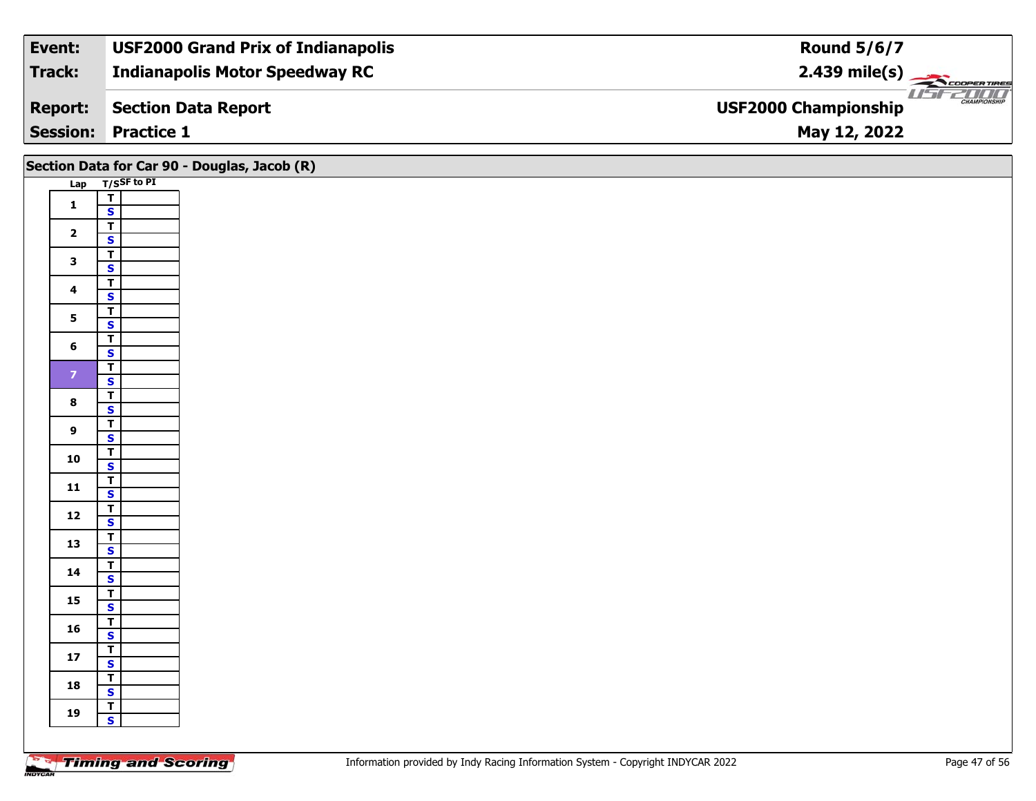| **Event:** | **USF2000 Grand Prix of Indianapolis** | **Round 5/6/7** |
|---|---|---|
| **Track:** | **Indianapolis Motor Speedway RC** | **2.439 mile(s)** |
| **Report:** | **Section Data Report** | **USF2000 Championship** |
| **Session:** | **Practice 1** | **May 12, 2022** |

## Section Data for Car 90 - Douglas, Jacob (R)

| Lap | T/S | SF to PI |
|---|---|---|
| 1 | T | |
| | S | |
| 2 | T | |
| | S | |
| 3 | T | |
| | S | |
| 4 | T | |
| | S | |
| 5 | T | |
| | S | |
| 6 | T | |
| | S | |
| 7 | T | |
| | S | |
| 8 | T | |
| | S | |
| 9 | T | |
| | S | |
| 10 | T | |
| | S | |
| 11 | T | |
| | S | |
| 12 | T | |
| | S | |
| 13 | T | |
| | S | |
| 14 | T | |
| | S | |
| 15 | T | |
| | S | |
| 16 | T | |
| | S | |
| 17 | T | |
| | S | |
| 18 | T | |
| | S | |
| 19 | T | |
| | S | |

Information provided by Indy Racing Information System - Copyright INDYCAR 2022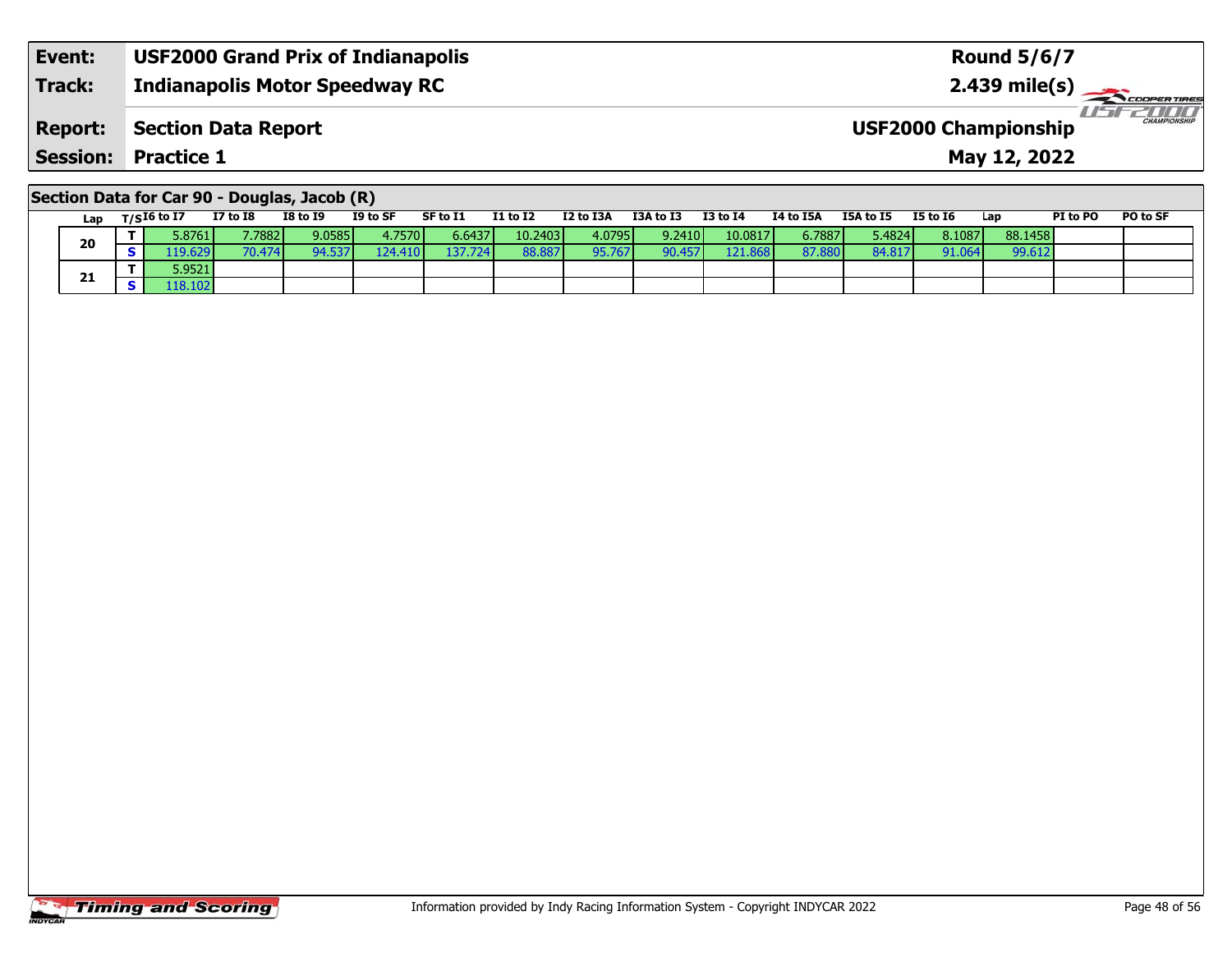| Event: | USF2000 Grand Prix of Indianapolis | Round 5/6/7 |
|---|---|---|
| Track: | Indianapolis Motor Speedway RC | 2.439 mile(s) |
| Report: | Section Data Report | USF2000 Championship |
| Session: | Practice 1 | May 12, 2022 |

## Section Data for Car 90 - Douglas, Jacob (R)

| Lap | T/S | I6 to I7 | I7 to I8 | I8 to I9 | I9 to SF | SF to I1 | I1 to I2 | I2 to I3A | I3A to I3 | I3 to I4 | I4 to I5A | I5A to I5 | I5 to I6 | Lap | PI to PO | PO to SF |
|---|---|---|---|---|---|---|---|---|---|---|---|---|---|---|---|---|
| 20 | T | 5.8761 | 7.7882 | 9.0585 | 4.7570 | 6.6437 | 10.2403 | 4.0795 | 9.2410 | 10.0817 | 6.7887 | 5.4824 | 8.1087 | 88.1458 | | |
| | S | 119.629 | 70.474 | 94.537 | 124.410 | 137.724 | 88.887 | 95.767 | 90.457 | 121.868 | 87.880 | 84.817 | 91.064 | 99.612 | | |
| 21 | T | 5.9521 | | | | | | | | | | | | | | |
| | S | 118.102 | | | | | | | | | | | | | | |

Information provided by Indy Racing Information System - Copyright INDYCAR 2022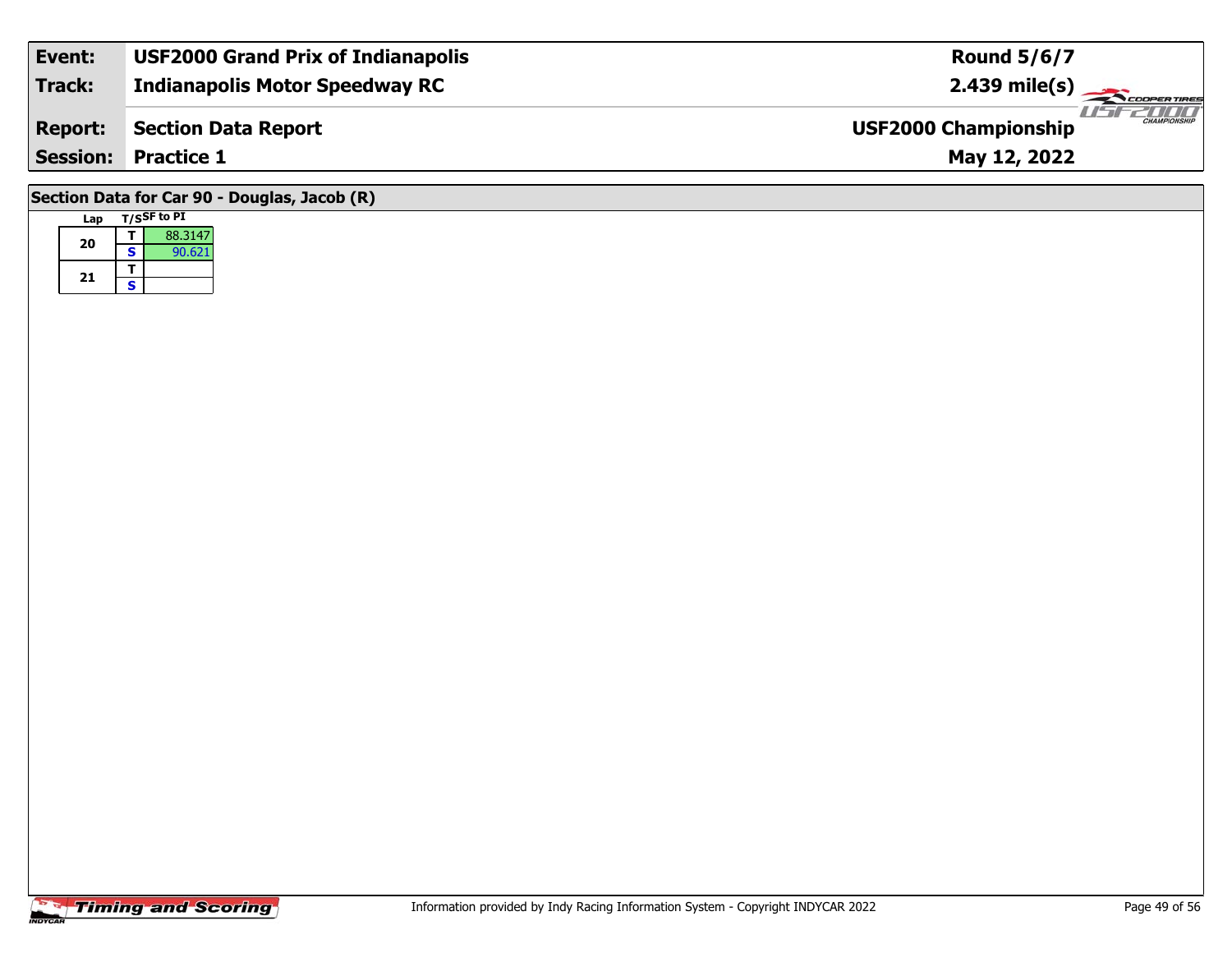| Event: | USF2000 Grand Prix of Indianapolis | Round 5/6/7 |
|---|---|---|
| Track: | Indianapolis Motor Speedway RC | 2.439 mile(s) |
| Report: | Section Data Report | USF2000 Championship |
| Session: | Practice 1 | May 12, 2022 |

## Section Data for Car 90 - Douglas, Jacob (R)

| Lap | T/S | SF to PI |
|---|---|---|
| 20 | T | 88.3147 |
| | S | 90.621 |
| 21 | T | |
| | S | |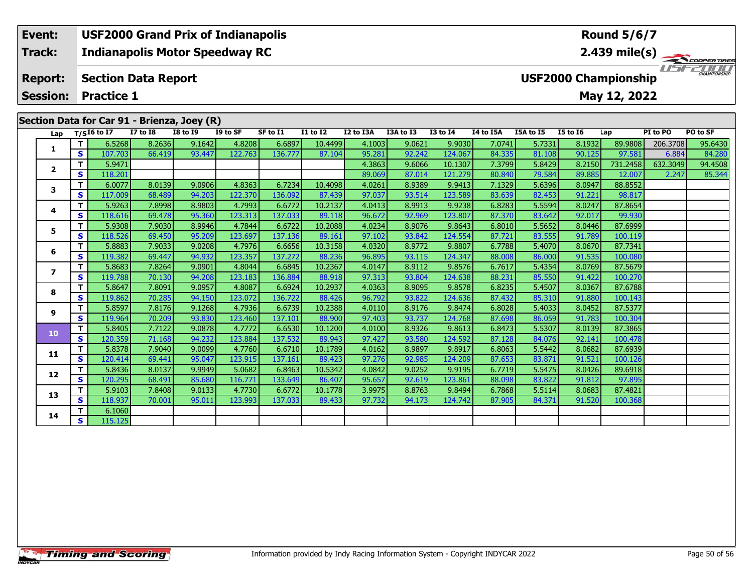| Event: | USF2000 Grand Prix of Indianapolis | Round 5/6/7 |
|---|---|---|
| Track: | Indianapolis Motor Speedway RC | 2.439 mile(s) |
| Report: | Section Data Report | USF2000 Championship |
| Session: | Practice 1 | May 12, 2022 |

## Section Data for Car 91 - Brienza, Joey (R)

| Lap | T/S | I6 to I7 | I7 to I8 | I8 to I9 | I9 to SF | SF to I1 | I1 to I2 | I2 to I3A | I3A to I3 | I3 to I4 | I4 to I5A | I5A to I5 | I5 to I6 | Lap | PI to PO | PO to SF |
|---|---|---|---|---|---|---|---|---|---|---|---|---|---|---|---|---|
| 1 | T | 6.5268 | 8.2636 | 9.1642 | 4.8208 | 6.6897 | 10.4499 | 4.1003 | 9.0621 | 9.9030 | 7.0741 | 5.7331 | 8.1932 | 89.9808 | 206.3708 | 95.6430 |
| | S | 107.703 | 66.419 | 93.447 | 122.763 | 136.777 | 87.104 | 95.281 | 92.242 | 124.067 | 84.335 | 81.108 | 90.125 | 97.581 | 6.884 | 84.280 |
| 2 | T | 5.9471 | | | | | | 4.3863 | 9.6066 | 10.1307 | 7.3799 | 5.8429 | 8.2150 | 731.2458 | 632.3049 | 94.4508 |
| | S | 118.201 | | | | | | 89.069 | 87.014 | 121.279 | 80.840 | 79.584 | 89.885 | 12.007 | 2.247 | 85.344 |
| 3 | T | 6.0077 | 8.0139 | 9.0906 | 4.8363 | 6.7234 | 10.4098 | 4.0261 | 8.9389 | 9.9413 | 7.1329 | 5.6396 | 8.0947 | 88.8552 | | |
| | S | 117.009 | 68.489 | 94.203 | 122.370 | 136.092 | 87.439 | 97.037 | 93.514 | 123.589 | 83.639 | 82.453 | 91.221 | 98.817 | | |
| 4 | T | 5.9263 | 7.8998 | 8.9803 | 4.7993 | 6.6772 | 10.2137 | 4.0413 | 8.9913 | 9.9238 | 6.8283 | 5.5594 | 8.0247 | 87.8654 | | |
| | S | 118.616 | 69.478 | 95.360 | 123.313 | 137.033 | 89.118 | 96.672 | 92.969 | 123.807 | 87.370 | 83.642 | 92.017 | 99.930 | | |
| 5 | T | 5.9308 | 7.9030 | 8.9946 | 4.7844 | 6.6722 | 10.2088 | 4.0234 | 8.9076 | 9.8643 | 6.8010 | 5.5652 | 8.0446 | 87.6999 | | |
| | S | 118.526 | 69.450 | 95.209 | 123.697 | 137.136 | 89.161 | 97.102 | 93.842 | 124.554 | 87.721 | 83.555 | 91.789 | 100.119 | | |
| 6 | T | 5.8883 | 7.9033 | 9.0208 | 4.7976 | 6.6656 | 10.3158 | 4.0320 | 8.9772 | 9.8807 | 6.7788 | 5.4070 | 8.0670 | 87.7341 | | |
| | S | 119.382 | 69.447 | 94.932 | 123.357 | 137.272 | 88.236 | 96.895 | 93.115 | 124.347 | 88.008 | 86.000 | 91.535 | 100.080 | | |
| 7 | T | 5.8683 | 7.8264 | 9.0901 | 4.8044 | 6.6845 | 10.2367 | 4.0147 | 8.9112 | 9.8576 | 6.7617 | 5.4354 | 8.0769 | 87.5679 | | |
| | S | 119.788 | 70.130 | 94.208 | 123.183 | 136.884 | 88.918 | 97.313 | 93.804 | 124.638 | 88.231 | 85.550 | 91.422 | 100.270 | | |
| 8 | T | 5.8647 | 7.8091 | 9.0957 | 4.8087 | 6.6924 | 10.2937 | 4.0363 | 8.9095 | 9.8578 | 6.8235 | 5.4507 | 8.0367 | 87.6788 | | |
| | S | 119.862 | 70.285 | 94.150 | 123.072 | 136.722 | 88.426 | 96.792 | 93.822 | 124.636 | 87.432 | 85.310 | 91.880 | 100.143 | | |
| 9 | T | 5.8597 | 7.8176 | 9.1268 | 4.7936 | 6.6739 | 10.2388 | 4.0110 | 8.9176 | 9.8474 | 6.8028 | 5.4033 | 8.0452 | 87.5377 | | |
| | S | 119.964 | 70.209 | 93.830 | 123.460 | 137.101 | 88.900 | 97.403 | 93.737 | 124.768 | 87.698 | 86.059 | 91.783 | 100.304 | | |
| 10 | T | 5.8405 | 7.7122 | 9.0878 | 4.7772 | 6.6530 | 10.1200 | 4.0100 | 8.9326 | 9.8613 | 6.8473 | 5.5307 | 8.0139 | 87.3865 | | |
| | S | 120.359 | 71.168 | 94.232 | 123.884 | 137.532 | 89.943 | 97.427 | 93.580 | 124.592 | 87.128 | 84.076 | 92.141 | 100.478 | | |
| 11 | T | 5.8378 | 7.9040 | 9.0099 | 4.7760 | 6.6710 | 10.1789 | 4.0162 | 8.9897 | 9.8917 | 6.8063 | 5.5442 | 8.0682 | 87.6939 | | |
| | S | 120.414 | 69.441 | 95.047 | 123.915 | 137.161 | 89.423 | 97.276 | 92.985 | 124.209 | 87.653 | 83.871 | 91.521 | 100.126 | | |
| 12 | T | 5.8436 | 8.0137 | 9.9949 | 5.0682 | 6.8463 | 10.5342 | 4.0842 | 9.0252 | 9.9195 | 6.7719 | 5.5475 | 8.0426 | 89.6918 | | |
| | S | 120.295 | 68.491 | 85.680 | 116.771 | 133.649 | 86.407 | 95.657 | 92.619 | 123.861 | 88.098 | 83.822 | 91.812 | 97.895 | | |
| 13 | T | 5.9103 | 7.8408 | 9.0133 | 4.7730 | 6.6772 | 10.1778 | 3.9975 | 8.8763 | 9.8494 | 6.7868 | 5.5114 | 8.0683 | 87.4821 | | |
| | S | 118.937 | 70.001 | 95.011 | 123.993 | 137.033 | 89.433 | 97.732 | 94.173 | 124.742 | 87.905 | 84.371 | 91.520 | 100.368 | | |
| 14 | T | 6.1060 | | | | | | | | | | | | | | |
| | S | 115.125 | | | | | | | | | | | | | | |

Information provided by Indy Racing Information System - Copyright INDYCAR 2022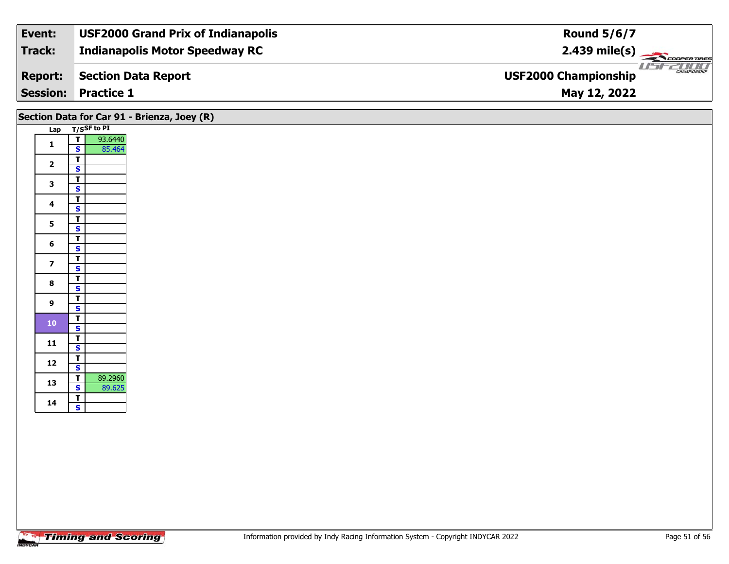| Event: | USF2000 Grand Prix of Indianapolis | Round 5/6/7 |
|---|---|---|
| Track: | Indianapolis Motor Speedway RC | 2.439 mile(s) |
| Report: | Section Data Report | USF2000 Championship |
| Session: | Practice 1 | May 12, 2022 |

## Section Data for Car 91 - Brienza, Joey (R)

| Lap | T/S | SF to PI |
|---|---|---|
| 1 | T | 93.6440 |
| | S | 85.464 |
| 2 | T | |
| | S | |
| 3 | T | |
| | S | |
| 4 | T | |
| | S | |
| 5 | T | |
| | S | |
| 6 | T | |
| | S | |
| 7 | T | |
| | S | |
| 8 | T | |
| | S | |
| 9 | T | |
| | S | |
| 10 | T | |
| | S | |
| 11 | T | |
| | S | |
| 12 | T | |
| | S | |
| 13 | T | 89.2960 |
| | S | 89.625 |
| 14 | T | |
| | S | |

Timing and Scoring

Information provided by Indy Racing Information System - Copyright INDYCAR 2022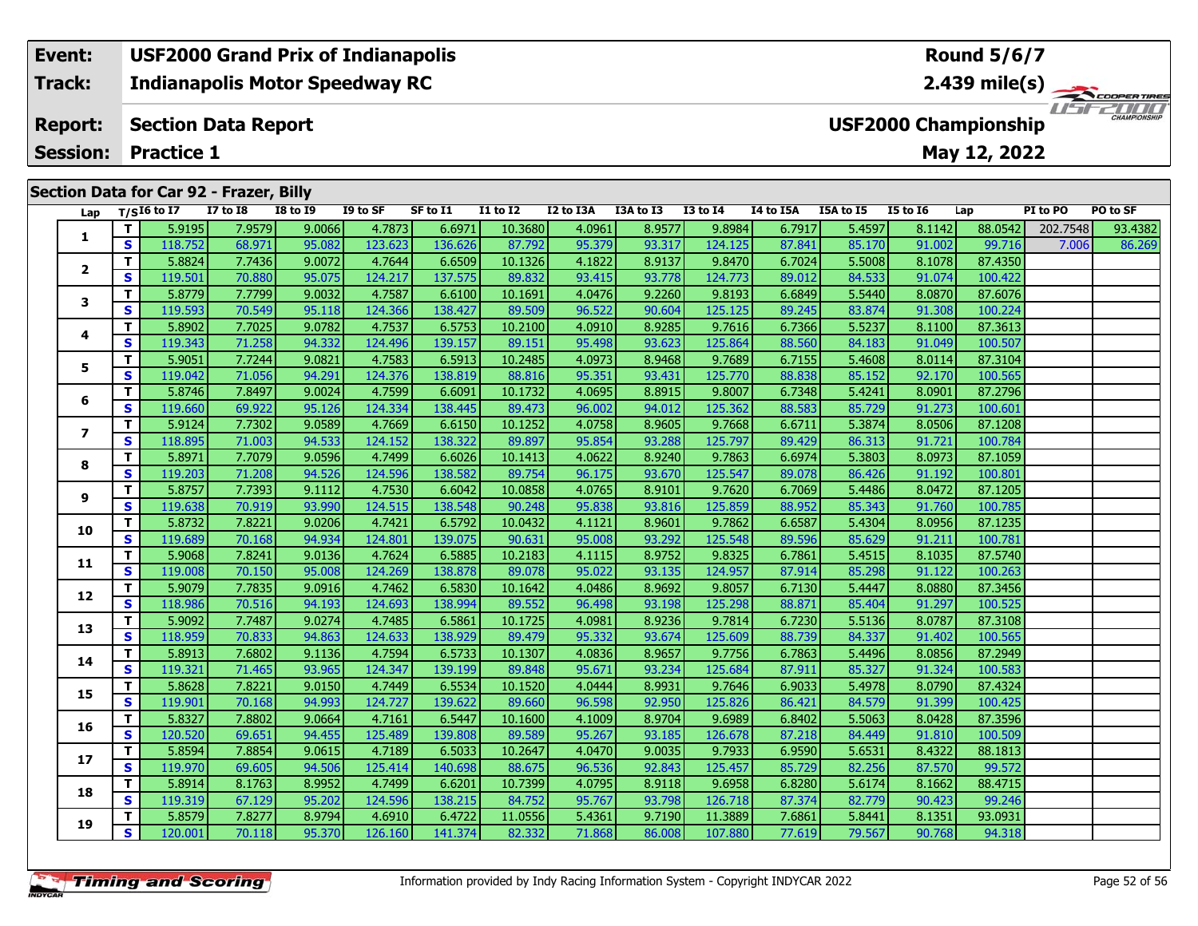| Event: | USF2000 Grand Prix of Indianapolis | Round 5/6/7 |
|---|---|---|
| Track: | Indianapolis Motor Speedway RC | 2.439 mile(s) |
| Report: | Section Data Report | USF2000 Championship |
| Session: | Practice 1 | May 12, 2022 |

## Section Data for Car 92 - Frazer, Billy

| Lap | T/S | I6 to I7 | I7 to I8 | I8 to I9 | I9 to SF | SF to I1 | I1 to I2 | I2 to I3A | I3A to I3 | I3 to I4 | I4 to I5A | I5A to I5 | I5 to I6 | Lap | PI to PO | PO to SF |
|---|---|---|---|---|---|---|---|---|---|---|---|---|---|---|---|---|
| 1 | T | 5.9195 | 7.9579 | 9.0066 | 4.7873 | 6.6971 | 10.3680 | 4.0961 | 8.9577 | 9.8984 | 6.7917 | 5.4597 | 8.1142 | 88.0542 | 202.7548 | 93.4382 |
| | S | 118.752 | 68.971 | 95.082 | 123.623 | 136.626 | 87.792 | 95.379 | 93.317 | 124.125 | 87.841 | 85.170 | 91.002 | 99.716 | 7.006 | 86.269 |
| 2 | T | 5.8824 | 7.7436 | 9.0072 | 4.7644 | 6.6509 | 10.1326 | 4.1822 | 8.9137 | 9.8470 | 6.7024 | 5.5008 | 8.1078 | 87.4350 | | |
| | S | 119.501 | 70.880 | 95.075 | 124.217 | 137.575 | 89.832 | 93.415 | 93.778 | 124.773 | 89.012 | 84.533 | 91.074 | 100.422 | | |
| 3 | T | 5.8779 | 7.7799 | 9.0032 | 4.7587 | 6.6100 | 10.1691 | 4.0476 | 9.2260 | 9.8193 | 6.6849 | 5.5440 | 8.0870 | 87.6076 | | |
| | S | 119.593 | 70.549 | 95.118 | 124.366 | 138.427 | 89.509 | 96.522 | 90.604 | 125.125 | 89.245 | 83.874 | 91.308 | 100.224 | | |
| 4 | T | 5.8902 | 7.7025 | 9.0782 | 4.7537 | 6.5753 | 10.2100 | 4.0910 | 8.9285 | 9.7616 | 6.7366 | 5.5237 | 8.1100 | 87.3613 | | |
| | S | 119.343 | 71.258 | 94.332 | 124.496 | 139.157 | 89.151 | 95.498 | 93.623 | 125.864 | 88.560 | 84.183 | 91.049 | 100.507 | | |
| 5 | T | 5.9051 | 7.7244 | 9.0821 | 4.7583 | 6.5913 | 10.2485 | 4.0973 | 8.9468 | 9.7689 | 6.7155 | 5.4608 | 8.0114 | 87.3104 | | |
| | S | 119.042 | 71.056 | 94.291 | 124.376 | 138.819 | 88.816 | 95.351 | 93.431 | 125.770 | 88.838 | 85.152 | 92.170 | 100.565 | | |
| 6 | T | 5.8746 | 7.8497 | 9.0024 | 4.7599 | 6.6091 | 10.1732 | 4.0695 | 8.8915 | 9.8007 | 6.7348 | 5.4241 | 8.0901 | 87.2796 | | |
| | S | 119.660 | 69.922 | 95.126 | 124.334 | 138.445 | 89.473 | 96.002 | 94.012 | 125.362 | 88.583 | 85.729 | 91.273 | 100.601 | | |
| 7 | T | 5.9124 | 7.7302 | 9.0589 | 4.7669 | 6.6150 | 10.1252 | 4.0758 | 8.9605 | 9.7668 | 6.6711 | 5.3874 | 8.0506 | 87.1208 | | |
| | S | 118.895 | 71.003 | 94.533 | 124.152 | 138.322 | 89.897 | 95.854 | 93.288 | 125.797 | 89.429 | 86.313 | 91.721 | 100.784 | | |
| 8 | T | 5.8971 | 7.7079 | 9.0596 | 4.7499 | 6.6026 | 10.1413 | 4.0622 | 8.9240 | 9.7863 | 6.6974 | 5.3803 | 8.0973 | 87.1059 | | |
| | S | 119.203 | 71.208 | 94.526 | 124.596 | 138.582 | 89.754 | 96.175 | 93.670 | 125.547 | 89.078 | 86.426 | 91.192 | 100.801 | | |
| 9 | T | 5.8757 | 7.7393 | 9.1112 | 4.7530 | 6.6042 | 10.0858 | 4.0765 | 8.9101 | 9.7620 | 6.7069 | 5.4486 | 8.0472 | 87.1205 | | |
| | S | 119.638 | 70.919 | 93.990 | 124.515 | 138.548 | 90.248 | 95.838 | 93.816 | 125.859 | 88.952 | 85.343 | 91.760 | 100.785 | | |
| 10 | T | 5.8732 | 7.8221 | 9.0206 | 4.7421 | 6.5792 | 10.0432 | 4.1121 | 8.9601 | 9.7862 | 6.6587 | 5.4304 | 8.0956 | 87.1235 | | |
| | S | 119.689 | 70.168 | 94.934 | 124.801 | 139.075 | 90.631 | 95.008 | 93.292 | 125.548 | 89.596 | 85.629 | 91.211 | 100.781 | | |
| 11 | T | 5.9068 | 7.8241 | 9.0136 | 4.7624 | 6.5885 | 10.2183 | 4.1115 | 8.9752 | 9.8325 | 6.7861 | 5.4515 | 8.1035 | 87.5740 | | |
| | S | 119.008 | 70.150 | 95.008 | 124.269 | 138.878 | 89.078 | 95.022 | 93.135 | 124.957 | 87.914 | 85.298 | 91.122 | 100.263 | | |
| 12 | T | 5.9079 | 7.7835 | 9.0916 | 4.7462 | 6.5830 | 10.1642 | 4.0486 | 8.9692 | 9.8057 | 6.7130 | 5.4447 | 8.0880 | 87.3456 | | |
| | S | 118.986 | 70.516 | 94.193 | 124.693 | 138.994 | 89.552 | 96.498 | 93.198 | 125.298 | 88.871 | 85.404 | 91.297 | 100.525 | | |
| 13 | T | 5.9092 | 7.7487 | 9.0274 | 4.7485 | 6.5861 | 10.1725 | 4.0981 | 8.9236 | 9.7814 | 6.7230 | 5.5136 | 8.0787 | 87.3108 | | |
| | S | 118.959 | 70.833 | 94.863 | 124.633 | 138.929 | 89.479 | 95.332 | 93.674 | 125.609 | 88.739 | 84.337 | 91.402 | 100.565 | | |
| 14 | T | 5.8913 | 7.6802 | 9.1136 | 4.7594 | 6.5733 | 10.1307 | 4.0836 | 8.9657 | 9.7756 | 6.7863 | 5.4496 | 8.0856 | 87.2949 | | |
| | S | 119.321 | 71.465 | 93.965 | 124.347 | 139.199 | 89.848 | 95.671 | 93.234 | 125.684 | 87.911 | 85.327 | 91.324 | 100.583 | | |
| 15 | T | 5.8628 | 7.8221 | 9.0150 | 4.7449 | 6.5534 | 10.1520 | 4.0444 | 8.9931 | 9.7646 | 6.9033 | 5.4978 | 8.0790 | 87.4324 | | |
| | S | 119.901 | 70.168 | 94.993 | 124.727 | 139.622 | 89.660 | 96.598 | 92.950 | 125.826 | 86.421 | 84.579 | 91.399 | 100.425 | | |
| 16 | T | 5.8327 | 7.8802 | 9.0664 | 4.7161 | 6.5447 | 10.1600 | 4.1009 | 8.9704 | 9.6989 | 6.8402 | 5.5063 | 8.0428 | 87.3596 | | |
| | S | 120.520 | 69.651 | 94.455 | 125.489 | 139.808 | 89.589 | 95.267 | 93.185 | 126.678 | 87.218 | 84.449 | 91.810 | 100.509 | | |
| 17 | T | 5.8594 | 7.8854 | 9.0615 | 4.7189 | 6.5033 | 10.2647 | 4.0470 | 9.0035 | 9.7933 | 6.9590 | 5.6531 | 8.4322 | 88.1813 | | |
| | S | 119.970 | 69.605 | 94.506 | 125.414 | 140.698 | 88.675 | 96.536 | 92.843 | 125.457 | 85.729 | 82.256 | 87.570 | 99.572 | | |
| 18 | T | 5.8914 | 8.1763 | 8.9952 | 4.7499 | 6.6201 | 10.7399 | 4.0795 | 8.9118 | 9.6958 | 6.8280 | 5.6174 | 8.1662 | 88.4715 | | |
| | S | 119.319 | 67.129 | 95.202 | 124.596 | 138.215 | 84.752 | 95.767 | 93.798 | 126.718 | 87.374 | 82.779 | 90.423 | 99.246 | | |
| 19 | T | 5.8579 | 7.8277 | 8.9794 | 4.6910 | 6.4722 | 11.0556 | 5.4361 | 9.7190 | 11.3889 | 7.6861 | 5.8441 | 8.1351 | 93.0931 | | |
| | S | 120.001 | 70.118 | 95.370 | 126.160 | 141.374 | 82.332 | 71.868 | 86.008 | 107.880 | 77.619 | 79.567 | 90.768 | 94.318 | | |

Information provided by Indy Racing Information System - Copyright INDYCAR 2022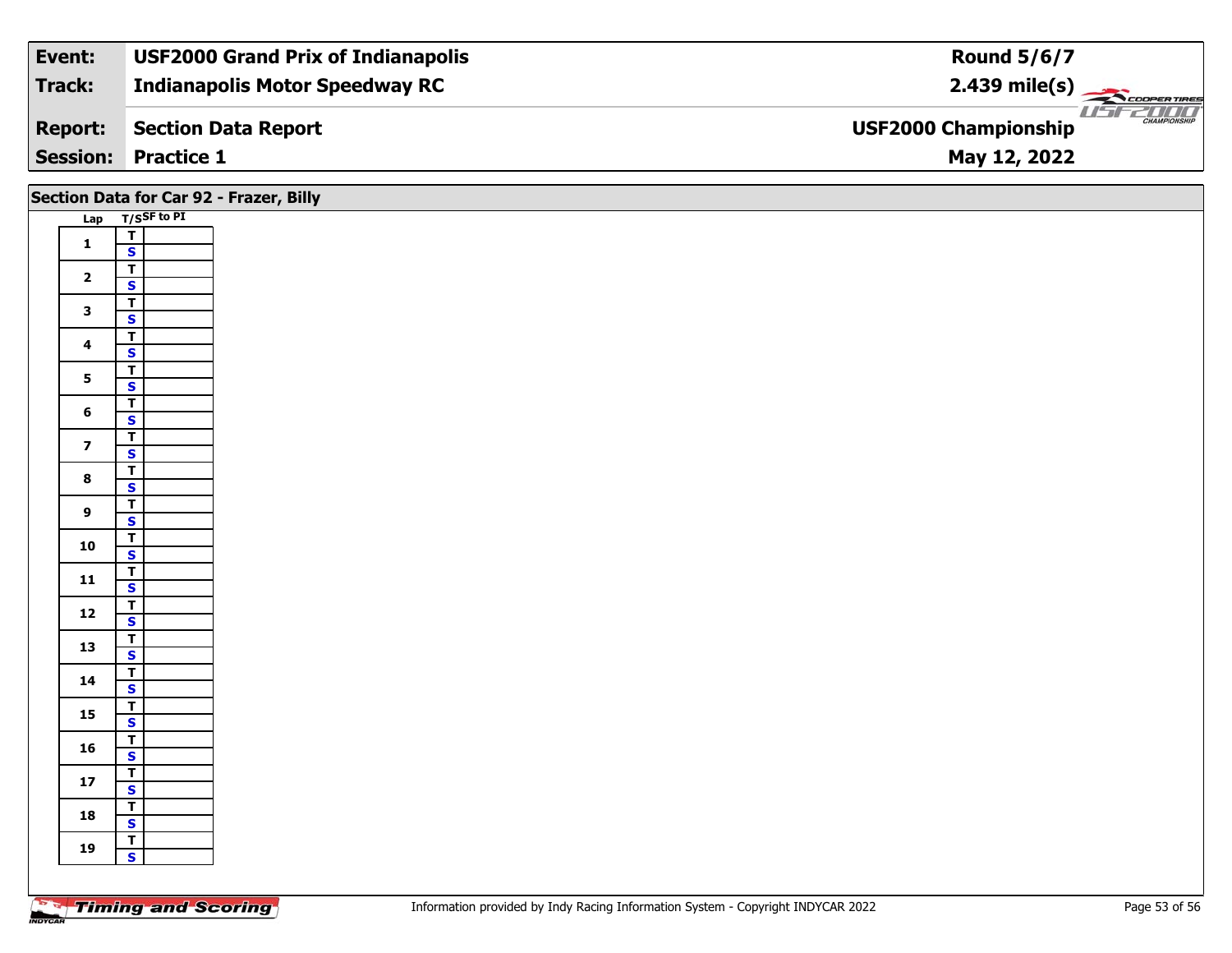| Event: | USF2000 Grand Prix of Indianapolis | Round 5/6/7 |
|---|---|---|
| Track: | Indianapolis Motor Speedway RC | 2.439 mile(s) |
| Report: | Section Data Report | USF2000 Championship |
| Session: | Practice 1 | May 12, 2022 |

## Section Data for Car 92 - Frazer, Billy

| Lap | T/S | SF to PI |
|---|---|---|
| 1 | T | |
| | S | |
| 2 | T | |
| | S | |
| 3 | T | |
| | S | |
| 4 | T | |
| | S | |
| 5 | T | |
| | S | |
| 6 | T | |
| | S | |
| 7 | T | |
| | S | |
| 8 | T | |
| | S | |
| 9 | T | |
| | S | |
| 10 | T | |
| | S | |
| 11 | T | |
| | S | |
| 12 | T | |
| | S | |
| 13 | T | |
| | S | |
| 14 | T | |
| | S | |
| 15 | T | |
| | S | |
| 16 | T | |
| | S | |
| 17 | T | |
| | S | |
| 18 | T | |
| | S | |
| 19 | T | |
| | S | |

Information provided by Indy Racing Information System - Copyright INDYCAR 2022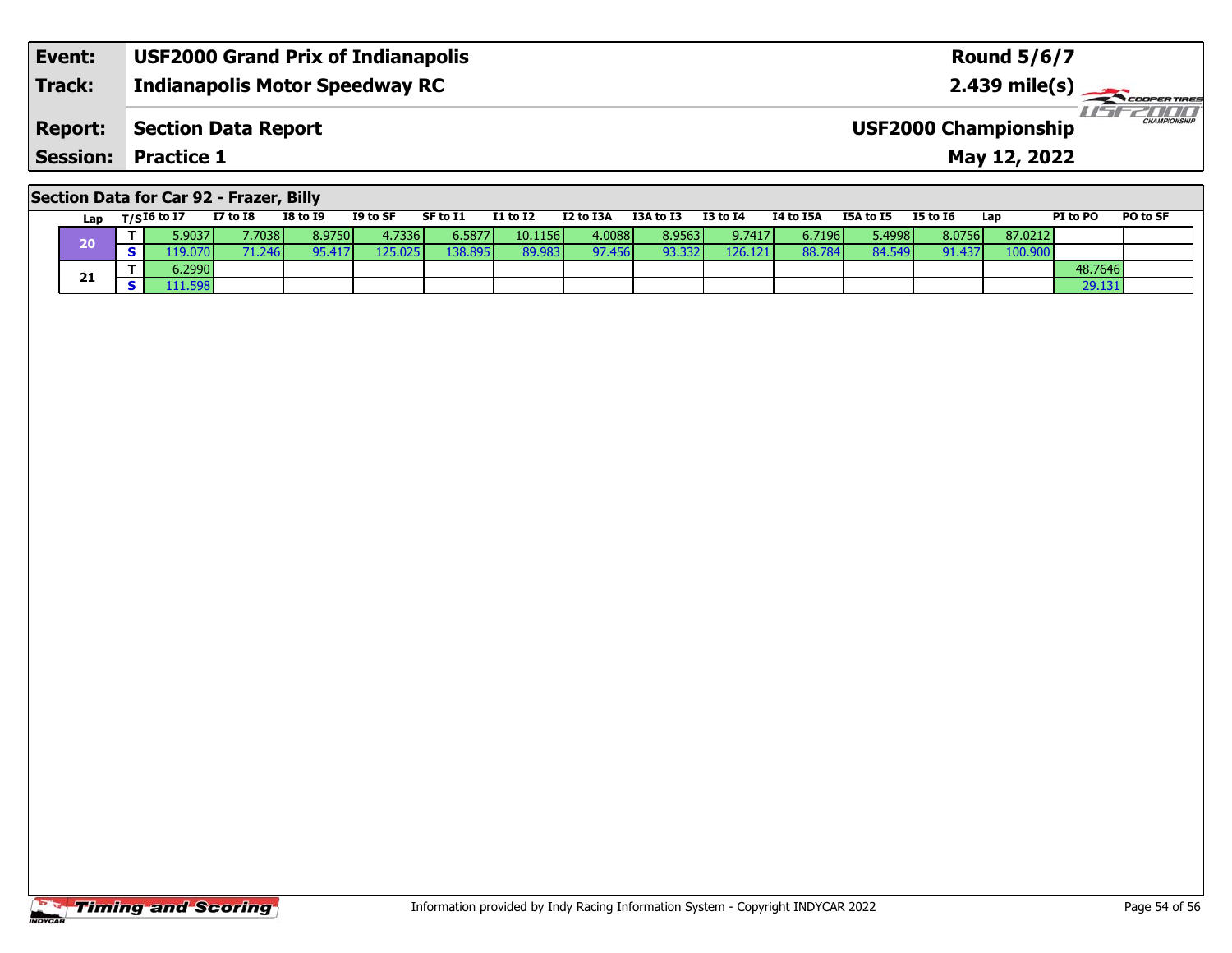| Event: | USF2000 Grand Prix of Indianapolis | Round 5/6/7 |
|---|---|---|
| Track: | Indianapolis Motor Speedway RC | 2.439 mile(s) |
| Report: | Section Data Report | USF2000 Championship |
| Session: | Practice 1 | May 12, 2022 |

## Section Data for Car 92 - Frazer, Billy

| Lap | T/S | I6 to I7 | I7 to I8 | I8 to I9 | I9 to SF | SF to I1 | I1 to I2 | I2 to I3A | I3A to I3 | I3 to I4 | I4 to I5A | I5A to I5 | I5 to I6 | Lap | PI to PO | PO to SF |
|---|---|---|---|---|---|---|---|---|---|---|---|---|---|---|---|---|
| 20 | T | 5.9037 | 7.7038 | 8.9750 | 4.7336 | 6.5877 | 10.1156 | 4.0088 | 8.9563 | 9.7417 | 6.7196 | 5.4998 | 8.0756 | 87.0212 | | |
| | S | 119.070 | 71.246 | 95.417 | 125.025 | 138.895 | 89.983 | 97.456 | 93.332 | 126.121 | 88.784 | 84.549 | 91.437 | 100.900 | | |
| 21 | T | 6.2990 | | | | | | | | | | | | | 48.7646 | |
| | S | 111.598 | | | | | | | | | | | | | 29.131 | |

Information provided by Indy Racing Information System - Copyright INDYCAR 2022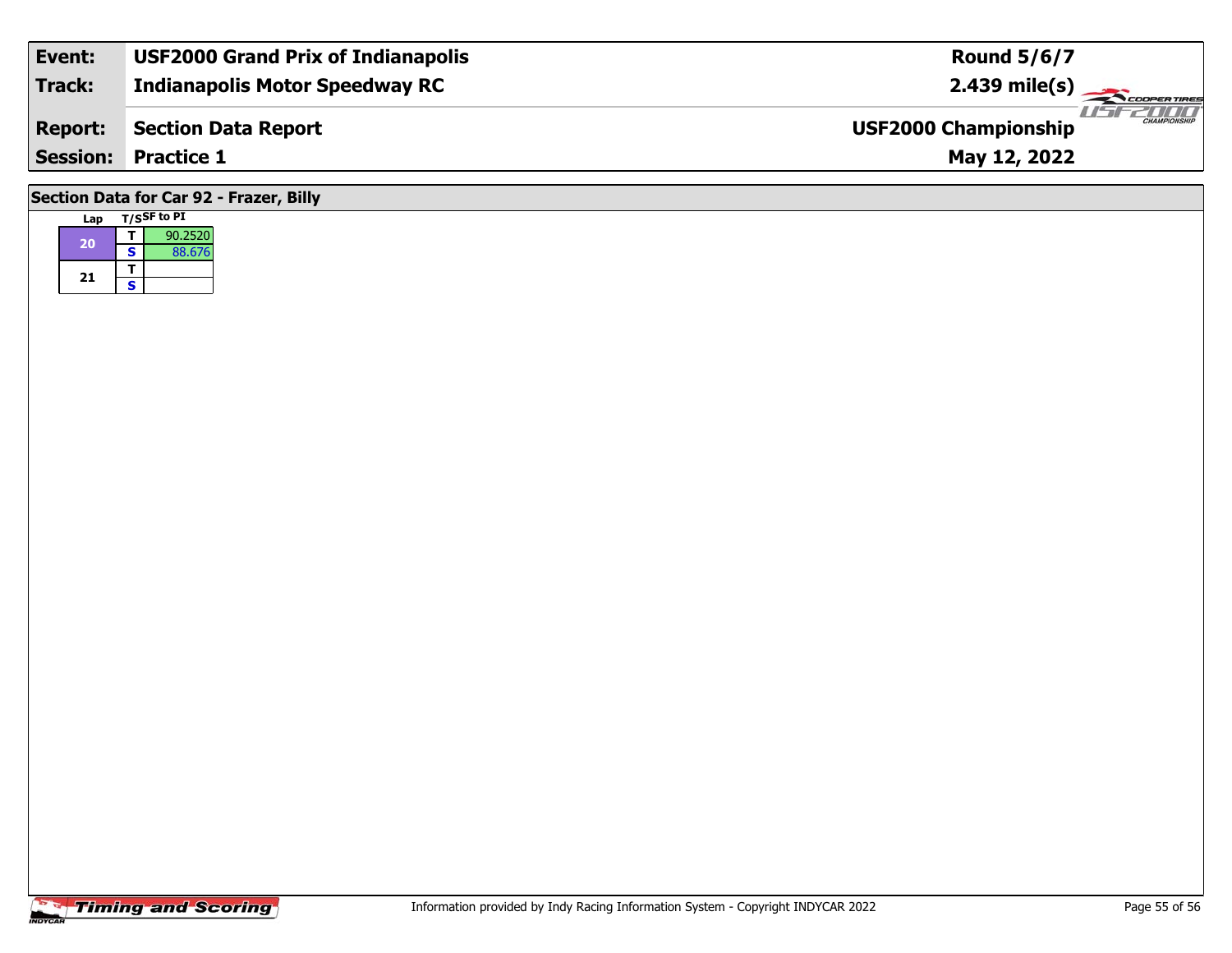| Event: | USF2000 Grand Prix of Indianapolis | Round 5/6/7 |
|---|---|---|
| Track: | Indianapolis Motor Speedway RC | 2.439 mile(s) |
| Report: | Section Data Report | USF2000 Championship |
| Session: | Practice 1 | May 12, 2022 |

## Section Data for Car 92 - Frazer, Billy

| Lap | T/S | SF to PI |
|---|---|---|
| 20 | T | 90.2520 |
| | S | 88.676 |
| 21 | T | |
| | S | |

Information provided by Indy Racing Information System - Copyright INDYCAR 2022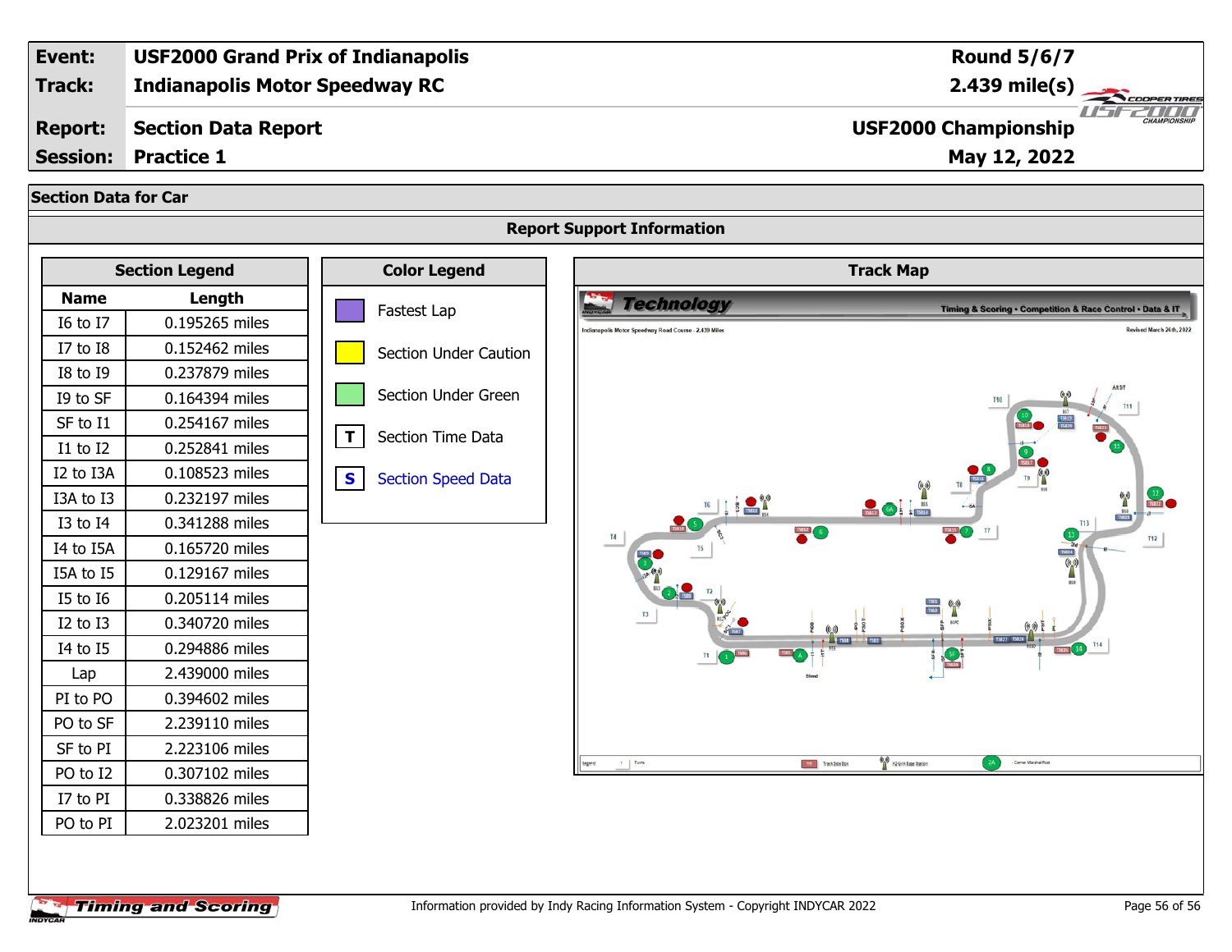| | | | |
|---|---|---|---|
| **Event:** | **USF2000 Grand Prix of Indianapolis** | **Round 5/6/7** | |
| **Track:** | **Indianapolis Motor Speedway RC** | **2.439 mile(s)** | |
| **Report:** | **Section Data Report** | **USF2000 Championship** | |
| **Session:** | **Practice 1** | **May 12, 2022** | |

## Section Data for Car

### Report Support Information

**Section Legend**

| Name | Length |
|---|---|
| I6 to I7 | 0.195265 miles |
| I7 to I8 | 0.152462 miles |
| I8 to I9 | 0.237879 miles |
| I9 to SF | 0.164394 miles |
| SF to I1 | 0.254167 miles |
| I1 to I2 | 0.252841 miles |
| I2 to I3A | 0.108523 miles |
| I3A to I3 | 0.232197 miles |
| I3 to I4 | 0.341288 miles |
| I4 to I5A | 0.165720 miles |
| I5A to I5 | 0.129167 miles |
| I5 to I6 | 0.205114 miles |
| I2 to I3 | 0.340720 miles |
| I4 to I5 | 0.294886 miles |
| Lap | 2.439000 miles |
| PI to PO | 0.394602 miles |
| PO to SF | 2.239110 miles |
| SF to PI | 2.223106 miles |
| PO to I2 | 0.307102 miles |
| I7 to PI | 0.338826 miles |
| PO to PI | 2.023201 miles |

**Color Legend**

- Fastest Lap
- Section Under Caution
- Section Under Green
- T Section Time Data
- S Section Speed Data

**Track Map**

Technology

Timing & Scoring • Competition & Race Control • Data & IT

Indianapolis Motor Speedway Road Course - 2.439 Miles

Revised March 26th, 2022

Information provided by Indy Racing Information System - Copyright INDYCAR 2022